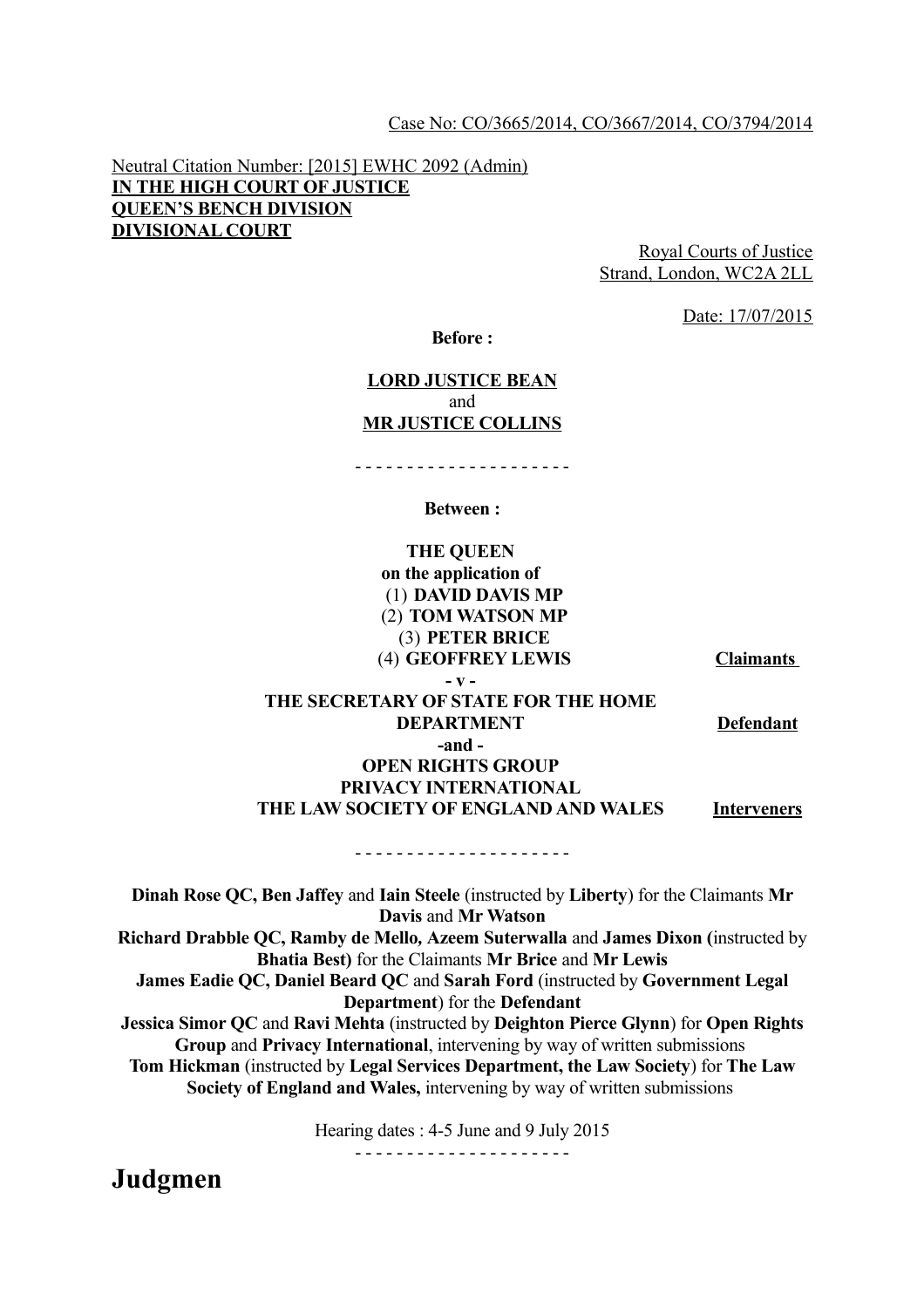Case No: CO/3665/2014, CO/3667/2014, CO/3794/2014

Neutral Citation Number: [2015] EWHC 2092 (Admin)
**IN THE HIGH COURT OF JUSTICE**
**QUEEN'S BENCH DIVISION**
**DIVISIONAL COURT**

Royal Courts of Justice
Strand, London, WC2A 2LL

Date: 17/07/2015

**Before :**

**LORD JUSTICE BEAN**
and
**MR JUSTICE COLLINS**

- - - - - - - - - - - - - - - - - - - - -

**Between :**

| | |
|---|---|
| **THE QUEEN on the application of (1) DAVID DAVIS MP (2) TOM WATSON MP (3) PETER BRICE (4) GEOFFREY LEWIS** | **Claimants** |
| **- v -** | |
| **THE SECRETARY OF STATE FOR THE HOME DEPARTMENT** | **Defendant** |
| **-and -** | |
| **OPEN RIGHTS GROUP PRIVACY INTERNATIONAL THE LAW SOCIETY OF ENGLAND AND WALES** | **Interveners** |

- - - - - - - - - - - - - - - - - - - - -

**Dinah Rose QC, Ben Jaffey** and **Iain Steele** (instructed by **Liberty**) for the Claimants **Mr Davis** and **Mr Watson**
**Richard Drabble QC, Ramby de Mello, Azeem Suterwalla** and **James Dixon (**instructed by **Bhatia Best)** for the Claimants **Mr Brice** and **Mr Lewis**
**James Eadie QC, Daniel Beard QC** and **Sarah Ford** (instructed by **Government Legal Department**) for the **Defendant**
**Jessica Simor QC** and **Ravi Mehta** (instructed by **Deighton Pierce Glynn**) for **Open Rights Group** and **Privacy International**, intervening by way of written submissions
**Tom Hickman** (instructed by **Legal Services Department, the Law Society**) for **The Law Society of England and Wales,** intervening by way of written submissions

Hearing dates : 4-5 June and 9 July 2015

- - - - - - - - - - - - - - - - - - - - -

# Judgmen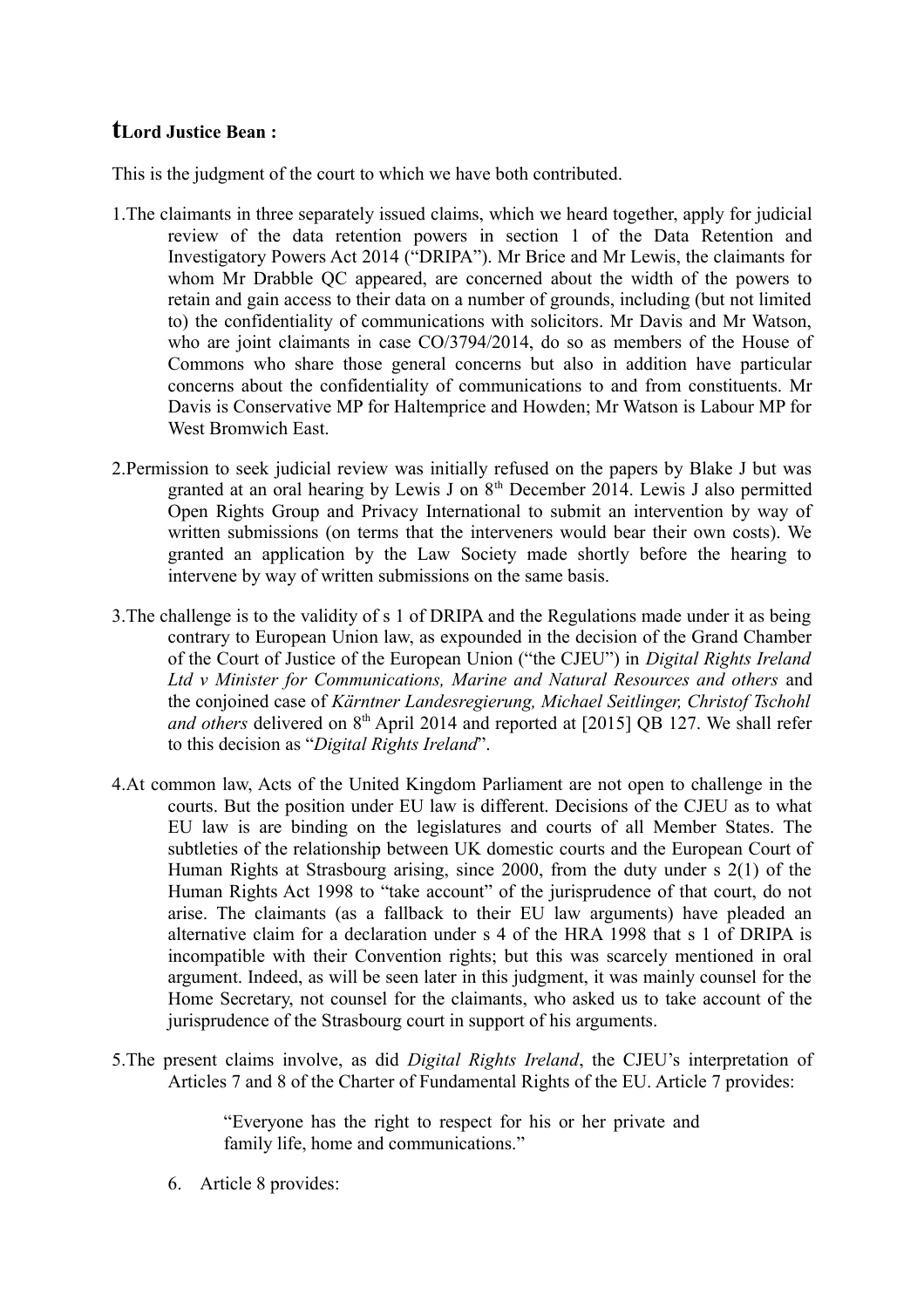**tLord Justice Bean :**

This is the judgment of the court to which we have both contributed.

1. The claimants in three separately issued claims, which we heard together, apply for judicial review of the data retention powers in section 1 of the Data Retention and Investigatory Powers Act 2014 ("DRIPA"). Mr Brice and Mr Lewis, the claimants for whom Mr Drabble QC appeared, are concerned about the width of the powers to retain and gain access to their data on a number of grounds, including (but not limited to) the confidentiality of communications with solicitors. Mr Davis and Mr Watson, who are joint claimants in case CO/3794/2014, do so as members of the House of Commons who share those general concerns but also in addition have particular concerns about the confidentiality of communications to and from constituents. Mr Davis is Conservative MP for Haltemprice and Howden; Mr Watson is Labour MP for West Bromwich East.

2. Permission to seek judicial review was initially refused on the papers by Blake J but was granted at an oral hearing by Lewis J on 8th December 2014. Lewis J also permitted Open Rights Group and Privacy International to submit an intervention by way of written submissions (on terms that the interveners would bear their own costs). We granted an application by the Law Society made shortly before the hearing to intervene by way of written submissions on the same basis.

3. The challenge is to the validity of s 1 of DRIPA and the Regulations made under it as being contrary to European Union law, as expounded in the decision of the Grand Chamber of the Court of Justice of the European Union ("the CJEU") in *Digital Rights Ireland Ltd v Minister for Communications, Marine and Natural Resources and others* and the conjoined case of *Kärntner Landesregierung, Michael Seitlinger, Christof Tschohl and others* delivered on 8th April 2014 and reported at [2015] QB 127. We shall refer to this decision as "*Digital Rights Ireland*".

4. At common law, Acts of the United Kingdom Parliament are not open to challenge in the courts. But the position under EU law is different. Decisions of the CJEU as to what EU law is are binding on the legislatures and courts of all Member States. The subtleties of the relationship between UK domestic courts and the European Court of Human Rights at Strasbourg arising, since 2000, from the duty under s 2(1) of the Human Rights Act 1998 to "take account" of the jurisprudence of that court, do not arise. The claimants (as a fallback to their EU law arguments) have pleaded an alternative claim for a declaration under s 4 of the HRA 1998 that s 1 of DRIPA is incompatible with their Convention rights; but this was scarcely mentioned in oral argument. Indeed, as will be seen later in this judgment, it was mainly counsel for the Home Secretary, not counsel for the claimants, who asked us to take account of the jurisprudence of the Strasbourg court in support of his arguments.

5. The present claims involve, as did *Digital Rights Ireland*, the CJEU's interpretation of Articles 7 and 8 of the Charter of Fundamental Rights of the EU. Article 7 provides:

> "Everyone has the right to respect for his or her private and family life, home and communications."

6. Article 8 provides: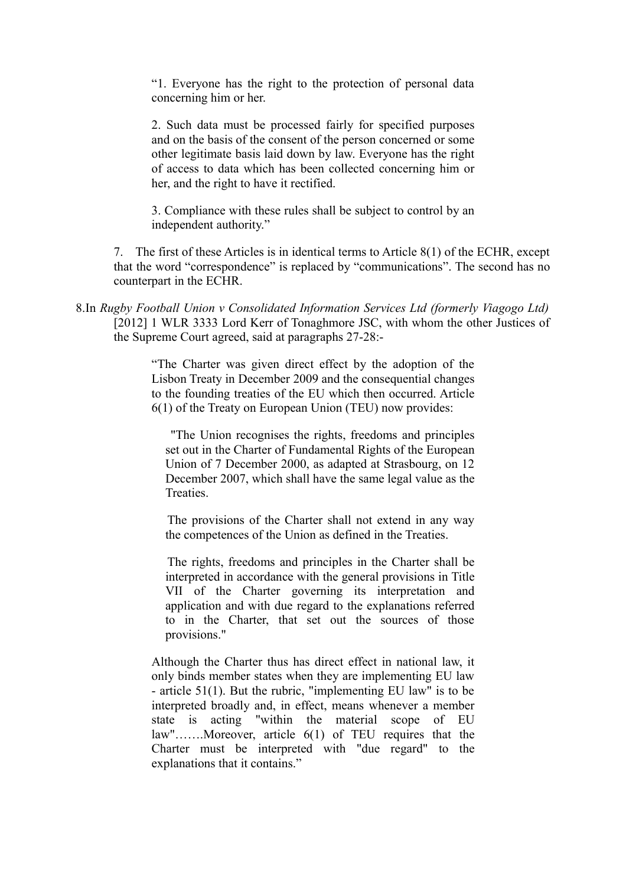> "1. Everyone has the right to the protection of personal data concerning him or her.
>
> 2. Such data must be processed fairly for specified purposes and on the basis of the consent of the person concerned or some other legitimate basis laid down by law. Everyone has the right of access to data which has been collected concerning him or her, and the right to have it rectified.
>
> 3. Compliance with these rules shall be subject to control by an independent authority."

7. The first of these Articles is in identical terms to Article 8(1) of the ECHR, except that the word "correspondence" is replaced by "communications". The second has no counterpart in the ECHR.

8. In *Rugby Football Union v Consolidated Information Services Ltd (formerly Viagogo Ltd)* [2012] 1 WLR 3333 Lord Kerr of Tonaghmore JSC, with whom the other Justices of the Supreme Court agreed, said at paragraphs 27-28:-

> "The Charter was given direct effect by the adoption of the Lisbon Treaty in December 2009 and the consequential changes to the founding treaties of the EU which then occurred. Article 6(1) of the Treaty on European Union (TEU) now provides:
>
> > "The Union recognises the rights, freedoms and principles set out in the Charter of Fundamental Rights of the European Union of 7 December 2000, as adapted at Strasbourg, on 12 December 2007, which shall have the same legal value as the Treaties.
> >
> > The provisions of the Charter shall not extend in any way the competences of the Union as defined in the Treaties.
> >
> > The rights, freedoms and principles in the Charter shall be interpreted in accordance with the general provisions in Title VII of the Charter governing its interpretation and application and with due regard to the explanations referred to in the Charter, that set out the sources of those provisions."
>
> Although the Charter thus has direct effect in national law, it only binds member states when they are implementing EU law - article 51(1). But the rubric, "implementing EU law" is to be interpreted broadly and, in effect, means whenever a member state is acting "within the material scope of EU law"…….Moreover, article 6(1) of TEU requires that the Charter must be interpreted with "due regard" to the explanations that it contains."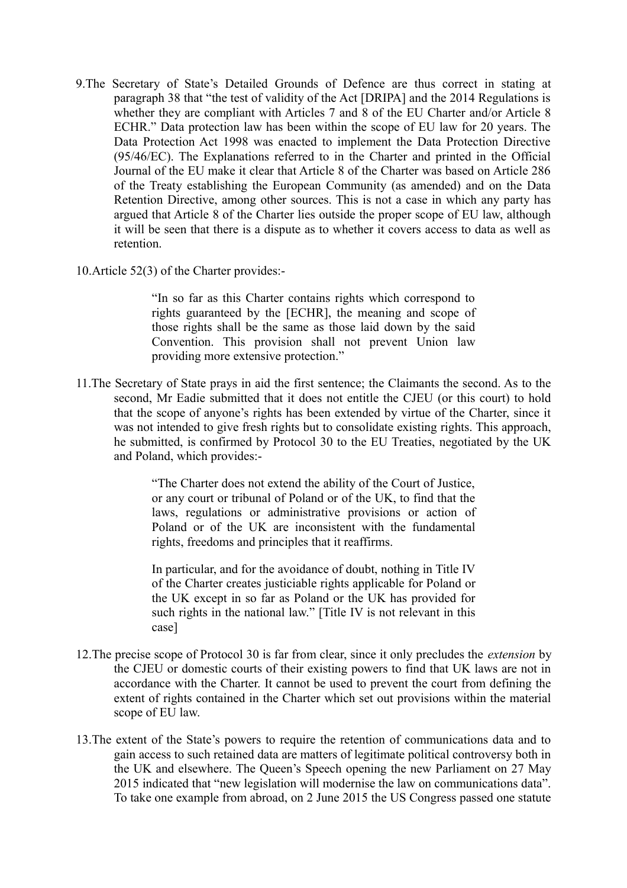9. The Secretary of State's Detailed Grounds of Defence are thus correct in stating at paragraph 38 that "the test of validity of the Act [DRIPA] and the 2014 Regulations is whether they are compliant with Articles 7 and 8 of the EU Charter and/or Article 8 ECHR." Data protection law has been within the scope of EU law for 20 years. The Data Protection Act 1998 was enacted to implement the Data Protection Directive (95/46/EC). The Explanations referred to in the Charter and printed in the Official Journal of the EU make it clear that Article 8 of the Charter was based on Article 286 of the Treaty establishing the European Community (as amended) and on the Data Retention Directive, among other sources. This is not a case in which any party has argued that Article 8 of the Charter lies outside the proper scope of EU law, although it will be seen that there is a dispute as to whether it covers access to data as well as retention.

10. Article 52(3) of the Charter provides:-

> "In so far as this Charter contains rights which correspond to rights guaranteed by the [ECHR], the meaning and scope of those rights shall be the same as those laid down by the said Convention. This provision shall not prevent Union law providing more extensive protection."

11. The Secretary of State prays in aid the first sentence; the Claimants the second. As to the second, Mr Eadie submitted that it does not entitle the CJEU (or this court) to hold that the scope of anyone's rights has been extended by virtue of the Charter, since it was not intended to give fresh rights but to consolidate existing rights. This approach, he submitted, is confirmed by Protocol 30 to the EU Treaties, negotiated by the UK and Poland, which provides:-

> "The Charter does not extend the ability of the Court of Justice, or any court or tribunal of Poland or of the UK, to find that the laws, regulations or administrative provisions or action of Poland or of the UK are inconsistent with the fundamental rights, freedoms and principles that it reaffirms.
>
> In particular, and for the avoidance of doubt, nothing in Title IV of the Charter creates justiciable rights applicable for Poland or the UK except in so far as Poland or the UK has provided for such rights in the national law." [Title IV is not relevant in this case]

12. The precise scope of Protocol 30 is far from clear, since it only precludes the *extension* by the CJEU or domestic courts of their existing powers to find that UK laws are not in accordance with the Charter. It cannot be used to prevent the court from defining the extent of rights contained in the Charter which set out provisions within the material scope of EU law.

13. The extent of the State's powers to require the retention of communications data and to gain access to such retained data are matters of legitimate political controversy both in the UK and elsewhere. The Queen's Speech opening the new Parliament on 27 May 2015 indicated that "new legislation will modernise the law on communications data". To take one example from abroad, on 2 June 2015 the US Congress passed one statute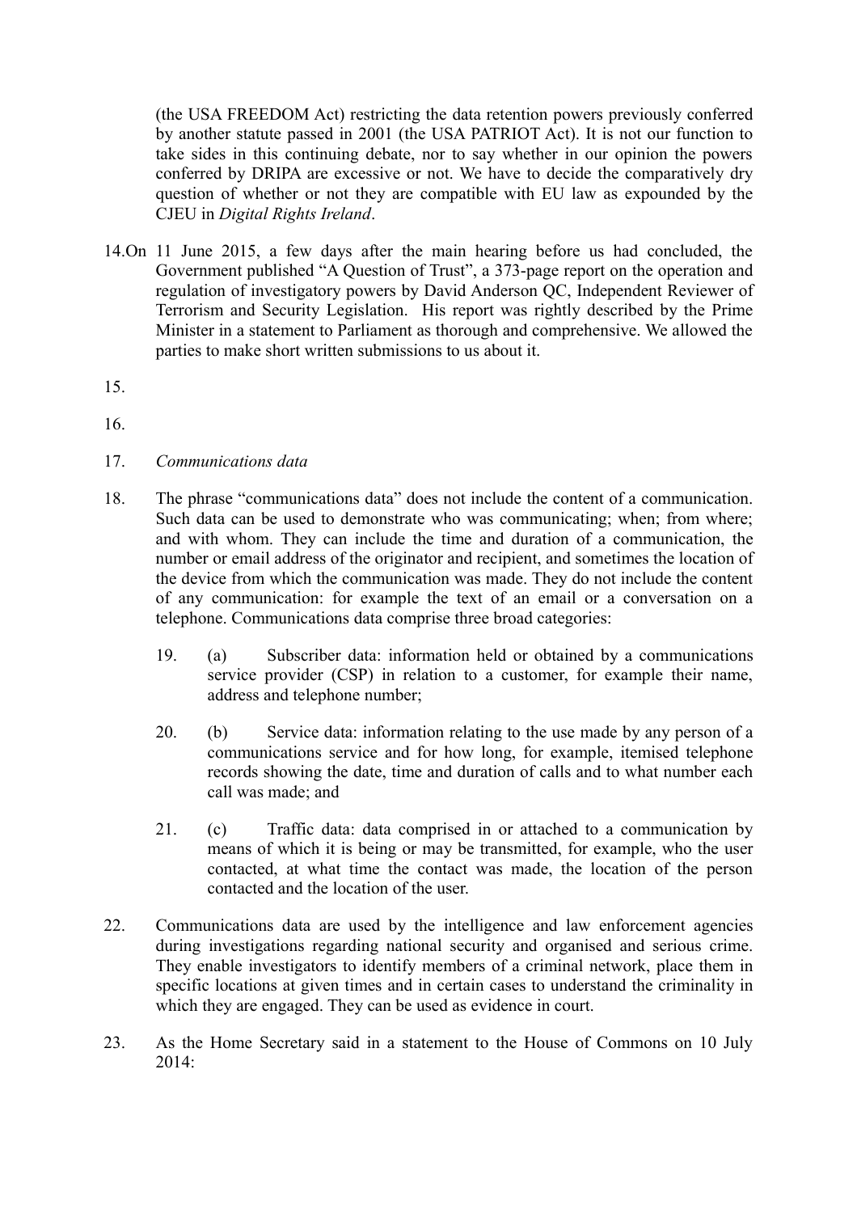(the USA FREEDOM Act) restricting the data retention powers previously conferred by another statute passed in 2001 (the USA PATRIOT Act). It is not our function to take sides in this continuing debate, nor to say whether in our opinion the powers conferred by DRIPA are excessive or not. We have to decide the comparatively dry question of whether or not they are compatible with EU law as expounded by the CJEU in *Digital Rights Ireland*.

14. On 11 June 2015, a few days after the main hearing before us had concluded, the Government published "A Question of Trust", a 373-page report on the operation and regulation of investigatory powers by David Anderson QC, Independent Reviewer of Terrorism and Security Legislation. His report was rightly described by the Prime Minister in a statement to Parliament as thorough and comprehensive. We allowed the parties to make short written submissions to us about it.

15.

16.

17. *Communications data*

18. The phrase "communications data" does not include the content of a communication. Such data can be used to demonstrate who was communicating; when; from where; and with whom. They can include the time and duration of a communication, the number or email address of the originator and recipient, and sometimes the location of the device from which the communication was made. They do not include the content of any communication: for example the text of an email or a conversation on a telephone. Communications data comprise three broad categories:

19. (a) Subscriber data: information held or obtained by a communications service provider (CSP) in relation to a customer, for example their name, address and telephone number;

20. (b) Service data: information relating to the use made by any person of a communications service and for how long, for example, itemised telephone records showing the date, time and duration of calls and to what number each call was made; and

21. (c) Traffic data: data comprised in or attached to a communication by means of which it is being or may be transmitted, for example, who the user contacted, at what time the contact was made, the location of the person contacted and the location of the user.

22. Communications data are used by the intelligence and law enforcement agencies during investigations regarding national security and organised and serious crime. They enable investigators to identify members of a criminal network, place them in specific locations at given times and in certain cases to understand the criminality in which they are engaged. They can be used as evidence in court.

23. As the Home Secretary said in a statement to the House of Commons on 10 July 2014: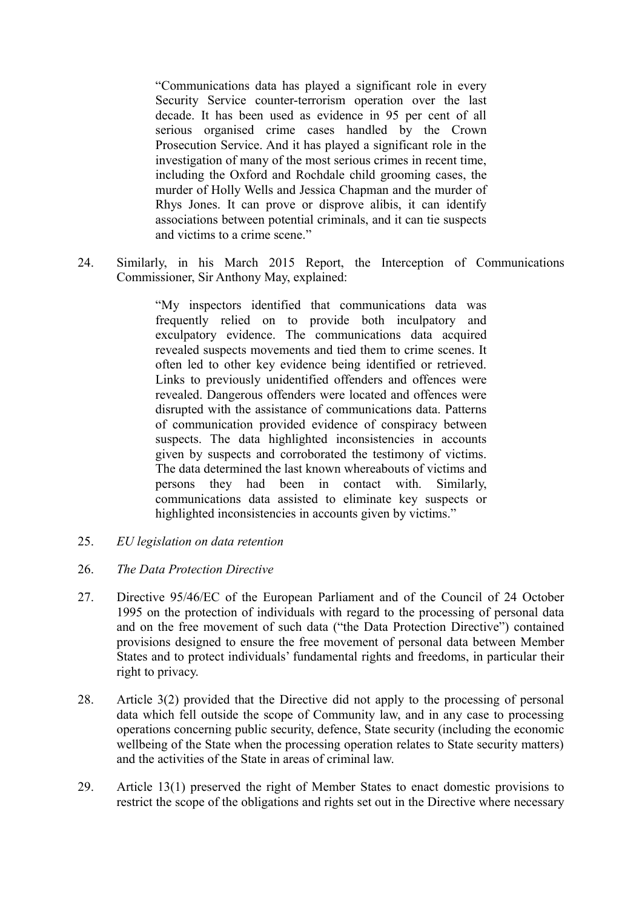> "Communications data has played a significant role in every Security Service counter-terrorism operation over the last decade. It has been used as evidence in 95 per cent of all serious organised crime cases handled by the Crown Prosecution Service. And it has played a significant role in the investigation of many of the most serious crimes in recent time, including the Oxford and Rochdale child grooming cases, the murder of Holly Wells and Jessica Chapman and the murder of Rhys Jones. It can prove or disprove alibis, it can identify associations between potential criminals, and it can tie suspects and victims to a crime scene."

24. Similarly, in his March 2015 Report, the Interception of Communications Commissioner, Sir Anthony May, explained:

> "My inspectors identified that communications data was frequently relied on to provide both inculpatory and exculpatory evidence. The communications data acquired revealed suspects movements and tied them to crime scenes. It often led to other key evidence being identified or retrieved. Links to previously unidentified offenders and offences were revealed. Dangerous offenders were located and offences were disrupted with the assistance of communications data. Patterns of communication provided evidence of conspiracy between suspects. The data highlighted inconsistencies in accounts given by suspects and corroborated the testimony of victims. The data determined the last known whereabouts of victims and persons they had been in contact with. Similarly, communications data assisted to eliminate key suspects or highlighted inconsistencies in accounts given by victims."

25. *EU legislation on data retention*

26. *The Data Protection Directive*

27. Directive 95/46/EC of the European Parliament and of the Council of 24 October 1995 on the protection of individuals with regard to the processing of personal data and on the free movement of such data ("the Data Protection Directive") contained provisions designed to ensure the free movement of personal data between Member States and to protect individuals' fundamental rights and freedoms, in particular their right to privacy.

28. Article 3(2) provided that the Directive did not apply to the processing of personal data which fell outside the scope of Community law, and in any case to processing operations concerning public security, defence, State security (including the economic wellbeing of the State when the processing operation relates to State security matters) and the activities of the State in areas of criminal law.

29. Article 13(1) preserved the right of Member States to enact domestic provisions to restrict the scope of the obligations and rights set out in the Directive where necessary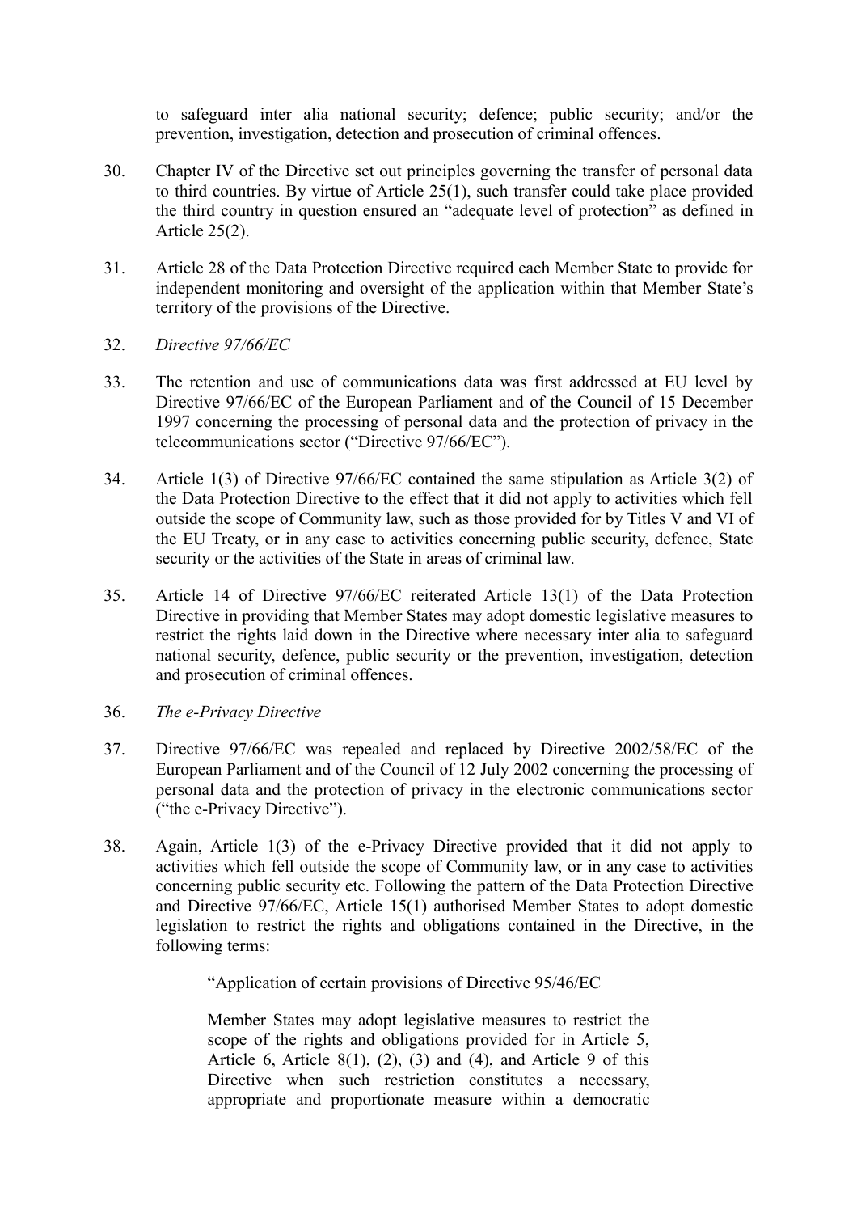to safeguard inter alia national security; defence; public security; and/or the prevention, investigation, detection and prosecution of criminal offences.

30. Chapter IV of the Directive set out principles governing the transfer of personal data to third countries. By virtue of Article 25(1), such transfer could take place provided the third country in question ensured an "adequate level of protection" as defined in Article 25(2).

31. Article 28 of the Data Protection Directive required each Member State to provide for independent monitoring and oversight of the application within that Member State's territory of the provisions of the Directive.

32. *Directive 97/66/EC*

33. The retention and use of communications data was first addressed at EU level by Directive 97/66/EC of the European Parliament and of the Council of 15 December 1997 concerning the processing of personal data and the protection of privacy in the telecommunications sector ("Directive 97/66/EC").

34. Article 1(3) of Directive 97/66/EC contained the same stipulation as Article 3(2) of the Data Protection Directive to the effect that it did not apply to activities which fell outside the scope of Community law, such as those provided for by Titles V and VI of the EU Treaty, or in any case to activities concerning public security, defence, State security or the activities of the State in areas of criminal law.

35. Article 14 of Directive 97/66/EC reiterated Article 13(1) of the Data Protection Directive in providing that Member States may adopt domestic legislative measures to restrict the rights laid down in the Directive where necessary inter alia to safeguard national security, defence, public security or the prevention, investigation, detection and prosecution of criminal offences.

36. *The e-Privacy Directive*

37. Directive 97/66/EC was repealed and replaced by Directive 2002/58/EC of the European Parliament and of the Council of 12 July 2002 concerning the processing of personal data and the protection of privacy in the electronic communications sector ("the e-Privacy Directive").

38. Again, Article 1(3) of the e-Privacy Directive provided that it did not apply to activities which fell outside the scope of Community law, or in any case to activities concerning public security etc. Following the pattern of the Data Protection Directive and Directive 97/66/EC, Article 15(1) authorised Member States to adopt domestic legislation to restrict the rights and obligations contained in the Directive, in the following terms:

> "Application of certain provisions of Directive 95/46/EC
>
> Member States may adopt legislative measures to restrict the scope of the rights and obligations provided for in Article 5, Article 6, Article 8(1), (2), (3) and (4), and Article 9 of this Directive when such restriction constitutes a necessary, appropriate and proportionate measure within a democratic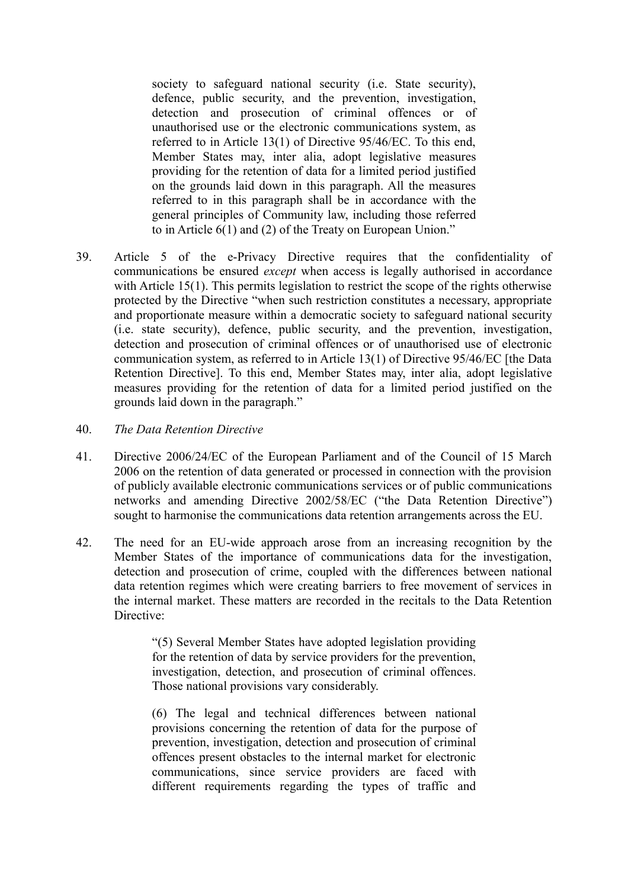> society to safeguard national security (i.e. State security), defence, public security, and the prevention, investigation, detection and prosecution of criminal offences or of unauthorised use or the electronic communications system, as referred to in Article 13(1) of Directive 95/46/EC. To this end, Member States may, inter alia, adopt legislative measures providing for the retention of data for a limited period justified on the grounds laid down in this paragraph. All the measures referred to in this paragraph shall be in accordance with the general principles of Community law, including those referred to in Article 6(1) and (2) of the Treaty on European Union."

39. Article 5 of the e-Privacy Directive requires that the confidentiality of communications be ensured *except* when access is legally authorised in accordance with Article 15(1). This permits legislation to restrict the scope of the rights otherwise protected by the Directive "when such restriction constitutes a necessary, appropriate and proportionate measure within a democratic society to safeguard national security (i.e. state security), defence, public security, and the prevention, investigation, detection and prosecution of criminal offences or of unauthorised use of electronic communication system, as referred to in Article 13(1) of Directive 95/46/EC [the Data Retention Directive]. To this end, Member States may, inter alia, adopt legislative measures providing for the retention of data for a limited period justified on the grounds laid down in the paragraph."

40. *The Data Retention Directive*

41. Directive 2006/24/EC of the European Parliament and of the Council of 15 March 2006 on the retention of data generated or processed in connection with the provision of publicly available electronic communications services or of public communications networks and amending Directive 2002/58/EC ("the Data Retention Directive") sought to harmonise the communications data retention arrangements across the EU.

42. The need for an EU-wide approach arose from an increasing recognition by the Member States of the importance of communications data for the investigation, detection and prosecution of crime, coupled with the differences between national data retention regimes which were creating barriers to free movement of services in the internal market. These matters are recorded in the recitals to the Data Retention Directive:

> "(5) Several Member States have adopted legislation providing for the retention of data by service providers for the prevention, investigation, detection, and prosecution of criminal offences. Those national provisions vary considerably.
>
> (6) The legal and technical differences between national provisions concerning the retention of data for the purpose of prevention, investigation, detection and prosecution of criminal offences present obstacles to the internal market for electronic communications, since service providers are faced with different requirements regarding the types of traffic and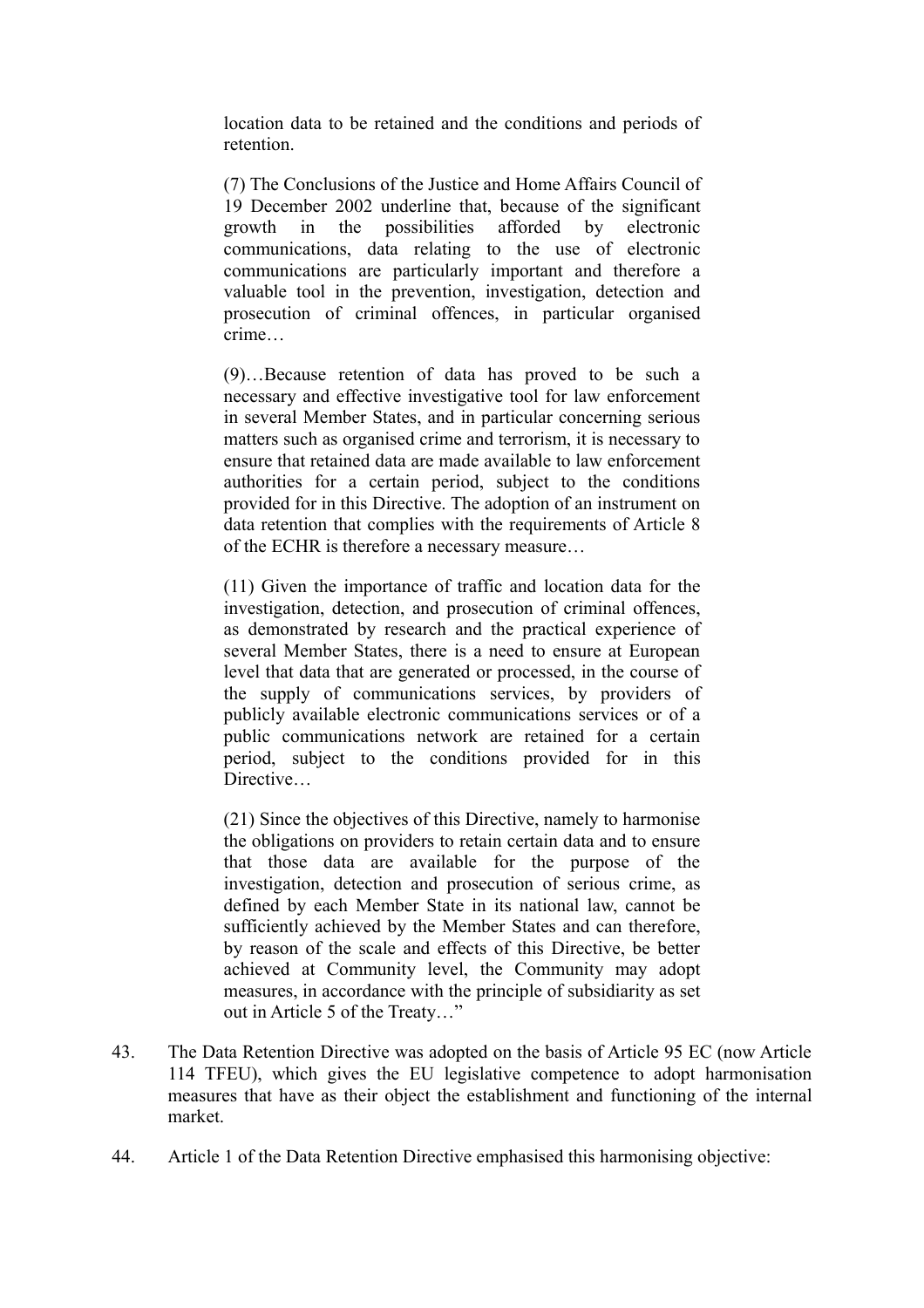> location data to be retained and the conditions and periods of retention.
>
> (7) The Conclusions of the Justice and Home Affairs Council of 19 December 2002 underline that, because of the significant growth in the possibilities afforded by electronic communications, data relating to the use of electronic communications are particularly important and therefore a valuable tool in the prevention, investigation, detection and prosecution of criminal offences, in particular organised crime…
>
> (9)…Because retention of data has proved to be such a necessary and effective investigative tool for law enforcement in several Member States, and in particular concerning serious matters such as organised crime and terrorism, it is necessary to ensure that retained data are made available to law enforcement authorities for a certain period, subject to the conditions provided for in this Directive. The adoption of an instrument on data retention that complies with the requirements of Article 8 of the ECHR is therefore a necessary measure…
>
> (11) Given the importance of traffic and location data for the investigation, detection, and prosecution of criminal offences, as demonstrated by research and the practical experience of several Member States, there is a need to ensure at European level that data that are generated or processed, in the course of the supply of communications services, by providers of publicly available electronic communications services or of a public communications network are retained for a certain period, subject to the conditions provided for in this Directive…
>
> (21) Since the objectives of this Directive, namely to harmonise the obligations on providers to retain certain data and to ensure that those data are available for the purpose of the investigation, detection and prosecution of serious crime, as defined by each Member State in its national law, cannot be sufficiently achieved by the Member States and can therefore, by reason of the scale and effects of this Directive, be better achieved at Community level, the Community may adopt measures, in accordance with the principle of subsidiarity as set out in Article 5 of the Treaty…"

43. The Data Retention Directive was adopted on the basis of Article 95 EC (now Article 114 TFEU), which gives the EU legislative competence to adopt harmonisation measures that have as their object the establishment and functioning of the internal market.

44. Article 1 of the Data Retention Directive emphasised this harmonising objective: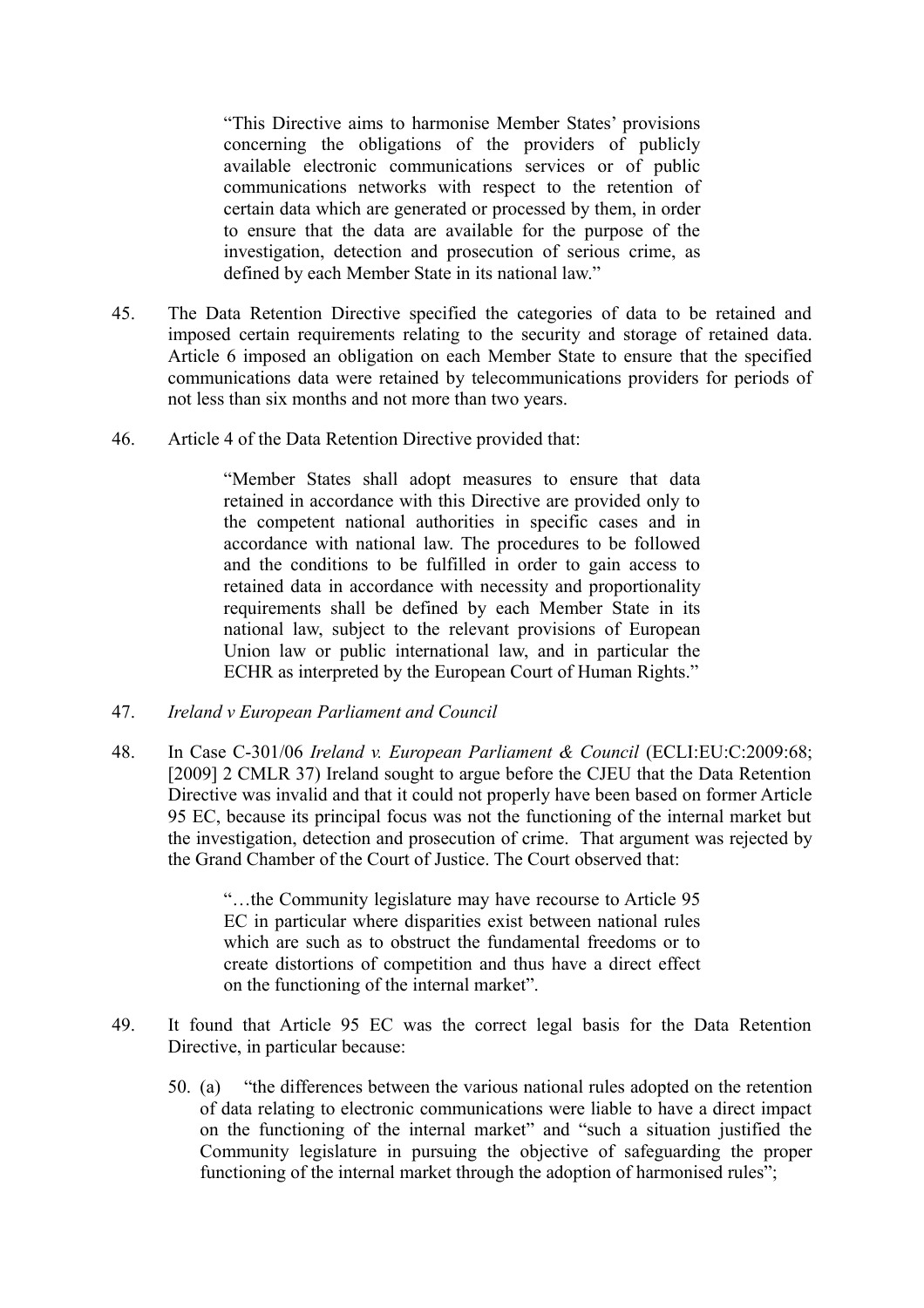> "This Directive aims to harmonise Member States' provisions concerning the obligations of the providers of publicly available electronic communications services or of public communications networks with respect to the retention of certain data which are generated or processed by them, in order to ensure that the data are available for the purpose of the investigation, detection and prosecution of serious crime, as defined by each Member State in its national law."

45. The Data Retention Directive specified the categories of data to be retained and imposed certain requirements relating to the security and storage of retained data. Article 6 imposed an obligation on each Member State to ensure that the specified communications data were retained by telecommunications providers for periods of not less than six months and not more than two years.

46. Article 4 of the Data Retention Directive provided that:

> "Member States shall adopt measures to ensure that data retained in accordance with this Directive are provided only to the competent national authorities in specific cases and in accordance with national law. The procedures to be followed and the conditions to be fulfilled in order to gain access to retained data in accordance with necessity and proportionality requirements shall be defined by each Member State in its national law, subject to the relevant provisions of European Union law or public international law, and in particular the ECHR as interpreted by the European Court of Human Rights."

47. *Ireland v European Parliament and Council*

48. In Case C-301/06 *Ireland v. European Parliament & Council* (ECLI:EU:C:2009:68; [2009] 2 CMLR 37) Ireland sought to argue before the CJEU that the Data Retention Directive was invalid and that it could not properly have been based on former Article 95 EC, because its principal focus was not the functioning of the internal market but the investigation, detection and prosecution of crime. That argument was rejected by the Grand Chamber of the Court of Justice. The Court observed that:

> "…the Community legislature may have recourse to Article 95 EC in particular where disparities exist between national rules which are such as to obstruct the fundamental freedoms or to create distortions of competition and thus have a direct effect on the functioning of the internal market".

49. It found that Article 95 EC was the correct legal basis for the Data Retention Directive, in particular because:

50. (a) "the differences between the various national rules adopted on the retention of data relating to electronic communications were liable to have a direct impact on the functioning of the internal market" and "such a situation justified the Community legislature in pursuing the objective of safeguarding the proper functioning of the internal market through the adoption of harmonised rules";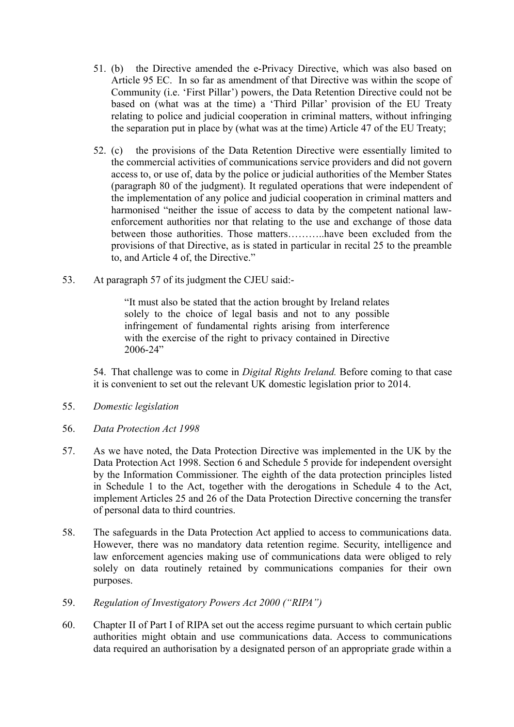51. (b) the Directive amended the e-Privacy Directive, which was also based on Article 95 EC. In so far as amendment of that Directive was within the scope of Community (i.e. 'First Pillar') powers, the Data Retention Directive could not be based on (what was at the time) a 'Third Pillar' provision of the EU Treaty relating to police and judicial cooperation in criminal matters, without infringing the separation put in place by (what was at the time) Article 47 of the EU Treaty;

52. (c) the provisions of the Data Retention Directive were essentially limited to the commercial activities of communications service providers and did not govern access to, or use of, data by the police or judicial authorities of the Member States (paragraph 80 of the judgment). It regulated operations that were independent of the implementation of any police and judicial cooperation in criminal matters and harmonised "neither the issue of access to data by the competent national law-enforcement authorities nor that relating to the use and exchange of those data between those authorities. Those matters………..have been excluded from the provisions of that Directive, as is stated in particular in recital 25 to the preamble to, and Article 4 of, the Directive."

53. At paragraph 57 of its judgment the CJEU said:-

> "It must also be stated that the action brought by Ireland relates solely to the choice of legal basis and not to any possible infringement of fundamental rights arising from interference with the exercise of the right to privacy contained in Directive 2006-24"

54. That challenge was to come in *Digital Rights Ireland.* Before coming to that case it is convenient to set out the relevant UK domestic legislation prior to 2014.

55. *Domestic legislation*

56. *Data Protection Act 1998*

57. As we have noted, the Data Protection Directive was implemented in the UK by the Data Protection Act 1998. Section 6 and Schedule 5 provide for independent oversight by the Information Commissioner. The eighth of the data protection principles listed in Schedule 1 to the Act, together with the derogations in Schedule 4 to the Act, implement Articles 25 and 26 of the Data Protection Directive concerning the transfer of personal data to third countries.

58. The safeguards in the Data Protection Act applied to access to communications data. However, there was no mandatory data retention regime. Security, intelligence and law enforcement agencies making use of communications data were obliged to rely solely on data routinely retained by communications companies for their own purposes.

59. *Regulation of Investigatory Powers Act 2000 ("RIPA")*

60. Chapter II of Part I of RIPA set out the access regime pursuant to which certain public authorities might obtain and use communications data. Access to communications data required an authorisation by a designated person of an appropriate grade within a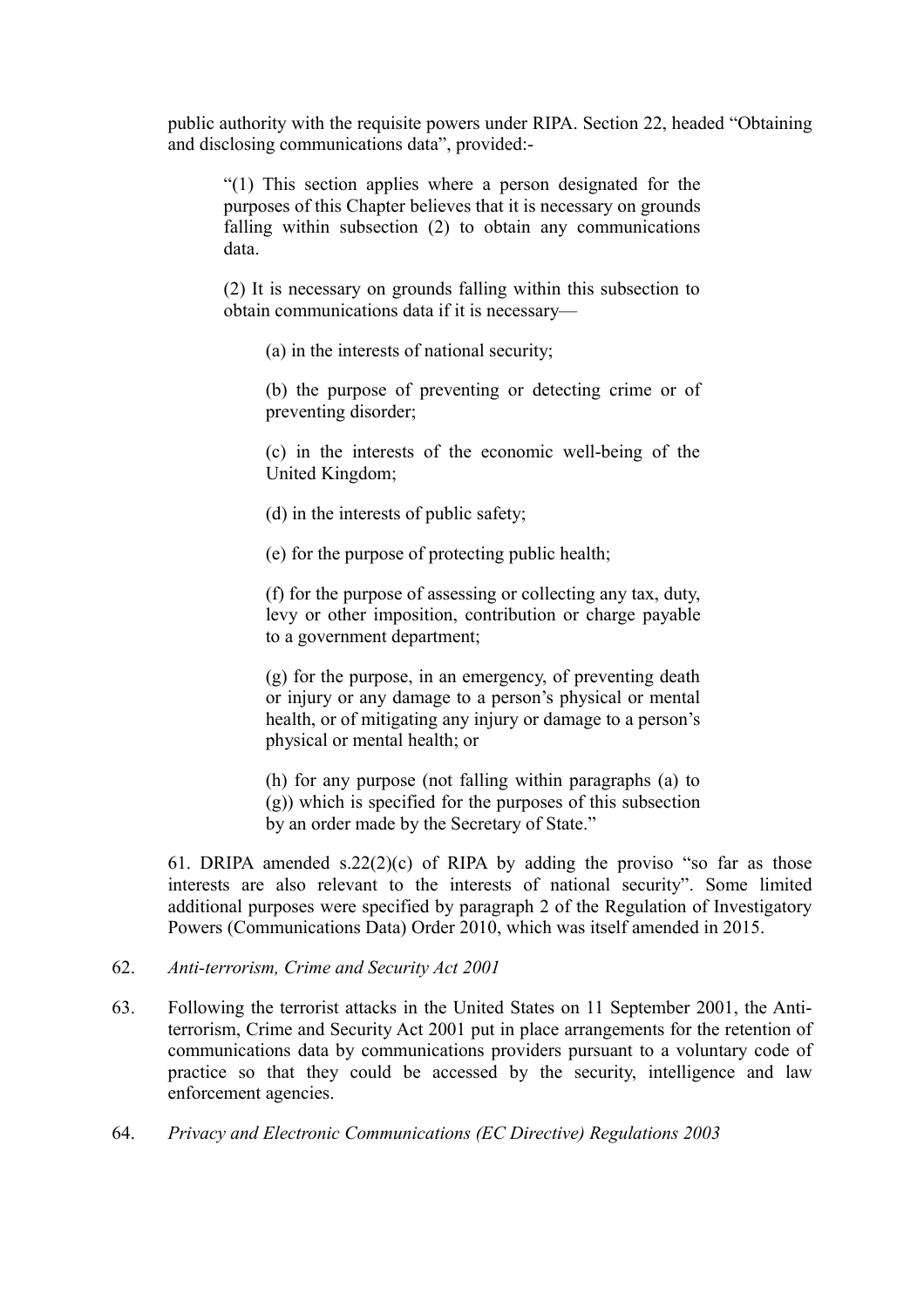public authority with the requisite powers under RIPA. Section 22, headed "Obtaining and disclosing communications data", provided:-

> "(1) This section applies where a person designated for the purposes of this Chapter believes that it is necessary on grounds falling within subsection (2) to obtain any communications data.
>
> (2) It is necessary on grounds falling within this subsection to obtain communications data if it is necessary—
>
> > (a) in the interests of national security;
> >
> > (b) the purpose of preventing or detecting crime or of preventing disorder;
> >
> > (c) in the interests of the economic well-being of the United Kingdom;
> >
> > (d) in the interests of public safety;
> >
> > (e) for the purpose of protecting public health;
> >
> > (f) for the purpose of assessing or collecting any tax, duty, levy or other imposition, contribution or charge payable to a government department;
> >
> > (g) for the purpose, in an emergency, of preventing death or injury or any damage to a person's physical or mental health, or of mitigating any injury or damage to a person's physical or mental health; or
> >
> > (h) for any purpose (not falling within paragraphs (a) to (g)) which is specified for the purposes of this subsection by an order made by the Secretary of State."

61. DRIPA amended s.22(2)(c) of RIPA by adding the proviso "so far as those interests are also relevant to the interests of national security". Some limited additional purposes were specified by paragraph 2 of the Regulation of Investigatory Powers (Communications Data) Order 2010, which was itself amended in 2015.

62. *Anti-terrorism, Crime and Security Act 2001*

63. Following the terrorist attacks in the United States on 11 September 2001, the Anti-terrorism, Crime and Security Act 2001 put in place arrangements for the retention of communications data by communications providers pursuant to a voluntary code of practice so that they could be accessed by the security, intelligence and law enforcement agencies.

64. *Privacy and Electronic Communications (EC Directive) Regulations 2003*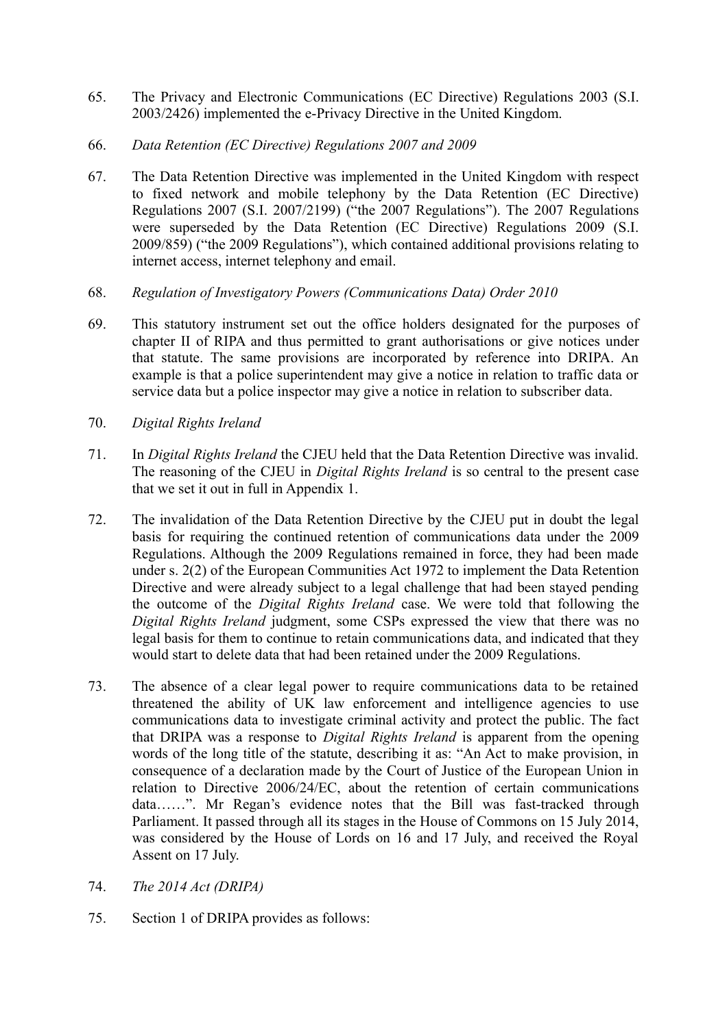65. The Privacy and Electronic Communications (EC Directive) Regulations 2003 (S.I. 2003/2426) implemented the e-Privacy Directive in the United Kingdom.

66. *Data Retention (EC Directive) Regulations 2007 and 2009*

67. The Data Retention Directive was implemented in the United Kingdom with respect to fixed network and mobile telephony by the Data Retention (EC Directive) Regulations 2007 (S.I. 2007/2199) ("the 2007 Regulations"). The 2007 Regulations were superseded by the Data Retention (EC Directive) Regulations 2009 (S.I. 2009/859) ("the 2009 Regulations"), which contained additional provisions relating to internet access, internet telephony and email.

68. *Regulation of Investigatory Powers (Communications Data) Order 2010*

69. This statutory instrument set out the office holders designated for the purposes of chapter II of RIPA and thus permitted to grant authorisations or give notices under that statute. The same provisions are incorporated by reference into DRIPA. An example is that a police superintendent may give a notice in relation to traffic data or service data but a police inspector may give a notice in relation to subscriber data.

70. *Digital Rights Ireland*

71. In *Digital Rights Ireland* the CJEU held that the Data Retention Directive was invalid. The reasoning of the CJEU in *Digital Rights Ireland* is so central to the present case that we set it out in full in Appendix 1.

72. The invalidation of the Data Retention Directive by the CJEU put in doubt the legal basis for requiring the continued retention of communications data under the 2009 Regulations. Although the 2009 Regulations remained in force, they had been made under s. 2(2) of the European Communities Act 1972 to implement the Data Retention Directive and were already subject to a legal challenge that had been stayed pending the outcome of the *Digital Rights Ireland* case. We were told that following the *Digital Rights Ireland* judgment, some CSPs expressed the view that there was no legal basis for them to continue to retain communications data, and indicated that they would start to delete data that had been retained under the 2009 Regulations.

73. The absence of a clear legal power to require communications data to be retained threatened the ability of UK law enforcement and intelligence agencies to use communications data to investigate criminal activity and protect the public. The fact that DRIPA was a response to *Digital Rights Ireland* is apparent from the opening words of the long title of the statute, describing it as: "An Act to make provision, in consequence of a declaration made by the Court of Justice of the European Union in relation to Directive 2006/24/EC, about the retention of certain communications data……". Mr Regan's evidence notes that the Bill was fast-tracked through Parliament. It passed through all its stages in the House of Commons on 15 July 2014, was considered by the House of Lords on 16 and 17 July, and received the Royal Assent on 17 July.

74. *The 2014 Act (DRIPA)*

75. Section 1 of DRIPA provides as follows: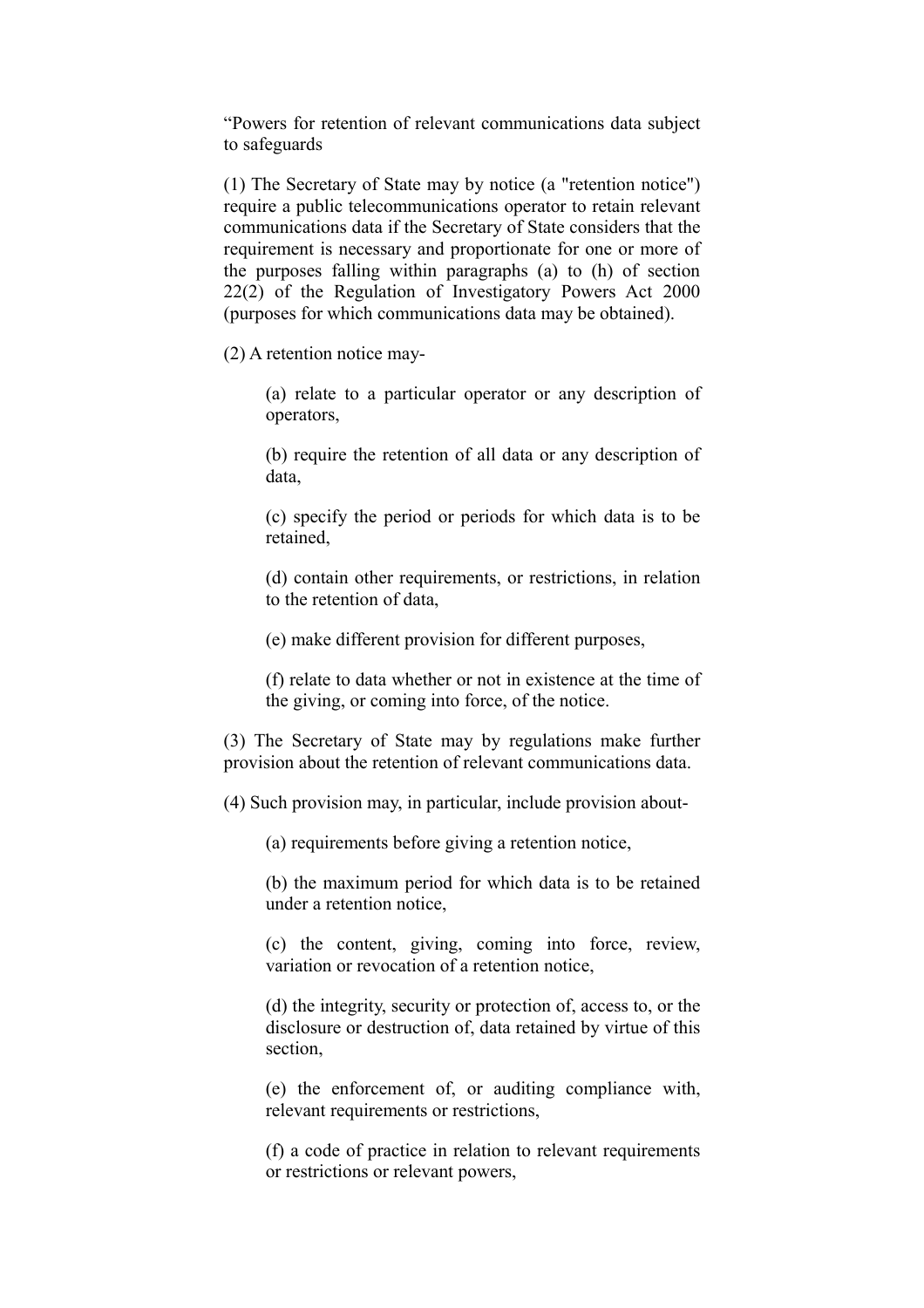“Powers for retention of relevant communications data subject to safeguards

(1) The Secretary of State may by notice (a "retention notice") require a public telecommunications operator to retain relevant communications data if the Secretary of State considers that the requirement is necessary and proportionate for one or more of the purposes falling within paragraphs (a) to (h) of section 22(2) of the Regulation of Investigatory Powers Act 2000 (purposes for which communications data may be obtained).

(2) A retention notice may-

> (a) relate to a particular operator or any description of operators,
>
> (b) require the retention of all data or any description of data,
>
> (c) specify the period or periods for which data is to be retained,
>
> (d) contain other requirements, or restrictions, in relation to the retention of data,
>
> (e) make different provision for different purposes,
>
> (f) relate to data whether or not in existence at the time of the giving, or coming into force, of the notice.

(3) The Secretary of State may by regulations make further provision about the retention of relevant communications data.

(4) Such provision may, in particular, include provision about-

> (a) requirements before giving a retention notice,
>
> (b) the maximum period for which data is to be retained under a retention notice,
>
> (c) the content, giving, coming into force, review, variation or revocation of a retention notice,
>
> (d) the integrity, security or protection of, access to, or the disclosure or destruction of, data retained by virtue of this section,
>
> (e) the enforcement of, or auditing compliance with, relevant requirements or restrictions,
>
> (f) a code of practice in relation to relevant requirements or restrictions or relevant powers,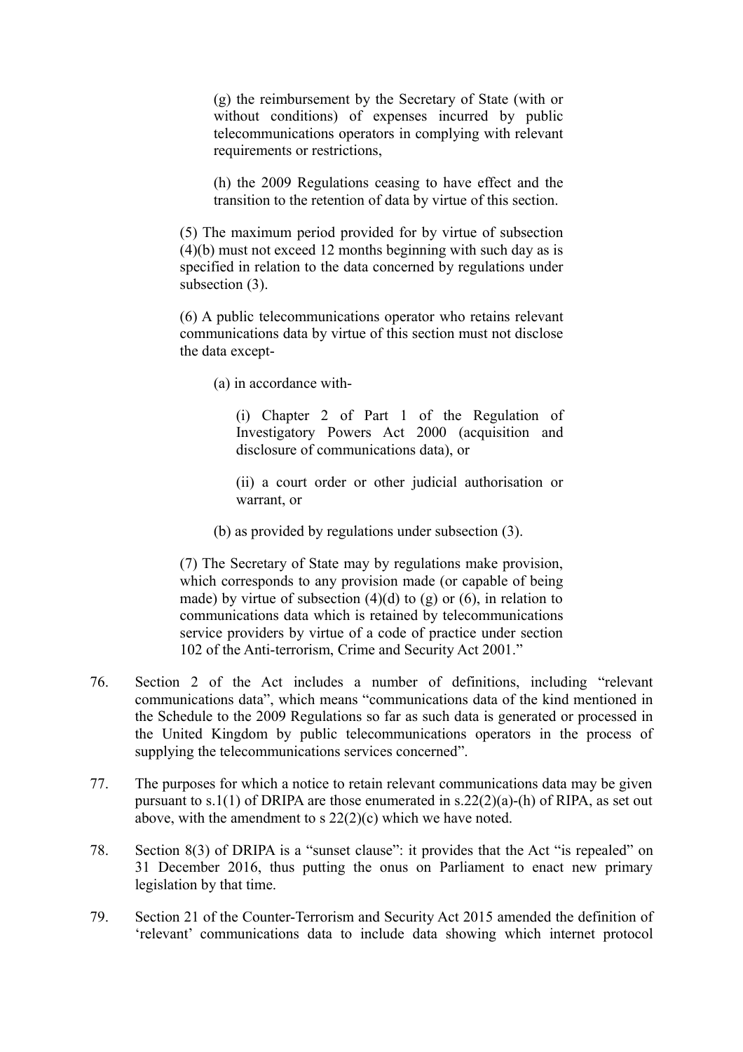(g) the reimbursement by the Secretary of State (with or without conditions) of expenses incurred by public telecommunications operators in complying with relevant requirements or restrictions,

(h) the 2009 Regulations ceasing to have effect and the transition to the retention of data by virtue of this section.

(5) The maximum period provided for by virtue of subsection (4)(b) must not exceed 12 months beginning with such day as is specified in relation to the data concerned by regulations under subsection (3).

(6) A public telecommunications operator who retains relevant communications data by virtue of this section must not disclose the data except-

(a) in accordance with-

(i) Chapter 2 of Part 1 of the Regulation of Investigatory Powers Act 2000 (acquisition and disclosure of communications data), or

(ii) a court order or other judicial authorisation or warrant, or

(b) as provided by regulations under subsection (3).

(7) The Secretary of State may by regulations make provision, which corresponds to any provision made (or capable of being made) by virtue of subsection (4)(d) to (g) or (6), in relation to communications data which is retained by telecommunications service providers by virtue of a code of practice under section 102 of the Anti-terrorism, Crime and Security Act 2001."

76. Section 2 of the Act includes a number of definitions, including "relevant communications data", which means "communications data of the kind mentioned in the Schedule to the 2009 Regulations so far as such data is generated or processed in the United Kingdom by public telecommunications operators in the process of supplying the telecommunications services concerned".

77. The purposes for which a notice to retain relevant communications data may be given pursuant to s.1(1) of DRIPA are those enumerated in s.22(2)(a)-(h) of RIPA, as set out above, with the amendment to s 22(2)(c) which we have noted.

78. Section 8(3) of DRIPA is a "sunset clause": it provides that the Act "is repealed" on 31 December 2016, thus putting the onus on Parliament to enact new primary legislation by that time.

79. Section 21 of the Counter-Terrorism and Security Act 2015 amended the definition of 'relevant' communications data to include data showing which internet protocol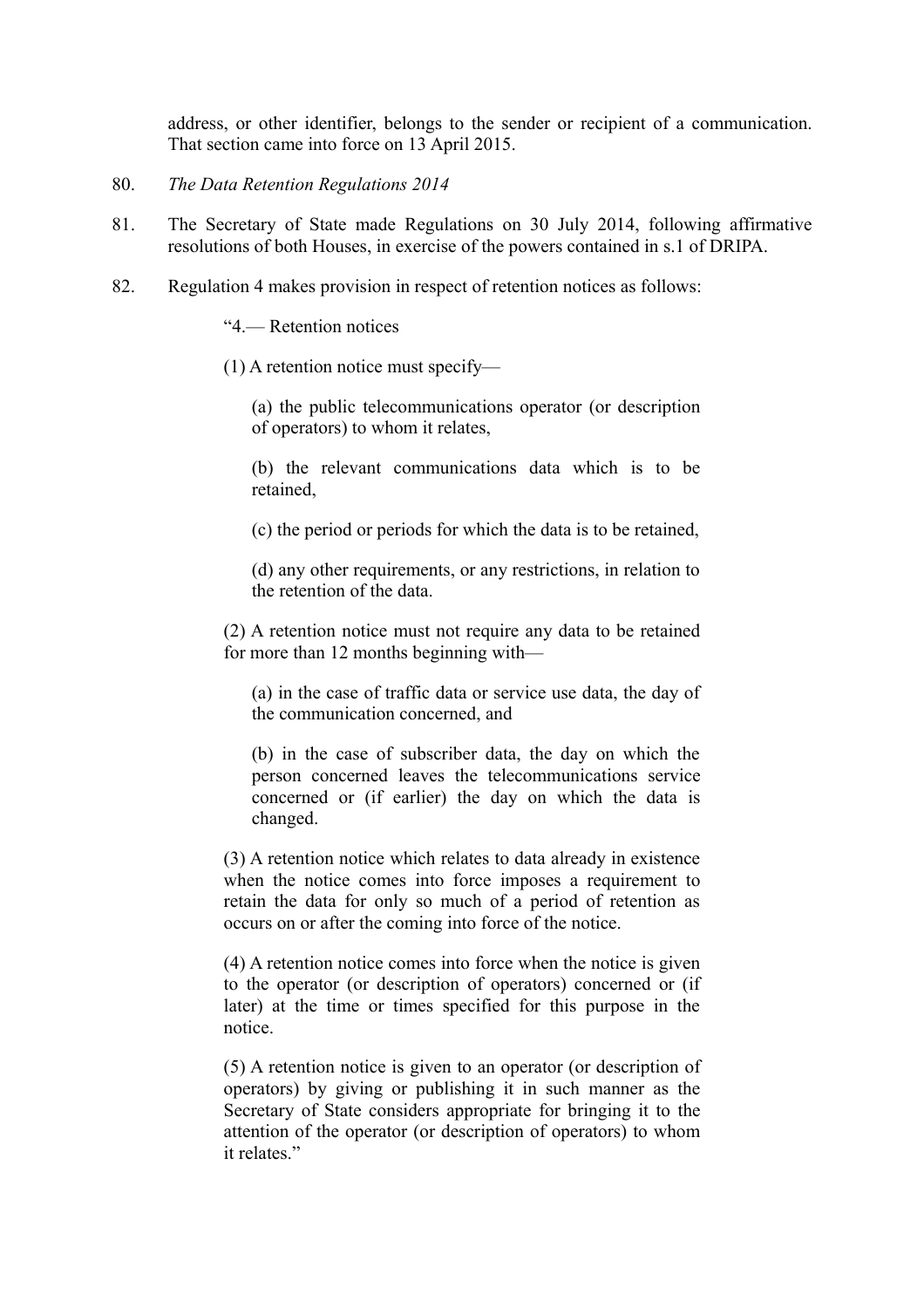address, or other identifier, belongs to the sender or recipient of a communication. That section came into force on 13 April 2015.

80. *The Data Retention Regulations 2014*

81. The Secretary of State made Regulations on 30 July 2014, following affirmative resolutions of both Houses, in exercise of the powers contained in s.1 of DRIPA.

82. Regulation 4 makes provision in respect of retention notices as follows:

> "4.— Retention notices
>
> (1) A retention notice must specify—
>
> > (a) the public telecommunications operator (or description of operators) to whom it relates,
> >
> > (b) the relevant communications data which is to be retained,
> >
> > (c) the period or periods for which the data is to be retained,
> >
> > (d) any other requirements, or any restrictions, in relation to the retention of the data.
>
> (2) A retention notice must not require any data to be retained for more than 12 months beginning with—
>
> > (a) in the case of traffic data or service use data, the day of the communication concerned, and
> >
> > (b) in the case of subscriber data, the day on which the person concerned leaves the telecommunications service concerned or (if earlier) the day on which the data is changed.
>
> (3) A retention notice which relates to data already in existence when the notice comes into force imposes a requirement to retain the data for only so much of a period of retention as occurs on or after the coming into force of the notice.
>
> (4) A retention notice comes into force when the notice is given to the operator (or description of operators) concerned or (if later) at the time or times specified for this purpose in the notice.
>
> (5) A retention notice is given to an operator (or description of operators) by giving or publishing it in such manner as the Secretary of State considers appropriate for bringing it to the attention of the operator (or description of operators) to whom it relates."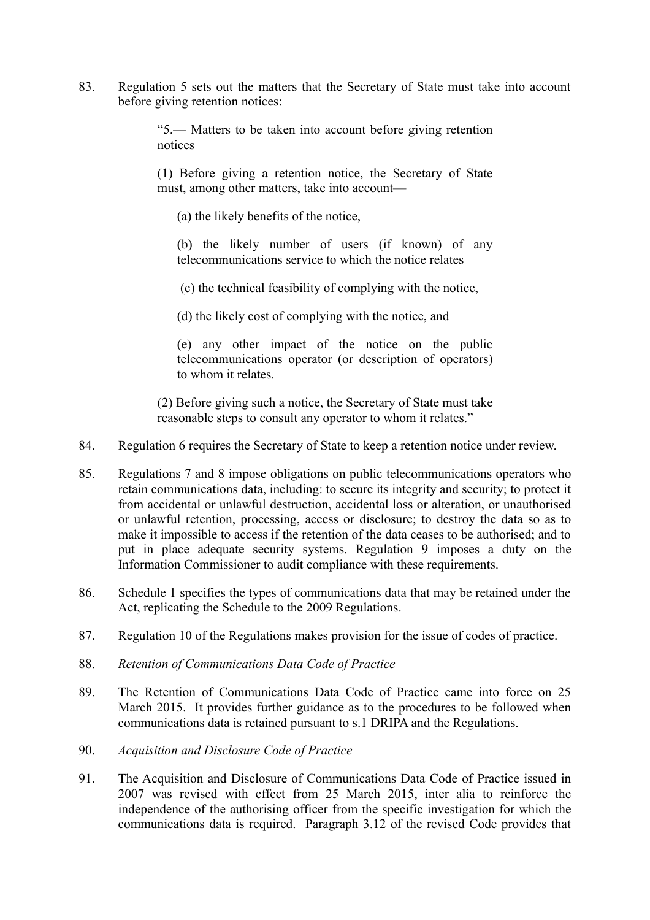83. Regulation 5 sets out the matters that the Secretary of State must take into account before giving retention notices:

> "5.— Matters to be taken into account before giving retention notices
>
> (1) Before giving a retention notice, the Secretary of State must, among other matters, take into account—
>
> (a) the likely benefits of the notice,
>
> (b) the likely number of users (if known) of any telecommunications service to which the notice relates
>
> (c) the technical feasibility of complying with the notice,
>
> (d) the likely cost of complying with the notice, and
>
> (e) any other impact of the notice on the public telecommunications operator (or description of operators) to whom it relates.
>
> (2) Before giving such a notice, the Secretary of State must take reasonable steps to consult any operator to whom it relates."

84. Regulation 6 requires the Secretary of State to keep a retention notice under review.

85. Regulations 7 and 8 impose obligations on public telecommunications operators who retain communications data, including: to secure its integrity and security; to protect it from accidental or unlawful destruction, accidental loss or alteration, or unauthorised or unlawful retention, processing, access or disclosure; to destroy the data so as to make it impossible to access if the retention of the data ceases to be authorised; and to put in place adequate security systems. Regulation 9 imposes a duty on the Information Commissioner to audit compliance with these requirements.

86. Schedule 1 specifies the types of communications data that may be retained under the Act, replicating the Schedule to the 2009 Regulations.

87. Regulation 10 of the Regulations makes provision for the issue of codes of practice.

88. *Retention of Communications Data Code of Practice*

89. The Retention of Communications Data Code of Practice came into force on 25 March 2015. It provides further guidance as to the procedures to be followed when communications data is retained pursuant to s.1 DRIPA and the Regulations.

90. *Acquisition and Disclosure Code of Practice*

91. The Acquisition and Disclosure of Communications Data Code of Practice issued in 2007 was revised with effect from 25 March 2015, inter alia to reinforce the independence of the authorising officer from the specific investigation for which the communications data is required. Paragraph 3.12 of the revised Code provides that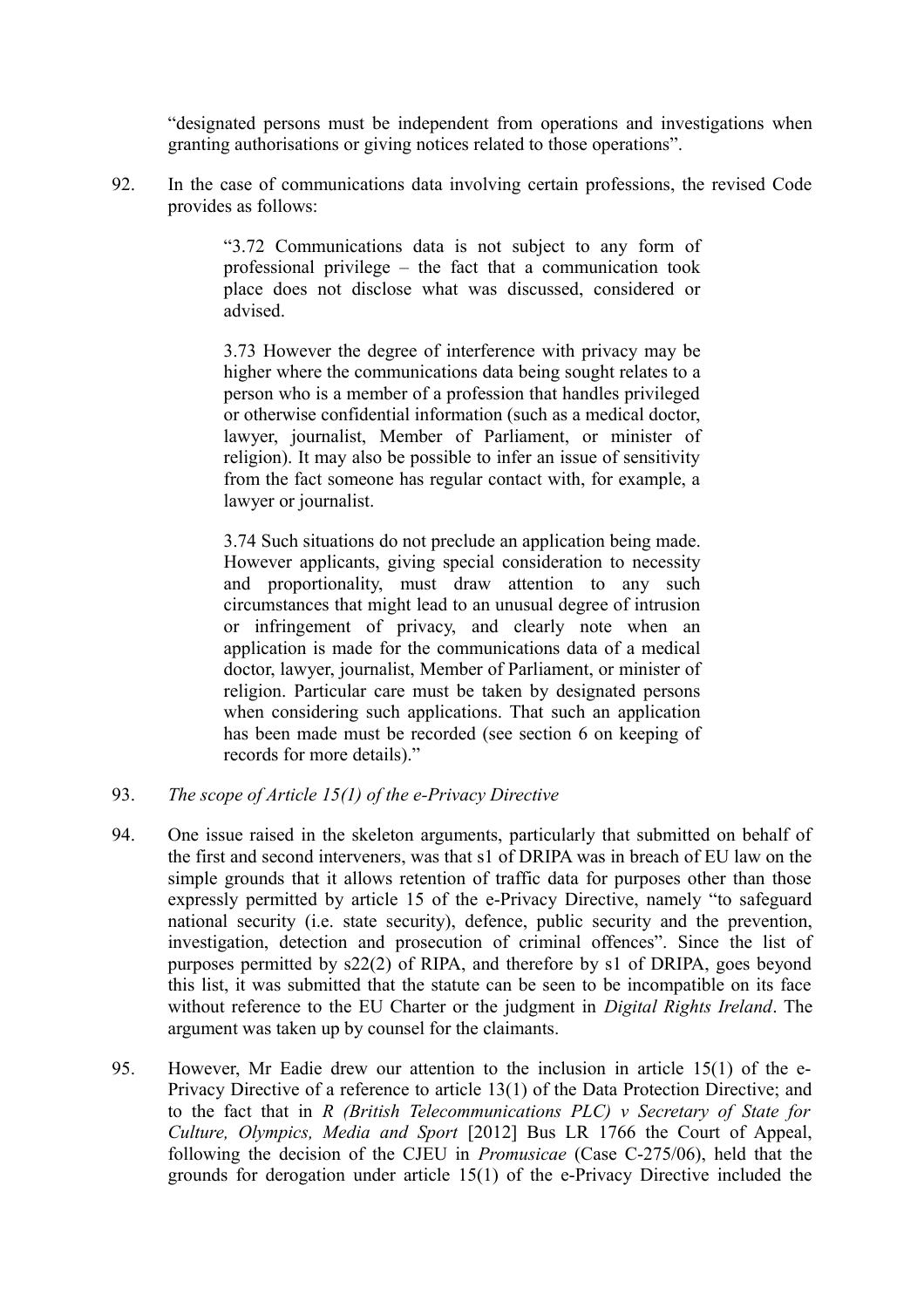"designated persons must be independent from operations and investigations when granting authorisations or giving notices related to those operations".

92. In the case of communications data involving certain professions, the revised Code provides as follows:

> "3.72 Communications data is not subject to any form of professional privilege – the fact that a communication took place does not disclose what was discussed, considered or advised.
>
> 3.73 However the degree of interference with privacy may be higher where the communications data being sought relates to a person who is a member of a profession that handles privileged or otherwise confidential information (such as a medical doctor, lawyer, journalist, Member of Parliament, or minister of religion). It may also be possible to infer an issue of sensitivity from the fact someone has regular contact with, for example, a lawyer or journalist.
>
> 3.74 Such situations do not preclude an application being made. However applicants, giving special consideration to necessity and proportionality, must draw attention to any such circumstances that might lead to an unusual degree of intrusion or infringement of privacy, and clearly note when an application is made for the communications data of a medical doctor, lawyer, journalist, Member of Parliament, or minister of religion. Particular care must be taken by designated persons when considering such applications. That such an application has been made must be recorded (see section 6 on keeping of records for more details)."

93. *The scope of Article 15(1) of the e-Privacy Directive*

94. One issue raised in the skeleton arguments, particularly that submitted on behalf of the first and second interveners, was that s1 of DRIPA was in breach of EU law on the simple grounds that it allows retention of traffic data for purposes other than those expressly permitted by article 15 of the e-Privacy Directive, namely "to safeguard national security (i.e. state security), defence, public security and the prevention, investigation, detection and prosecution of criminal offences". Since the list of purposes permitted by s22(2) of RIPA, and therefore by s1 of DRIPA, goes beyond this list, it was submitted that the statute can be seen to be incompatible on its face without reference to the EU Charter or the judgment in *Digital Rights Ireland*. The argument was taken up by counsel for the claimants.

95. However, Mr Eadie drew our attention to the inclusion in article 15(1) of the e-Privacy Directive of a reference to article 13(1) of the Data Protection Directive; and to the fact that in *R (British Telecommunications PLC) v Secretary of State for Culture, Olympics, Media and Sport* [2012] Bus LR 1766 the Court of Appeal, following the decision of the CJEU in *Promusicae* (Case C-275/06), held that the grounds for derogation under article 15(1) of the e-Privacy Directive included the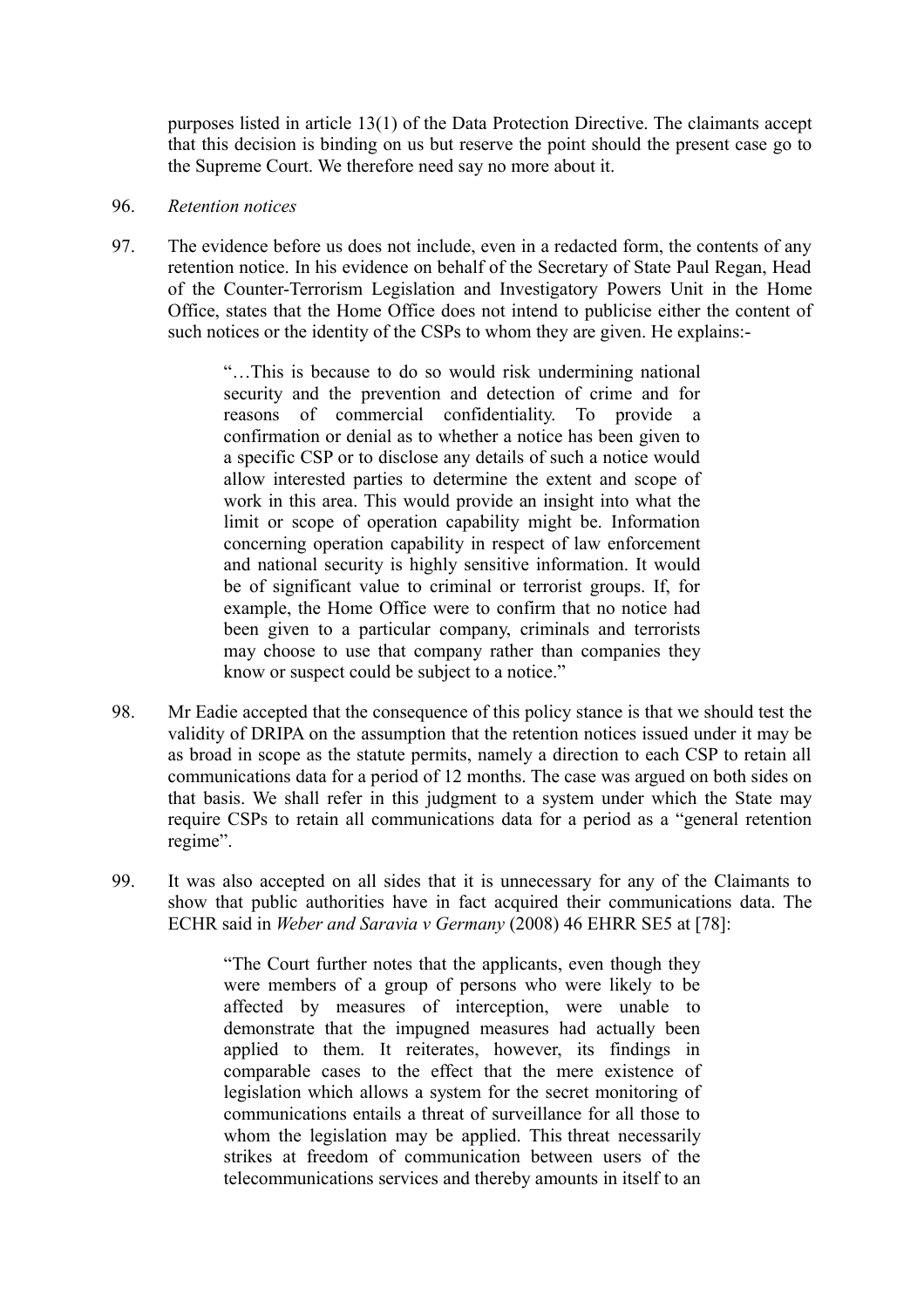purposes listed in article 13(1) of the Data Protection Directive. The claimants accept that this decision is binding on us but reserve the point should the present case go to the Supreme Court. We therefore need say no more about it.

96. *Retention notices*

97. The evidence before us does not include, even in a redacted form, the contents of any retention notice. In his evidence on behalf of the Secretary of State Paul Regan, Head of the Counter-Terrorism Legislation and Investigatory Powers Unit in the Home Office, states that the Home Office does not intend to publicise either the content of such notices or the identity of the CSPs to whom they are given. He explains:-

> "…This is because to do so would risk undermining national security and the prevention and detection of crime and for reasons of commercial confidentiality. To provide a confirmation or denial as to whether a notice has been given to a specific CSP or to disclose any details of such a notice would allow interested parties to determine the extent and scope of work in this area. This would provide an insight into what the limit or scope of operation capability might be. Information concerning operation capability in respect of law enforcement and national security is highly sensitive information. It would be of significant value to criminal or terrorist groups. If, for example, the Home Office were to confirm that no notice had been given to a particular company, criminals and terrorists may choose to use that company rather than companies they know or suspect could be subject to a notice."

98. Mr Eadie accepted that the consequence of this policy stance is that we should test the validity of DRIPA on the assumption that the retention notices issued under it may be as broad in scope as the statute permits, namely a direction to each CSP to retain all communications data for a period of 12 months. The case was argued on both sides on that basis. We shall refer in this judgment to a system under which the State may require CSPs to retain all communications data for a period as a "general retention regime".

99. It was also accepted on all sides that it is unnecessary for any of the Claimants to show that public authorities have in fact acquired their communications data. The ECHR said in *Weber and Saravia v Germany* (2008) 46 EHRR SE5 at [78]:

> "The Court further notes that the applicants, even though they were members of a group of persons who were likely to be affected by measures of interception, were unable to demonstrate that the impugned measures had actually been applied to them. It reiterates, however, its findings in comparable cases to the effect that the mere existence of legislation which allows a system for the secret monitoring of communications entails a threat of surveillance for all those to whom the legislation may be applied. This threat necessarily strikes at freedom of communication between users of the telecommunications services and thereby amounts in itself to an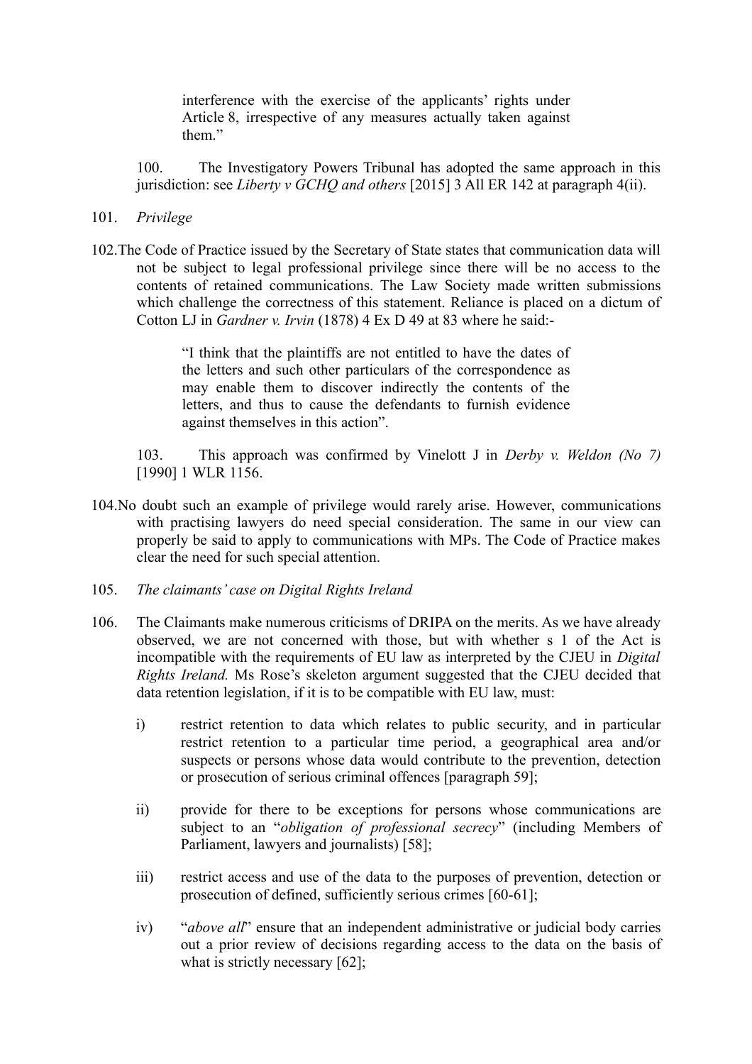> interference with the exercise of the applicants' rights under Article 8, irrespective of any measures actually taken against them."

100. The Investigatory Powers Tribunal has adopted the same approach in this jurisdiction: see *Liberty v GCHQ and others* [2015] 3 All ER 142 at paragraph 4(ii).

101. *Privilege*

102. The Code of Practice issued by the Secretary of State states that communication data will not be subject to legal professional privilege since there will be no access to the contents of retained communications. The Law Society made written submissions which challenge the correctness of this statement. Reliance is placed on a dictum of Cotton LJ in *Gardner v. Irvin* (1878) 4 Ex D 49 at 83 where he said:-

> "I think that the plaintiffs are not entitled to have the dates of the letters and such other particulars of the correspondence as may enable them to discover indirectly the contents of the letters, and thus to cause the defendants to furnish evidence against themselves in this action".

103. This approach was confirmed by Vinelott J in *Derby v. Weldon (No 7)* [1990] 1 WLR 1156.

104. No doubt such an example of privilege would rarely arise. However, communications with practising lawyers do need special consideration. The same in our view can properly be said to apply to communications with MPs. The Code of Practice makes clear the need for such special attention.

105. *The claimants' case on Digital Rights Ireland*

106. The Claimants make numerous criticisms of DRIPA on the merits. As we have already observed, we are not concerned with those, but with whether s 1 of the Act is incompatible with the requirements of EU law as interpreted by the CJEU in *Digital Rights Ireland.* Ms Rose's skeleton argument suggested that the CJEU decided that data retention legislation, if it is to be compatible with EU law, must:

i) restrict retention to data which relates to public security, and in particular restrict retention to a particular time period, a geographical area and/or suspects or persons whose data would contribute to the prevention, detection or prosecution of serious criminal offences [paragraph 59];

ii) provide for there to be exceptions for persons whose communications are subject to an "*obligation of professional secrecy*" (including Members of Parliament, lawyers and journalists) [58];

iii) restrict access and use of the data to the purposes of prevention, detection or prosecution of defined, sufficiently serious crimes [60-61];

iv) "*above all*" ensure that an independent administrative or judicial body carries out a prior review of decisions regarding access to the data on the basis of what is strictly necessary [62];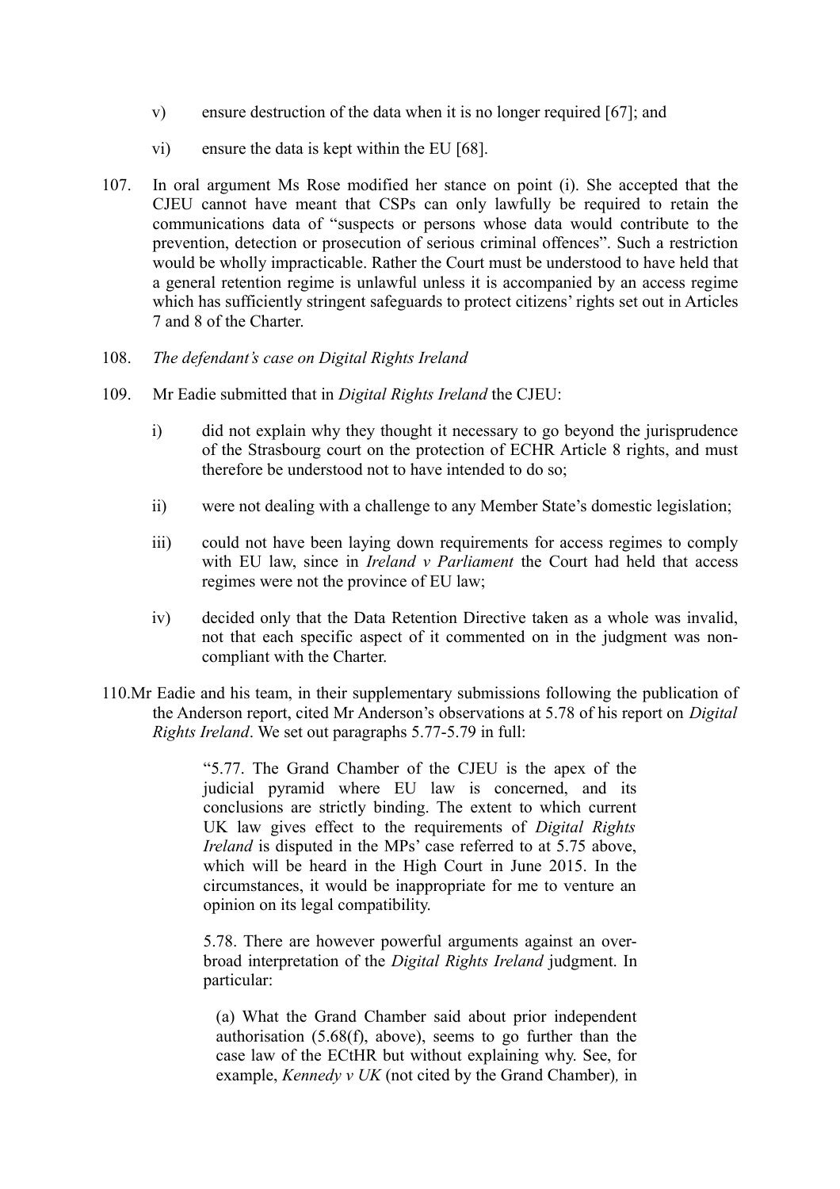v) ensure destruction of the data when it is no longer required [67]; and

vi) ensure the data is kept within the EU [68].

107. In oral argument Ms Rose modified her stance on point (i). She accepted that the CJEU cannot have meant that CSPs can only lawfully be required to retain the communications data of "suspects or persons whose data would contribute to the prevention, detection or prosecution of serious criminal offences". Such a restriction would be wholly impracticable. Rather the Court must be understood to have held that a general retention regime is unlawful unless it is accompanied by an access regime which has sufficiently stringent safeguards to protect citizens' rights set out in Articles 7 and 8 of the Charter.

108. *The defendant's case on Digital Rights Ireland*

109. Mr Eadie submitted that in *Digital Rights Ireland* the CJEU:

i) did not explain why they thought it necessary to go beyond the jurisprudence of the Strasbourg court on the protection of ECHR Article 8 rights, and must therefore be understood not to have intended to do so;

ii) were not dealing with a challenge to any Member State's domestic legislation;

iii) could not have been laying down requirements for access regimes to comply with EU law, since in *Ireland v Parliament* the Court had held that access regimes were not the province of EU law;

iv) decided only that the Data Retention Directive taken as a whole was invalid, not that each specific aspect of it commented on in the judgment was non-compliant with the Charter.

110. Mr Eadie and his team, in their supplementary submissions following the publication of the Anderson report, cited Mr Anderson's observations at 5.78 of his report on *Digital Rights Ireland*. We set out paragraphs 5.77-5.79 in full:

> "5.77. The Grand Chamber of the CJEU is the apex of the judicial pyramid where EU law is concerned, and its conclusions are strictly binding. The extent to which current UK law gives effect to the requirements of *Digital Rights Ireland* is disputed in the MPs' case referred to at 5.75 above, which will be heard in the High Court in June 2015. In the circumstances, it would be inappropriate for me to venture an opinion on its legal compatibility.
>
> 5.78. There are however powerful arguments against an over-broad interpretation of the *Digital Rights Ireland* judgment. In particular:
>
> (a) What the Grand Chamber said about prior independent authorisation (5.68(f), above), seems to go further than the case law of the ECtHR but without explaining why. See, for example, *Kennedy v UK* (not cited by the Grand Chamber), in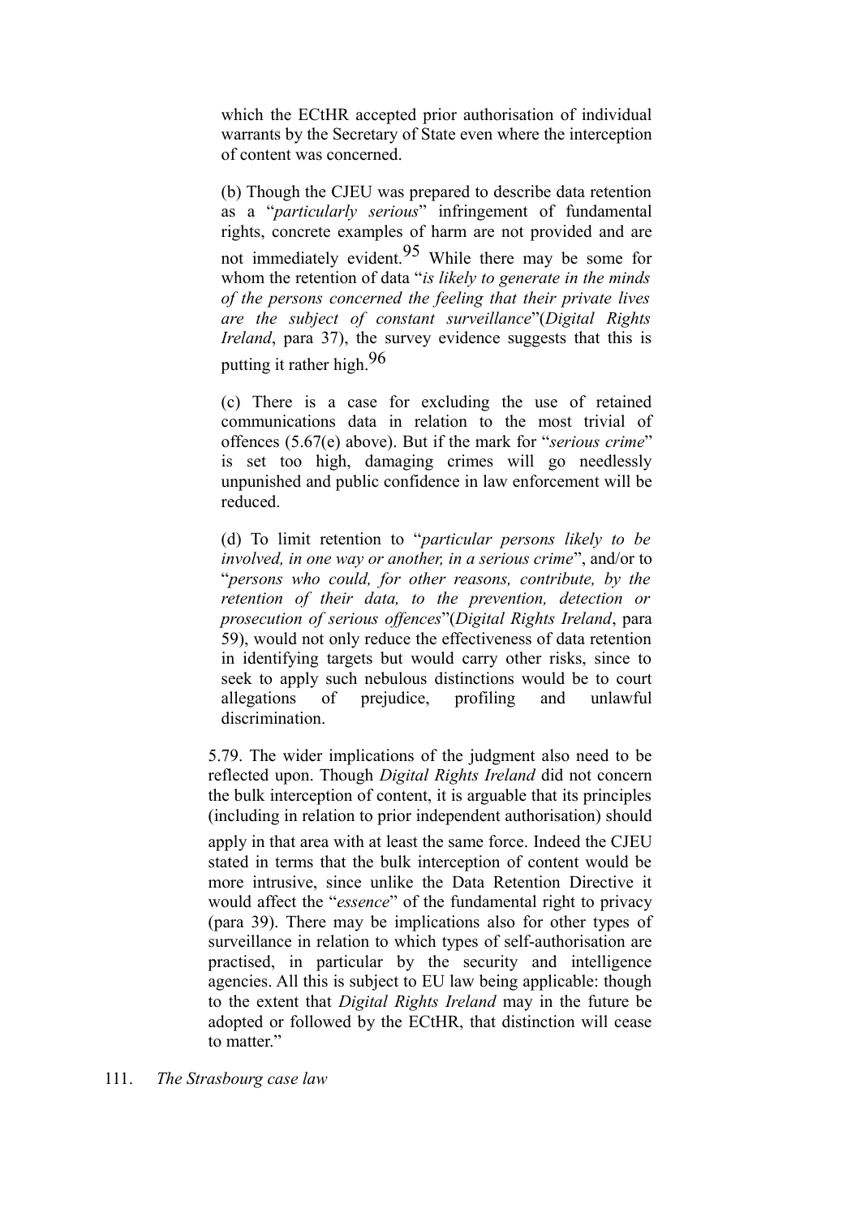which the ECtHR accepted prior authorisation of individual warrants by the Secretary of State even where the interception of content was concerned.

(b) Though the CJEU was prepared to describe data retention as a "*particularly serious*" infringement of fundamental rights, concrete examples of harm are not provided and are not immediately evident.[95] While there may be some for whom the retention of data "*is likely to generate in the minds of the persons concerned the feeling that their private lives are the subject of constant surveillance*"(*Digital Rights Ireland*, para 37), the survey evidence suggests that this is putting it rather high.[96]

(c) There is a case for excluding the use of retained communications data in relation to the most trivial of offences (5.67(e) above). But if the mark for "*serious crime*" is set too high, damaging crimes will go needlessly unpunished and public confidence in law enforcement will be reduced.

(d) To limit retention to "*particular persons likely to be involved, in one way or another, in a serious crime*", and/or to "*persons who could, for other reasons, contribute, by the retention of their data, to the prevention, detection or prosecution of serious offences*"(*Digital Rights Ireland*, para 59), would not only reduce the effectiveness of data retention in identifying targets but would carry other risks, since to seek to apply such nebulous distinctions would be to court allegations of prejudice, profiling and unlawful discrimination.

5.79. The wider implications of the judgment also need to be reflected upon. Though *Digital Rights Ireland* did not concern the bulk interception of content, it is arguable that its principles (including in relation to prior independent authorisation) should apply in that area with at least the same force. Indeed the CJEU stated in terms that the bulk interception of content would be more intrusive, since unlike the Data Retention Directive it would affect the "*essence*" of the fundamental right to privacy (para 39). There may be implications also for other types of surveillance in relation to which types of self-authorisation are practised, in particular by the security and intelligence agencies. All this is subject to EU law being applicable: though to the extent that *Digital Rights Ireland* may in the future be adopted or followed by the ECtHR, that distinction will cease to matter."

111. *The Strasbourg case law*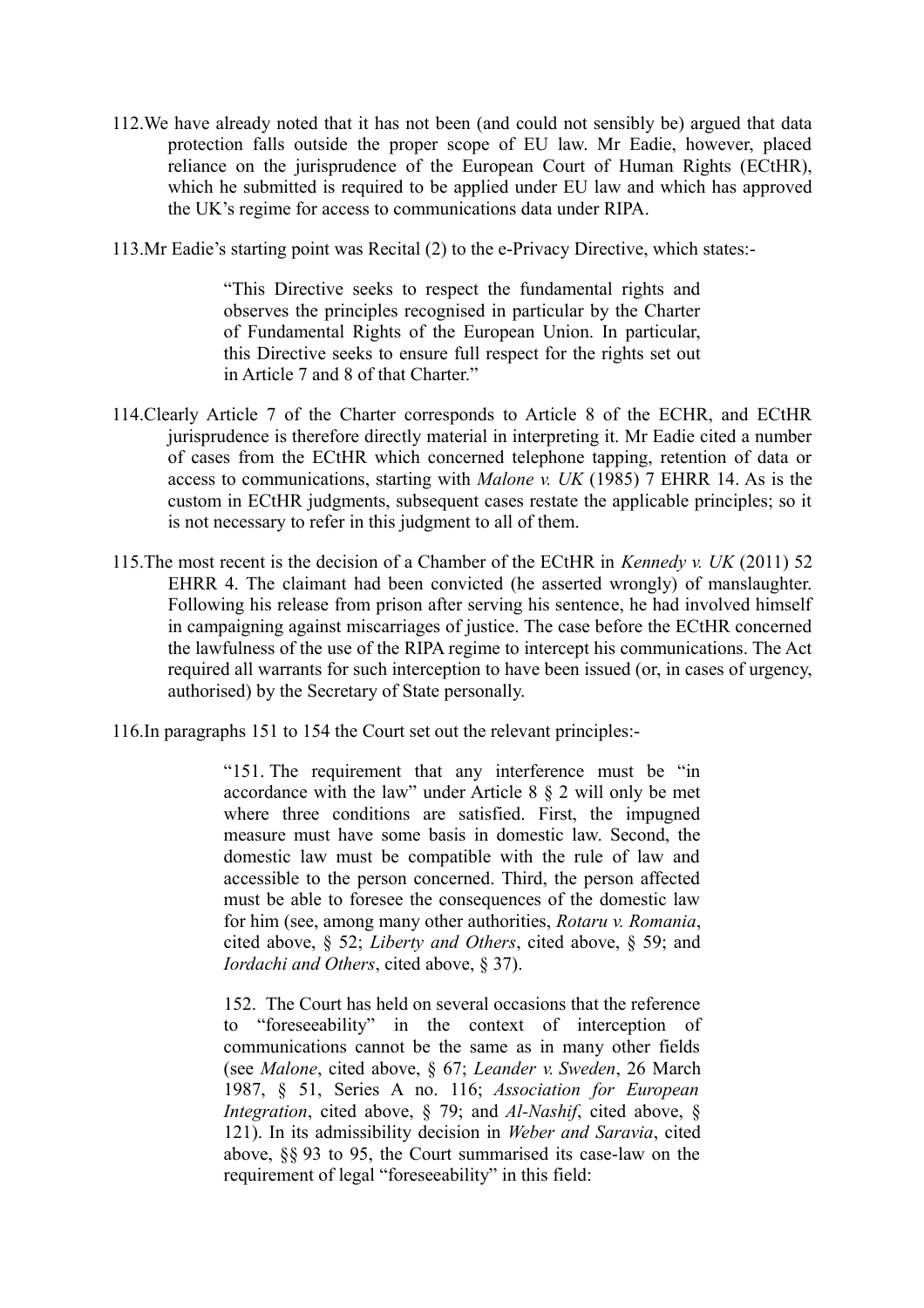112. We have already noted that it has not been (and could not sensibly be) argued that data protection falls outside the proper scope of EU law. Mr Eadie, however, placed reliance on the jurisprudence of the European Court of Human Rights (ECtHR), which he submitted is required to be applied under EU law and which has approved the UK's regime for access to communications data under RIPA.

113. Mr Eadie's starting point was Recital (2) to the e-Privacy Directive, which states:-

> "This Directive seeks to respect the fundamental rights and observes the principles recognised in particular by the Charter of Fundamental Rights of the European Union. In particular, this Directive seeks to ensure full respect for the rights set out in Article 7 and 8 of that Charter."

114. Clearly Article 7 of the Charter corresponds to Article 8 of the ECHR, and ECtHR jurisprudence is therefore directly material in interpreting it. Mr Eadie cited a number of cases from the ECtHR which concerned telephone tapping, retention of data or access to communications, starting with *Malone v. UK* (1985) 7 EHRR 14. As is the custom in ECtHR judgments, subsequent cases restate the applicable principles; so it is not necessary to refer in this judgment to all of them.

115. The most recent is the decision of a Chamber of the ECtHR in *Kennedy v. UK* (2011) 52 EHRR 4. The claimant had been convicted (he asserted wrongly) of manslaughter. Following his release from prison after serving his sentence, he had involved himself in campaigning against miscarriages of justice. The case before the ECtHR concerned the lawfulness of the use of the RIPA regime to intercept his communications. The Act required all warrants for such interception to have been issued (or, in cases of urgency, authorised) by the Secretary of State personally.

116. In paragraphs 151 to 154 the Court set out the relevant principles:-

> "151. The requirement that any interference must be "in accordance with the law" under Article 8 § 2 will only be met where three conditions are satisfied. First, the impugned measure must have some basis in domestic law. Second, the domestic law must be compatible with the rule of law and accessible to the person concerned. Third, the person affected must be able to foresee the consequences of the domestic law for him (see, among many other authorities, *Rotaru v. Romania*, cited above, § 52; *Liberty and Others*, cited above, § 59; and *Iordachi and Others*, cited above, § 37).
>
> 152. The Court has held on several occasions that the reference to "foreseeability" in the context of interception of communications cannot be the same as in many other fields (see *Malone*, cited above, § 67; *Leander v. Sweden*, 26 March 1987, § 51, Series A no. 116; *Association for European Integration*, cited above, § 79; and *Al-Nashif*, cited above, § 121). In its admissibility decision in *Weber and Saravia*, cited above, §§ 93 to 95, the Court summarised its case-law on the requirement of legal "foreseeability" in this field: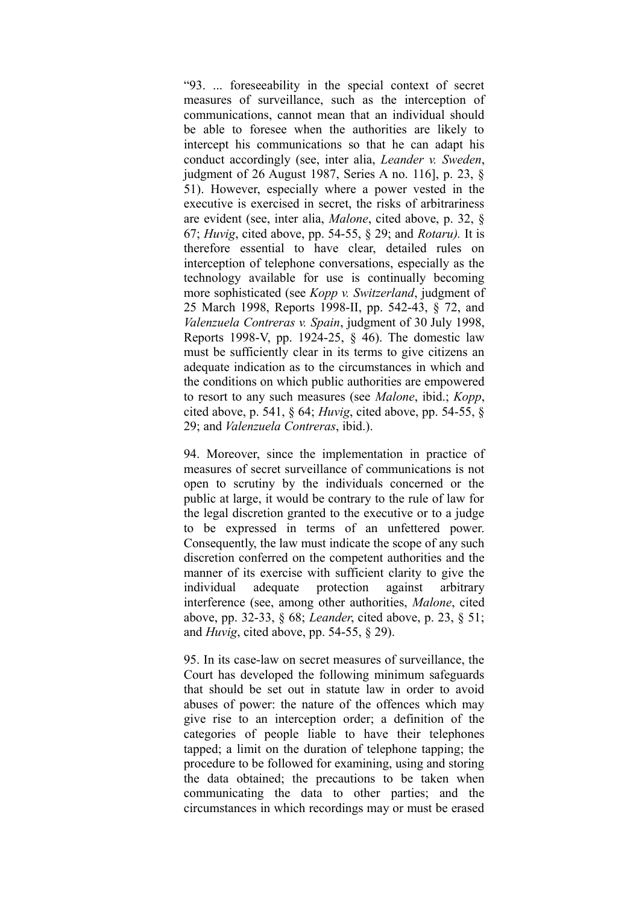“93. ... foreseeability in the special context of secret measures of surveillance, such as the interception of communications, cannot mean that an individual should be able to foresee when the authorities are likely to intercept his communications so that he can adapt his conduct accordingly (see, inter alia, *Leander v. Sweden*, judgment of 26 August 1987, Series A no. 116], p. 23, § 51). However, especially where a power vested in the executive is exercised in secret, the risks of arbitrariness are evident (see, inter alia, *Malone*, cited above, p. 32, § 67; *Huvig*, cited above, pp. 54-55, § 29; and *Rotaru).* It is therefore essential to have clear, detailed rules on interception of telephone conversations, especially as the technology available for use is continually becoming more sophisticated (see *Kopp v. Switzerland*, judgment of 25 March 1998, Reports 1998-II, pp. 542-43, § 72, and *Valenzuela Contreras v. Spain*, judgment of 30 July 1998, Reports 1998-V, pp. 1924-25, § 46). The domestic law must be sufficiently clear in its terms to give citizens an adequate indication as to the circumstances in which and the conditions on which public authorities are empowered to resort to any such measures (see *Malone*, ibid.; *Kopp*, cited above, p. 541, § 64; *Huvig*, cited above, pp. 54-55, § 29; and *Valenzuela Contreras*, ibid.).

94. Moreover, since the implementation in practice of measures of secret surveillance of communications is not open to scrutiny by the individuals concerned or the public at large, it would be contrary to the rule of law for the legal discretion granted to the executive or to a judge to be expressed in terms of an unfettered power. Consequently, the law must indicate the scope of any such discretion conferred on the competent authorities and the manner of its exercise with sufficient clarity to give the individual adequate protection against arbitrary interference (see, among other authorities, *Malone*, cited above, pp. 32-33, § 68; *Leander*, cited above, p. 23, § 51; and *Huvig*, cited above, pp. 54-55, § 29).

95. In its case-law on secret measures of surveillance, the Court has developed the following minimum safeguards that should be set out in statute law in order to avoid abuses of power: the nature of the offences which may give rise to an interception order; a definition of the categories of people liable to have their telephones tapped; a limit on the duration of telephone tapping; the procedure to be followed for examining, using and storing the data obtained; the precautions to be taken when communicating the data to other parties; and the circumstances in which recordings may or must be erased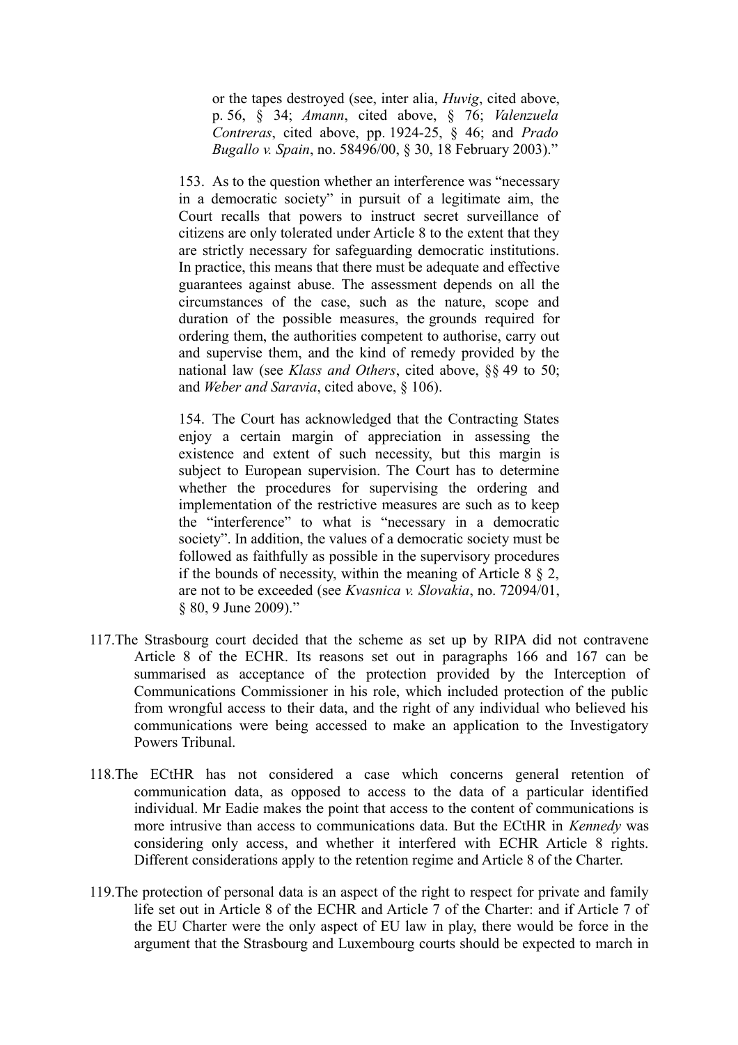> or the tapes destroyed (see, inter alia, *Huvig*, cited above, p. 56, § 34; *Amann*, cited above, § 76; *Valenzuela Contreras*, cited above, pp. 1924-25, § 46; and *Prado Bugallo v. Spain*, no. 58496/00, § 30, 18 February 2003)."
>
> 153. As to the question whether an interference was "necessary in a democratic society" in pursuit of a legitimate aim, the Court recalls that powers to instruct secret surveillance of citizens are only tolerated under Article 8 to the extent that they are strictly necessary for safeguarding democratic institutions. In practice, this means that there must be adequate and effective guarantees against abuse. The assessment depends on all the circumstances of the case, such as the nature, scope and duration of the possible measures, the grounds required for ordering them, the authorities competent to authorise, carry out and supervise them, and the kind of remedy provided by the national law (see *Klass and Others*, cited above, §§ 49 to 50; and *Weber and Saravia*, cited above, § 106).
>
> 154. The Court has acknowledged that the Contracting States enjoy a certain margin of appreciation in assessing the existence and extent of such necessity, but this margin is subject to European supervision. The Court has to determine whether the procedures for supervising the ordering and implementation of the restrictive measures are such as to keep the "interference" to what is "necessary in a democratic society". In addition, the values of a democratic society must be followed as faithfully as possible in the supervisory procedures if the bounds of necessity, within the meaning of Article 8 § 2, are not to be exceeded (see *Kvasnica v. Slovakia*, no. 72094/01, § 80, 9 June 2009)."

117. The Strasbourg court decided that the scheme as set up by RIPA did not contravene Article 8 of the ECHR. Its reasons set out in paragraphs 166 and 167 can be summarised as acceptance of the protection provided by the Interception of Communications Commissioner in his role, which included protection of the public from wrongful access to their data, and the right of any individual who believed his communications were being accessed to make an application to the Investigatory Powers Tribunal.

118. The ECtHR has not considered a case which concerns general retention of communication data, as opposed to access to the data of a particular identified individual. Mr Eadie makes the point that access to the content of communications is more intrusive only than access to communications data. But the ECtHR in *Kennedy* was considering only access, and whether it interfered with ECHR Article 8 rights. Different considerations apply to the retention regime and Article 8 of the Charter.

119. The protection of personal data is an aspect of the right to respect for private and family life set out in Article 8 of the ECHR and Article 7 of the Charter: and if Article 7 of the EU Charter were the only aspect of EU law in play, there would be force in the argument that the Strasbourg and Luxembourg courts should be expected to march in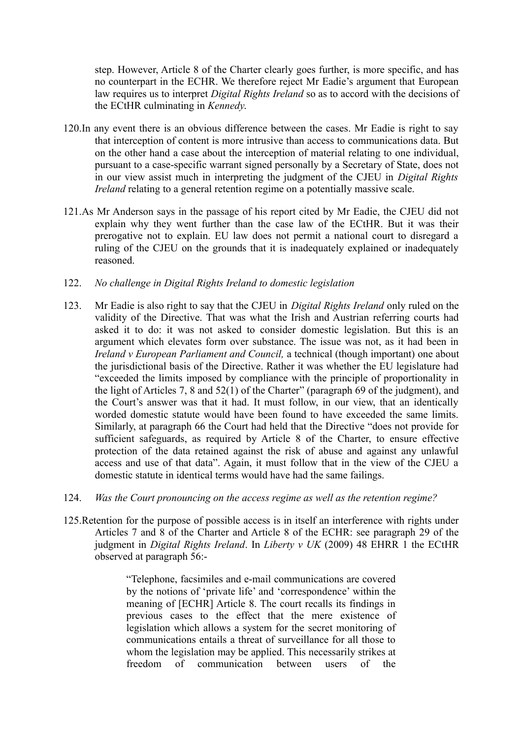step. However, Article 8 of the Charter clearly goes further, is more specific, and has no counterpart in the ECHR. We therefore reject Mr Eadie's argument that European law requires us to interpret *Digital Rights Ireland* so as to accord with the decisions of the ECtHR culminating in *Kennedy*.

120. In any event there is an obvious difference between the cases. Mr Eadie is right to say that interception of content is more intrusive than access to communications data. But on the other hand a case about the interception of material relating to one individual, pursuant to a case-specific warrant signed personally by a Secretary of State, does not in our view assist much in interpreting the judgment of the CJEU in *Digital Rights Ireland* relating to a general retention regime on a potentially massive scale.

121. As Mr Anderson says in the passage of his report cited by Mr Eadie, the CJEU did not explain why they went further than the case law of the ECtHR. But it was their prerogative not to explain. EU law does not permit a national court to disregard a ruling of the CJEU on the grounds that it is inadequately explained or inadequately reasoned.

122. *No challenge in Digital Rights Ireland to domestic legislation*

123. Mr Eadie is also right to say that the CJEU in *Digital Rights Ireland* only ruled on the validity of the Directive. That was what the Irish and Austrian referring courts had asked it to do: it was not asked to consider domestic legislation. But this is an argument which elevates form over substance. The issue was not, as it had been in *Ireland v European Parliament and Council,* a technical (though important) one about the jurisdictional basis of the Directive. Rather it was whether the EU legislature had "exceeded the limits imposed by compliance with the principle of proportionality in the light of Articles 7, 8 and 52(1) of the Charter" (paragraph 69 of the judgment), and the Court's answer was that it had. It must follow, in our view, that an identically worded domestic statute would have been found to have exceeded the same limits. Similarly, at paragraph 66 the Court had held that the Directive "does not provide for sufficient safeguards, as required by Article 8 of the Charter, to ensure effective protection of the data retained against the risk of abuse and against any unlawful access and use of that data". Again, it must follow that in the view of the CJEU a domestic statute in identical terms would have had the same failings.

124. *Was the Court pronouncing on the access regime as well as the retention regime?*

125. Retention for the purpose of possible access is in itself an interference with rights under Articles 7 and 8 of the Charter and Article 8 of the ECHR: see paragraph 29 of the judgment in *Digital Rights Ireland*. In *Liberty v UK* (2009) 48 EHRR 1 the ECtHR observed at paragraph 56:-

> "Telephone, facsimiles and e-mail communications are covered by the notions of 'private life' and 'correspondence' within the meaning of [ECHR] Article 8. The court recalls its findings in previous cases to the effect that the mere existence of legislation which allows a system for the secret monitoring of communications entails a threat of surveillance for all those to whom the legislation may be applied. This necessarily strikes at freedom of communication between users of the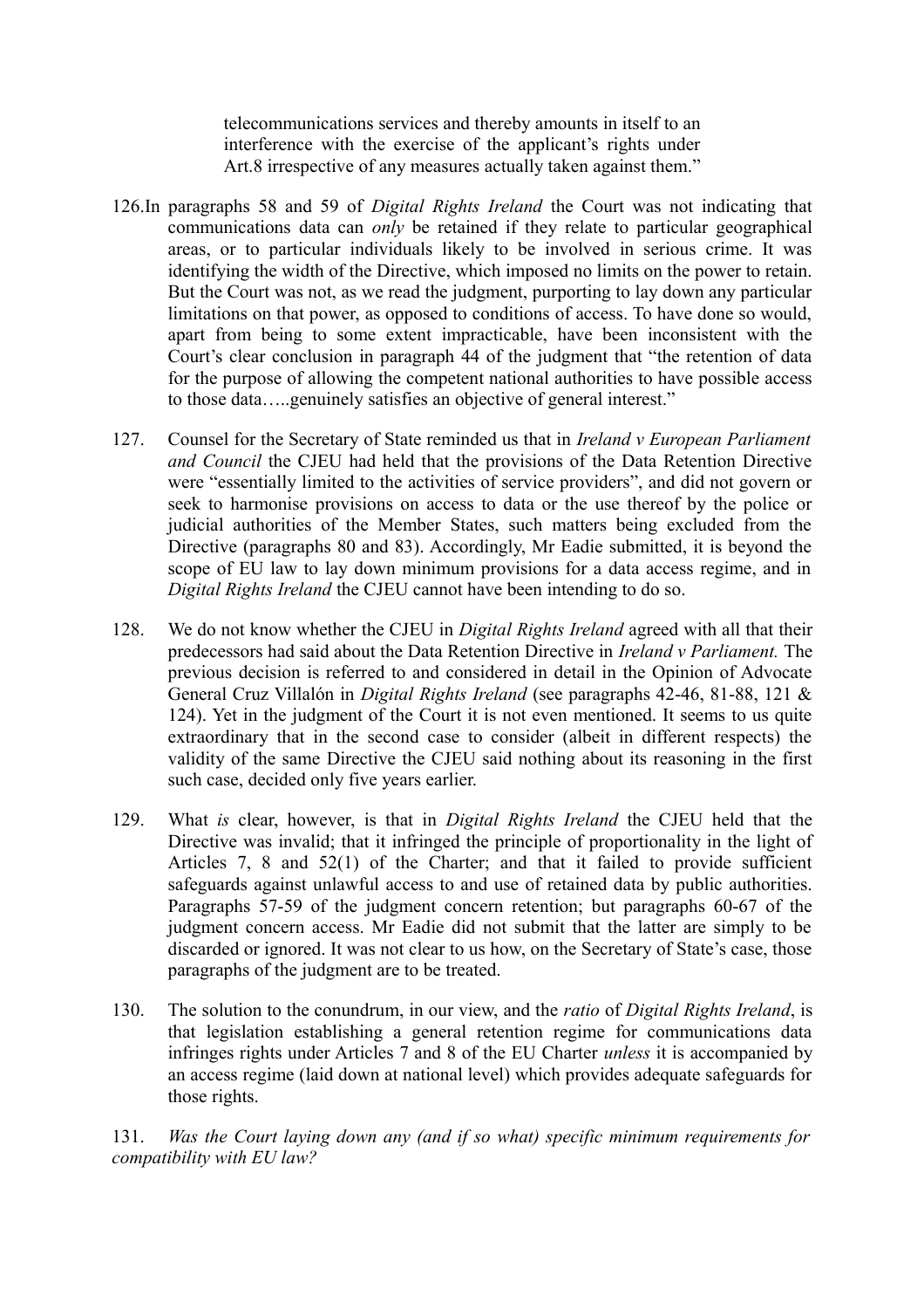> telecommunications services and thereby amounts in itself to an interference with the exercise of the applicant's rights under Art.8 irrespective of any measures actually taken against them."

126. In paragraphs 58 and 59 of *Digital Rights Ireland* the Court was not indicating that communications data can *only* be retained if they relate to particular geographical areas, or to particular individuals likely to be involved in serious crime. It was identifying the width of the Directive, which imposed no limits on the power to retain. But the Court was not, as we read the judgment, purporting to lay down any particular limitations on that power, as opposed to conditions of access. To have done so would, apart from being to some extent impracticable, have been inconsistent with the Court's clear conclusion in paragraph 44 of the judgment that "the retention of data for the purpose of allowing the competent national authorities to have possible access to those data…..genuinely satisfies an objective of general interest."

127. Counsel for the Secretary of State reminded us that in *Ireland v European Parliament and Council* the CJEU had held that the provisions of the Data Retention Directive were "essentially limited to the activities of service providers", and did not govern or seek to harmonise provisions on access to data or the use thereof by the police or judicial authorities of the Member States, such matters being excluded from the Directive (paragraphs 80 and 83). Accordingly, Mr Eadie submitted, it is beyond the scope of EU law to lay down minimum provisions for a data access regime, and in *Digital Rights Ireland* the CJEU cannot have been intending to do so.

128. We do not know whether the CJEU in *Digital Rights Ireland* agreed with all that their predecessors had said about the Data Retention Directive in *Ireland v Parliament.* The previous decision is referred to and considered in detail in the Opinion of Advocate General Cruz Villalón in *Digital Rights Ireland* (see paragraphs 42-46, 81-88, 121 & 124). Yet in the judgment of the Court it is not even mentioned. It seems to us quite extraordinary that in the second case to consider (albeit in different respects) the validity of the same Directive the CJEU said nothing about its reasoning in the first such case, decided only five years earlier.

129. What *is* clear, however, is that in *Digital Rights Ireland* the CJEU held that the Directive was invalid; that it infringed the principle of proportionality in the light of Articles 7, 8 and 52(1) of the Charter; and that it failed to provide sufficient safeguards against unlawful access to and use of retained data by public authorities. Paragraphs 57-59 of the judgment concern retention; but paragraphs 60-67 of the judgment concern access. Mr Eadie did not submit that the latter are simply to be discarded or ignored. It was not clear to us how, on the Secretary of State's case, those paragraphs of the judgment are to be treated.

130. The solution to the conundrum, in our view, and the *ratio* of *Digital Rights Ireland*, is that legislation establishing a general retention regime for communications data infringes rights under Articles 7 and 8 of the EU Charter *unless* it is accompanied by an access regime (laid down at national level) which provides adequate safeguards for those rights.

131. *Was the Court laying down any (and if so what) specific minimum requirements for compatibility with EU law?*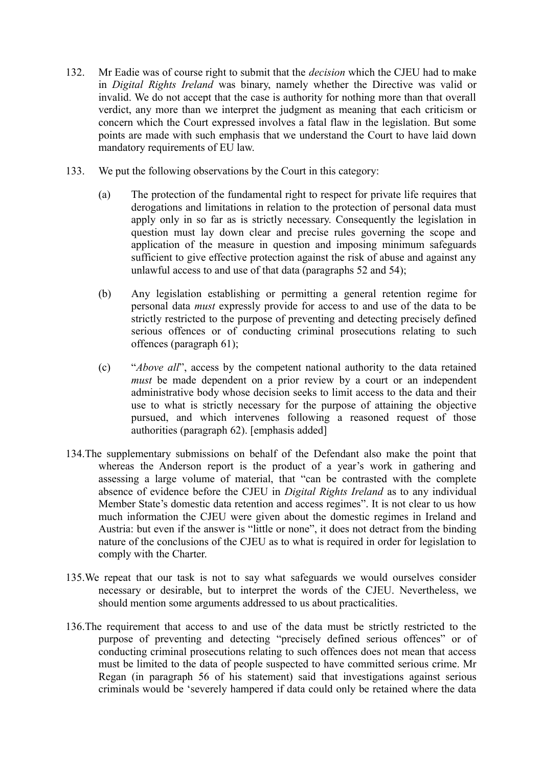132. Mr Eadie was of course right to submit that the *decision* which the CJEU had to make in *Digital Rights Ireland* was binary, namely whether the Directive was valid or invalid. We do not accept that the case is authority for nothing more than that overall verdict, any more than we interpret the judgment as meaning that each criticism or concern which the Court expressed involves a fatal flaw in the legislation. But some points are made with such emphasis that we understand the Court to have laid down mandatory requirements of EU law.

133. We put the following observations by the Court in this category:

(a) The protection of the fundamental right to respect for private life requires that derogations and limitations in relation to the protection of personal data must apply only in so far as is strictly necessary. Consequently the legislation in question must lay down clear and precise rules governing the scope and application of the measure in question and imposing minimum safeguards sufficient to give effective protection against the risk of abuse and against any unlawful access to and use of that data (paragraphs 52 and 54);

(b) Any legislation establishing or permitting a general retention regime for personal data *must* expressly provide for access to and use of the data to be strictly restricted to the purpose of preventing and detecting precisely defined serious offences or of conducting criminal prosecutions relating to such offences (paragraph 61);

(c) "*Above all*", access by the competent national authority to the data retained *must* be made dependent on a prior review by a court or an independent administrative body whose decision seeks to limit access to the data and their use to what is strictly necessary for the purpose of attaining the objective pursued, and which intervenes following a reasoned request of those authorities (paragraph 62). [emphasis added]

134. The supplementary submissions on behalf of the Defendant also make the point that whereas the Anderson report is the product of a year's work in gathering and assessing a large volume of material, that "can be contrasted with the complete absence of evidence before the CJEU in *Digital Rights Ireland* as to any individual Member State's domestic data retention and access regimes". It is not clear to us how much information the CJEU were given about the domestic regimes in Ireland and Austria: but even if the answer is "little or none", it does not detract from the binding nature of the conclusions of the CJEU as to what is required in order for legislation to comply with the Charter.

135. We repeat that our task is not to say what safeguards we would ourselves consider necessary or desirable, but to interpret the words of the CJEU. Nevertheless, we should mention some arguments addressed to us about practicalities.

136. The requirement that access to and use of the data must be strictly restricted to the purpose of preventing and detecting "precisely defined serious offences" or of conducting criminal prosecutions relating to such offences does not mean that access must be limited to the data of people suspected to have committed serious crime. Mr Regan (in paragraph 56 of his statement) said that investigations against serious criminals would be 'severely hampered if data could only be retained where the data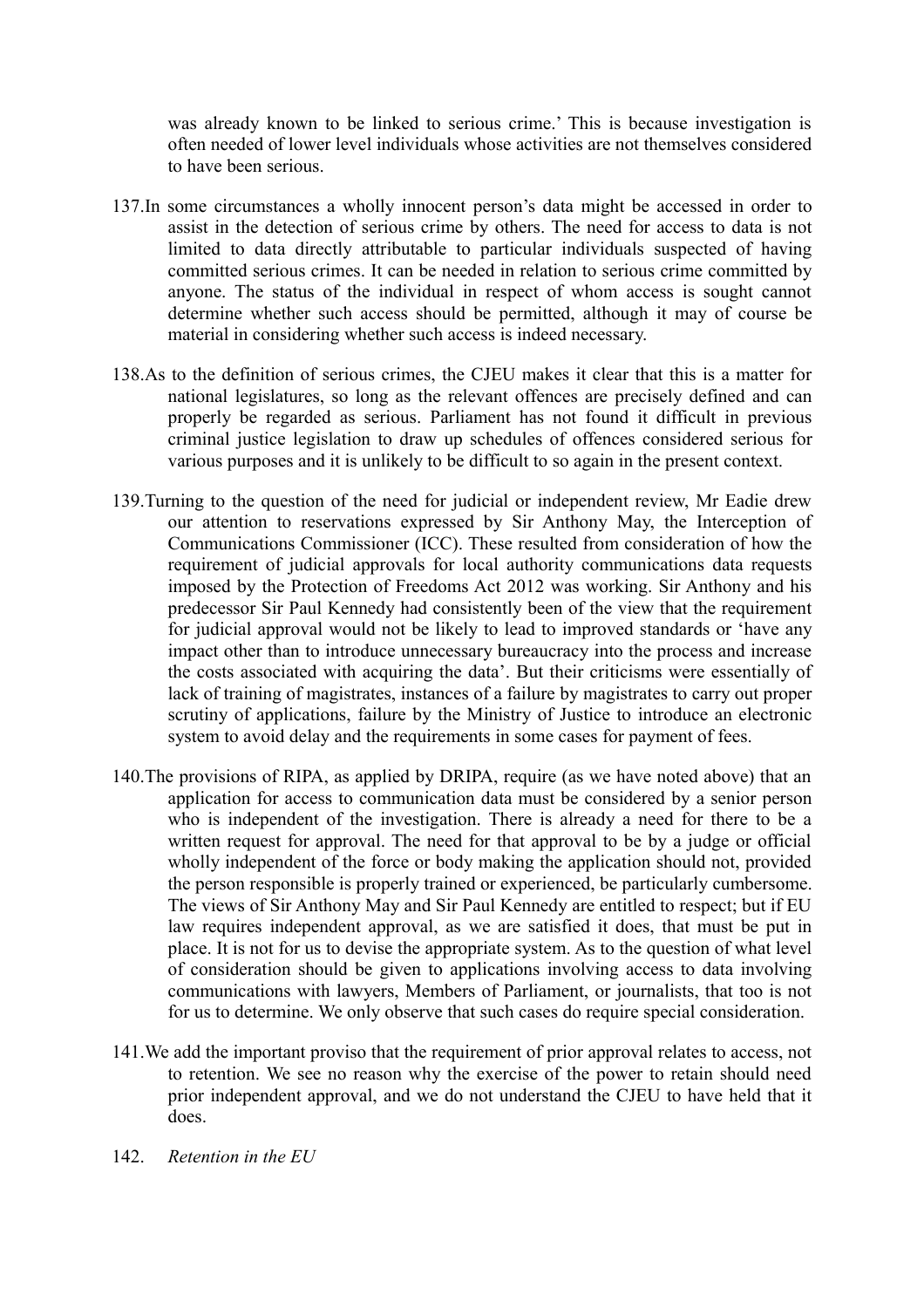was already known to be linked to serious crime.' This is because investigation is often needed of lower level individuals whose activities are not themselves considered to have been serious.

137. In some circumstances a wholly innocent person's data might be accessed in order to assist in the detection of serious crime by others. The need for access to data is not limited to data directly attributable to particular individuals suspected of having committed serious crimes. It can be needed in relation to serious crime committed by anyone. The status of the individual in respect of whom access is sought cannot determine whether such access should be permitted, although it may of course be material in considering whether such access is indeed necessary.

138. As to the definition of serious crimes, the CJEU makes it clear that this is a matter for national legislatures, so long as the relevant offences are precisely defined and can properly be regarded as serious. Parliament has not found it difficult in previous criminal justice legislation to draw up schedules of offences considered serious for various purposes and it is unlikely to be difficult to so again in the present context.

139. Turning to the question of the need for judicial or independent review, Mr Eadie drew our attention to reservations expressed by Sir Anthony May, the Interception of Communications Commissioner (ICC). These resulted from consideration of how the requirement of judicial approvals for local authority communications data requests imposed by the Protection of Freedoms Act 2012 was working. Sir Anthony and his predecessor Sir Paul Kennedy had consistently been of the view that the requirement for judicial approval would not be likely to lead to improved standards or 'have any impact other than to introduce unnecessary bureaucracy into the process and increase the costs associated with acquiring the data'. But their criticisms were essentially of lack of training of magistrates, instances of a failure by magistrates to carry out proper scrutiny of applications, failure by the Ministry of Justice to introduce an electronic system to avoid delay and the requirements in some cases for payment of fees.

140. The provisions of RIPA, as applied by DRIPA, require (as we have noted above) that an application for access to communication data must be considered by a senior person who is independent of the investigation. There is already a need for there to be a written request for approval. The need for that approval to be by a judge or official wholly independent of the force or body making the application should not, provided the person responsible is properly trained or experienced, be particularly cumbersome. The views of Sir Anthony May and Sir Paul Kennedy are entitled to respect; but if EU law requires independent approval, as we are satisfied it does, that must be put in place. It is not for us to devise the appropriate system. As to the question of what level of consideration should be given to applications involving access to data involving communications with lawyers, Members of Parliament, or journalists, that too is not for us to determine. We only observe that such cases do require special consideration.

141. We add the important proviso that the requirement of prior approval relates to access, not to retention. We see no reason why the exercise of the power to retain should need prior independent approval, and we do not understand the CJEU to have held that it does.

142. *Retention in the EU*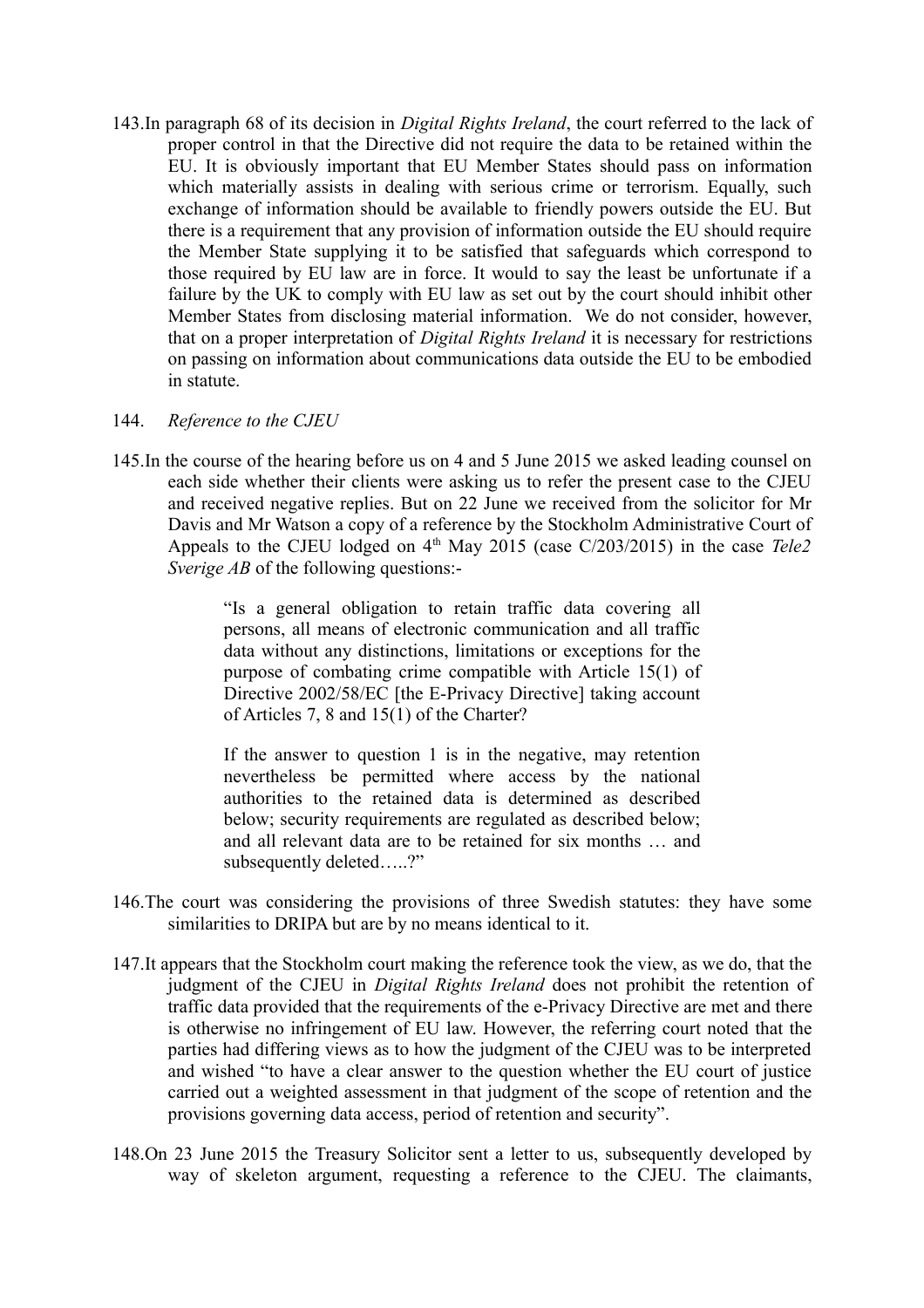143. In paragraph 68 of its decision in *Digital Rights Ireland*, the court referred to the lack of proper control in that the Directive did not require the data to be retained within the EU. It is obviously important that EU Member States should pass on information which materially assists in dealing with serious crime or terrorism. Equally, such exchange of information should be available to friendly powers outside the EU. But there is a requirement that any provision of information outside the EU should require the Member State supplying it to be satisfied that safeguards which correspond to those required by EU law are in force. It would to say the least be unfortunate if a failure by the UK to comply with EU law as set out by the court should inhibit other Member States from disclosing material information. We do not consider, however, that on a proper interpretation of *Digital Rights Ireland* it is necessary for restrictions on passing on information about communications data outside the EU to be embodied in statute.

144. *Reference to the CJEU*

145. In the course of the hearing before us on 4 and 5 June 2015 we asked leading counsel on each side whether their clients were asking us to refer the present case to the CJEU and received negative replies. But on 22 June we received from the solicitor for Mr Davis and Mr Watson a copy of a reference by the Stockholm Administrative Court of Appeals to the CJEU lodged on 4th May 2015 (case C/203/2015) in the case *Tele2 Sverige AB* of the following questions:-

> "Is a general obligation to retain traffic data covering all persons, all means of electronic communication and all traffic data without any distinctions, limitations or exceptions for the purpose of combating crime compatible with Article 15(1) of Directive 2002/58/EC [the E-Privacy Directive] taking account of Articles 7, 8 and 15(1) of the Charter?
>
> If the answer to question 1 is in the negative, may retention nevertheless be permitted where access by the national authorities to the retained data is determined as described below; security requirements are regulated as described below; and all relevant data are to be retained for six months … and subsequently deleted…..?"

146. The court was considering the provisions of three Swedish statutes: they have some similarities to DRIPA but are by no means identical to it.

147. It appears that the Stockholm court making the reference took the view, as we do, that the judgment of the CJEU in *Digital Rights Ireland* does not prohibit the retention of traffic data provided that the requirements of the e-Privacy Directive are met and there is otherwise no infringement of EU law. However, the referring court noted that the parties had differing views as to how the judgment of the CJEU was to be interpreted and wished "to have a clear answer to the question whether the EU court of justice carried out a weighted assessment in that judgment of the scope of retention and the provisions governing data access, period of retention and security".

148. On 23 June 2015 the Treasury Solicitor sent a letter to us, subsequently developed by way of skeleton argument, requesting a reference to the CJEU. The claimants,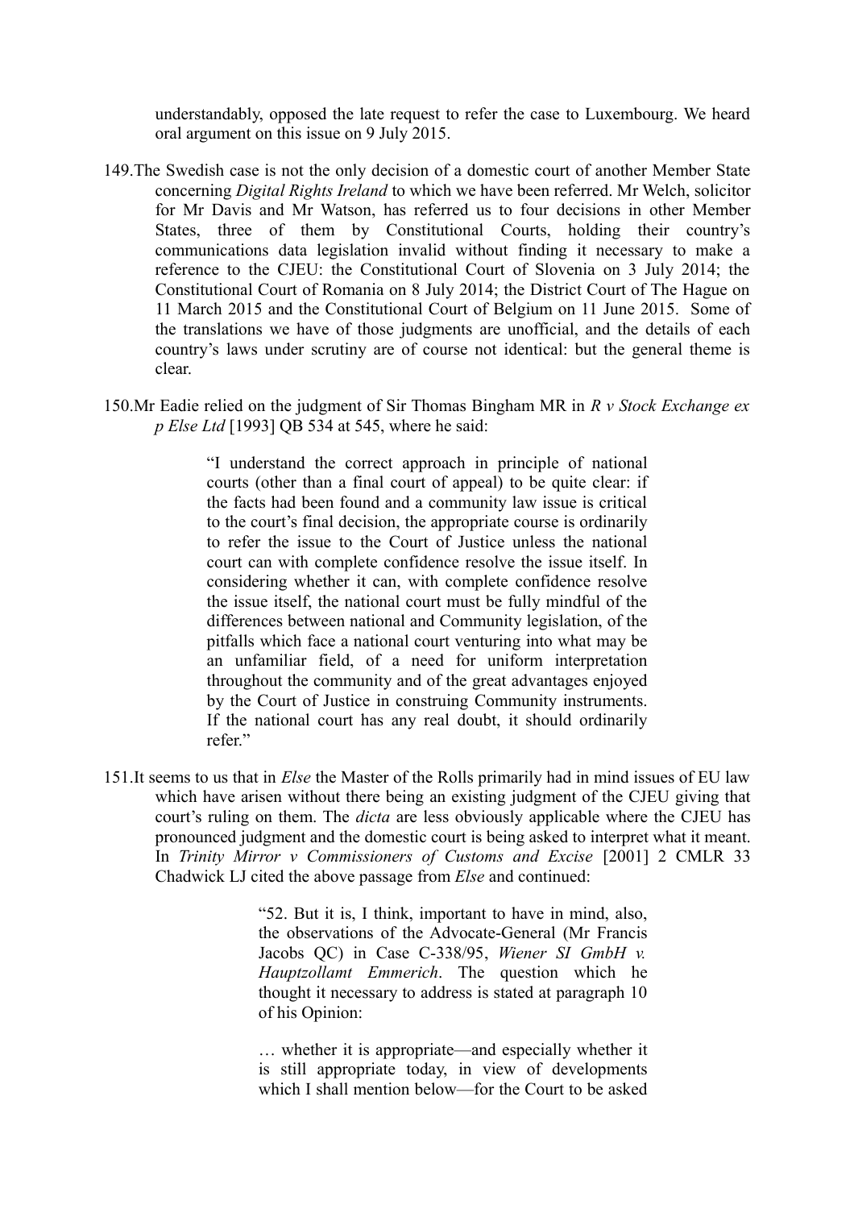understandably, opposed the late request to refer the case to Luxembourg. We heard oral argument on this issue on 9 July 2015.

149. The Swedish case is not the only decision of a domestic court of another Member State concerning *Digital Rights Ireland* to which we have been referred. Mr Welch, solicitor for Mr Davis and Mr Watson, has referred us to four decisions in other Member States, three of them by Constitutional Courts, holding their country's communications data legislation invalid without finding it necessary to make a reference to the CJEU: the Constitutional Court of Slovenia on 3 July 2014; the Constitutional Court of Romania on 8 July 2014; the District Court of The Hague on 11 March 2015 and the Constitutional Court of Belgium on 11 June 2015. Some of the translations we have of those judgments are unofficial, and the details of each country's laws under scrutiny are of course not identical: but the general theme is clear.

150. Mr Eadie relied on the judgment of Sir Thomas Bingham MR in *R v Stock Exchange ex p Else Ltd* [1993] QB 534 at 545, where he said:

> "I understand the correct approach in principle of national courts (other than a final court of appeal) to be quite clear: if the facts had been found and a community law issue is critical to the court's final decision, the appropriate course is ordinarily to refer the issue to the Court of Justice unless the national court can with complete confidence resolve the issue itself. In considering whether it can, with complete confidence resolve the issue itself, the national court must be fully mindful of the differences between national and Community legislation, of the pitfalls which face a national court venturing into what may be an unfamiliar field, of a need for uniform interpretation throughout the community and of the great advantages enjoyed by the Court of Justice in construing Community instruments. If the national court has any real doubt, it should ordinarily refer."

151. It seems to us that in *Else* the Master of the Rolls primarily had in mind issues of EU law which have arisen without there being an existing judgment of the CJEU giving that court's ruling on them. The *dicta* are less obviously applicable where the CJEU has pronounced judgment and the domestic court is being asked to interpret what it meant. In *Trinity Mirror v Commissioners of Customs and Excise* [2001] 2 CMLR 33 Chadwick LJ cited the above passage from *Else* and continued:

> "52. But it is, I think, important to have in mind, also, the observations of the Advocate-General (Mr Francis Jacobs QC) in Case C-338/95, *Wiener SI GmbH v. Hauptzollamt Emmerich*. The question which he thought it necessary to address is stated at paragraph 10 of his Opinion:
>
> … whether it is appropriate—and especially whether it is still appropriate today, in view of developments which I shall mention below—for the Court to be asked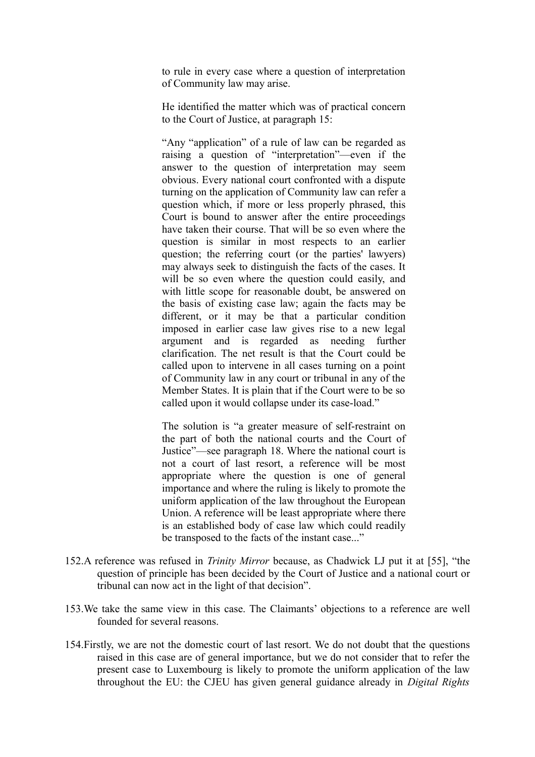> to rule in every case where a question of interpretation of Community law may arise.
>
> He identified the matter which was of practical concern to the Court of Justice, at paragraph 15:
>
> "Any "application" of a rule of law can be regarded as raising a question of "interpretation"—even if the answer to the question of interpretation may seem obvious. Every national court confronted with a dispute turning on the application of Community law can refer a question which, if more or less properly phrased, this Court is bound to answer after the entire proceedings have taken their course. That will be so even where the question is similar in most respects to an earlier question; the referring court (or the parties' lawyers) may always seek to distinguish the facts of the cases. It will be so even where the question could easily, and with little scope for reasonable doubt, be answered on the basis of existing case law; again the facts may be different, or it may be that a particular condition imposed in earlier case law gives rise to a new legal argument and is regarded as needing further clarification. The net result is that the Court could be called upon to intervene in all cases turning on a point of Community law in any court or tribunal in any of the Member States. It is plain that if the Court were to be so called upon it would collapse under its case-load."
>
> The solution is "a greater measure of self-restraint on the part of both the national courts and the Court of Justice"—see paragraph 18. Where the national court is not a court of last resort, a reference will be most appropriate where the question is one of general importance and where the ruling is likely to promote the uniform application of the law throughout the European Union. A reference will be least appropriate where there is an established body of case law which could readily be transposed to the facts of the instant case..."

152. A reference was refused in *Trinity Mirror* because, as Chadwick LJ put it at [55], "the question of principle has been decided by the Court of Justice and a national court or tribunal can now act in the light of that decision".

153. We take the same view in this case. The Claimants' objections to a reference are well founded for several reasons.

154. Firstly, we are not the domestic court of last resort. We do not doubt that the questions raised in this case are of general importance, but we do not consider that to refer the present case to Luxembourg is likely to promote the uniform application of the law throughout the EU: the CJEU has given general guidance already in *Digital Rights*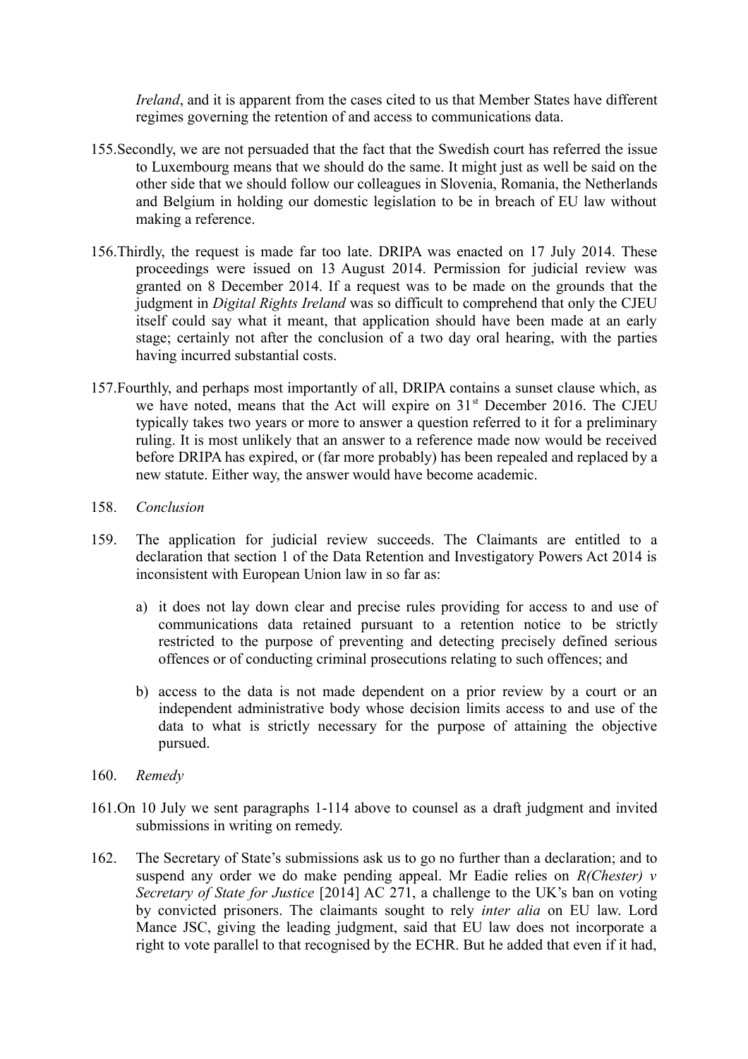*Ireland*, and it is apparent from the cases cited to us that Member States have different regimes governing the retention of and access to communications data.

155. Secondly, we are not persuaded that the fact that the Swedish court has referred the issue to Luxembourg means that we should do the same. It might just as well be said on the other side that we should follow our colleagues in Slovenia, Romania, the Netherlands and Belgium in holding our domestic legislation to be in breach of EU law without making a reference.

156. Thirdly, the request is made far too late. DRIPA was enacted on 17 July 2014. These proceedings were issued on 13 August 2014. Permission for judicial review was granted on 8 December 2014. If a request was to be made on the grounds that the judgment in *Digital Rights Ireland* was so difficult to comprehend that only the CJEU itself could say what it meant, that application should have been made at an early stage; certainly not after the conclusion of a two day oral hearing, with the parties having incurred substantial costs.

157. Fourthly, and perhaps most importantly of all, DRIPA contains a sunset clause which, as we have noted, means that the Act will expire on 31st December 2016. The CJEU typically takes two years or more to answer a question referred to it for a preliminary ruling. It is most unlikely that an answer to a reference made now would be received before DRIPA has expired, or (far more probably) has been repealed and replaced by a new statute. Either way, the answer would have become academic.

158. *Conclusion*

159. The application for judicial review succeeds. The Claimants are entitled to a declaration that section 1 of the Data Retention and Investigatory Powers Act 2014 is inconsistent with European Union law in so far as:

a) it does not lay down clear and precise rules providing for access to and use of communications data retained pursuant to a retention notice to be strictly restricted to the purpose of preventing and detecting precisely defined serious offences or of conducting criminal prosecutions relating to such offences; and

b) access to the data is not made dependent on a prior review by a court or an independent administrative body whose decision limits access to and use of the data to what is strictly necessary for the purpose of attaining the objective pursued.

160. *Remedy*

161. On 10 July we sent paragraphs 1-114 above to counsel as a draft judgment and invited submissions in writing on remedy.

162. The Secretary of State's submissions ask us to go no further than a declaration; and to suspend any order we do make pending appeal. Mr Eadie relies on *R(Chester) v Secretary of State for Justice* [2014] AC 271, a challenge to the UK's ban on voting by convicted prisoners. The claimants sought to rely *inter alia* on EU law. Lord Mance JSC, giving the leading judgment, said that EU law does not incorporate a right to vote parallel to that recognised by the ECHR. But he added that even if it had,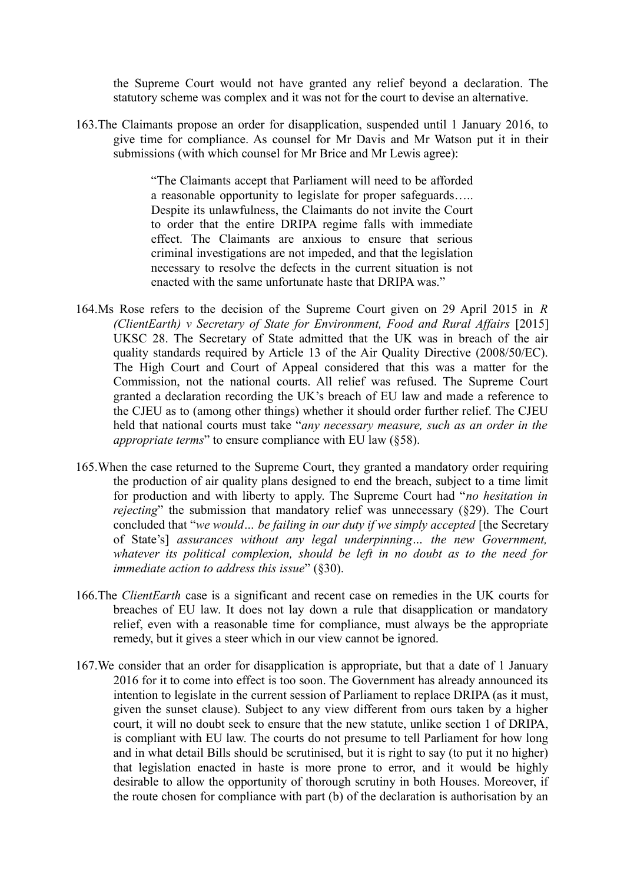the Supreme Court would not have granted any relief beyond a declaration. The statutory scheme was complex and it was not for the court to devise an alternative.

163. The Claimants propose an order for disapplication, suspended until 1 January 2016, to give time for compliance. As counsel for Mr Davis and Mr Watson put it in their submissions (with which counsel for Mr Brice and Mr Lewis agree):

> "The Claimants accept that Parliament will need to be afforded a reasonable opportunity to legislate for proper safeguards….. Despite its unlawfulness, the Claimants do not invite the Court to order that the entire DRIPA regime falls with immediate effect. The Claimants are anxious to ensure that serious criminal investigations are not impeded, and that the legislation necessary to resolve the defects in the current situation is not enacted with the same unfortunate haste that DRIPA was."

164. Ms Rose refers to the decision of the Supreme Court given on 29 April 2015 in *R (ClientEarth) v Secretary of State for Environment, Food and Rural Affairs* [2015] UKSC 28. The Secretary of State admitted that the UK was in breach of the air quality standards required by Article 13 of the Air Quality Directive (2008/50/EC). The High Court and Court of Appeal considered that this was a matter for the Commission, not the national courts. All relief was refused. The Supreme Court granted a declaration recording the UK's breach of EU law and made a reference to the CJEU as to (among other things) whether it should order further relief. The CJEU held that national courts must take "*any necessary measure, such as an order in the appropriate terms*" to ensure compliance with EU law (§58).

165. When the case returned to the Supreme Court, they granted a mandatory order requiring the production of air quality plans designed to end the breach, subject to a time limit for production and with liberty to apply. The Supreme Court had "*no hesitation in rejecting*" the submission that mandatory relief was unnecessary (§29). The Court concluded that "*we would… be failing in our duty if we simply accepted* [the Secretary of State's] *assurances without any legal underpinning… the new Government, whatever its political complexion, should be left in no doubt as to the need for immediate action to address this issue*" (§30).

166. The *ClientEarth* case is a significant and recent case on remedies in the UK courts for breaches of EU law. It does not lay down a rule that disapplication or mandatory relief, even with a reasonable time for compliance, must always be the appropriate remedy, but it gives a steer which in our view cannot be ignored.

167. We consider that an order for disapplication is appropriate, but that a date of 1 January 2016 for it to come into effect is too soon. The Government has already announced its intention to legislate in the current session of Parliament to replace DRIPA (as it must, given the sunset clause). Subject to any view different from ours taken by a higher court, it will no doubt seek to ensure that the new statute, unlike section 1 of DRIPA, is compliant with EU law. The courts do not presume to tell Parliament for how long and in what detail Bills should be scrutinised, but it is right to say (to put it no higher) that legislation enacted in haste is more prone to error, and it would be highly desirable to allow the opportunity of thorough scrutiny in both Houses. Moreover, if the route chosen for compliance with part (b) of the declaration is authorisation by an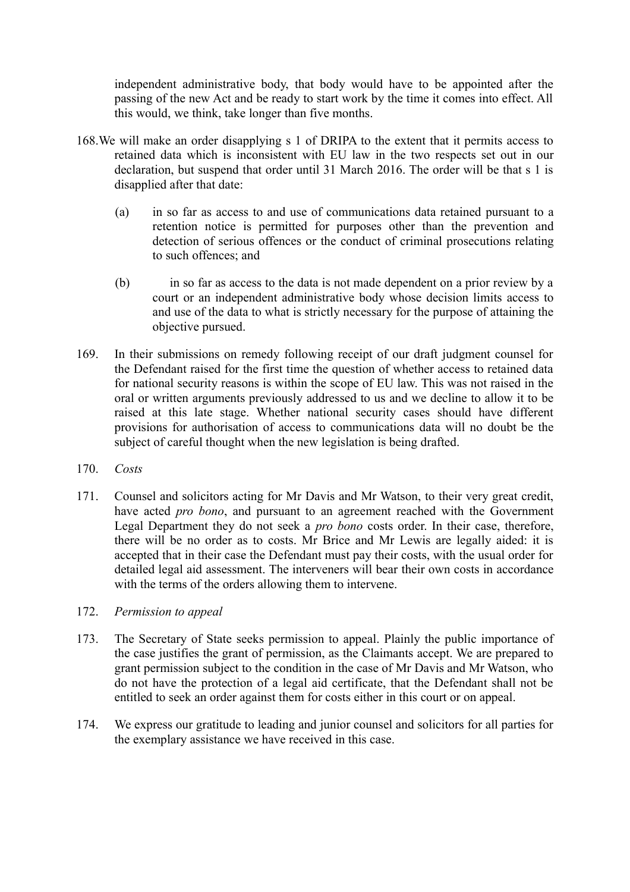independent administrative body, that body would have to be appointed after the passing of the new Act and be ready to start work by the time it comes into effect. All this would, we think, take longer than five months.

168. We will make an order disapplying s 1 of DRIPA to the extent that it permits access to retained data which is inconsistent with EU law in the two respects set out in our declaration, but suspend that order until 31 March 2016. The order will be that s 1 is disapplied after that date:

   (a) in so far as access to and use of communications data retained pursuant to a retention notice is permitted for purposes other than the prevention and detection of serious offences or the conduct of criminal prosecutions relating to such offences; and

   (b) in so far as access to the data is not made dependent on a prior review by a court or an independent administrative body whose decision limits access to and use of the data to what is strictly necessary for the purpose of attaining the objective pursued.

169. In their submissions on remedy following receipt of our draft judgment counsel for the Defendant raised for the first time the question of whether access to retained data for national security reasons is within the scope of EU law. This was not raised in the oral or written arguments previously addressed to us and we decline to allow it to be raised at this late stage. Whether national security cases should have different provisions for authorisation of access to communications data will no doubt be the subject of careful thought when the new legislation is being drafted.

170. *Costs*

171. Counsel and solicitors acting for Mr Davis and Mr Watson, to their very great credit, have acted *pro bono*, and pursuant to an agreement reached with the Government Legal Department they do not seek a *pro bono* costs order. In their case, therefore, there will be no order as to costs. Mr Brice and Mr Lewis are legally aided: it is accepted that in their case the Defendant must pay their costs, with the usual order for detailed legal aid assessment. The interveners will bear their own costs in accordance with the terms of the orders allowing them to intervene.

172. *Permission to appeal*

173. The Secretary of State seeks permission to appeal. Plainly the public importance of the case justifies the grant of permission, as the Claimants accept. We are prepared to grant permission subject to the condition in the case of Mr Davis and Mr Watson, who do not have the protection of a legal aid certificate, that the Defendant shall not be entitled to seek an order against them for costs either in this court or on appeal.

174. We express our gratitude to leading and junior counsel and solicitors for all parties for the exemplary assistance we have received in this case.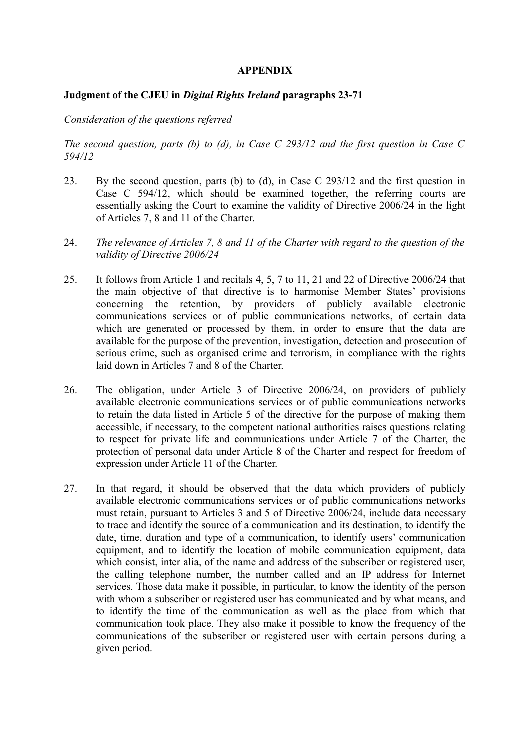## APPENDIX

**Judgment of the CJEU in *Digital Rights Ireland* paragraphs 23-71**

*Consideration of the questions referred*

*The second question, parts (b) to (d), in Case C 293/12 and the first question in Case C 594/12*

23. By the second question, parts (b) to (d), in Case C 293/12 and the first question in Case C 594/12, which should be examined together, the referring courts are essentially asking the Court to examine the validity of Directive 2006/24 in the light of Articles 7, 8 and 11 of the Charter.

24. *The relevance of Articles 7, 8 and 11 of the Charter with regard to the question of the validity of Directive 2006/24*

25. It follows from Article 1 and recitals 4, 5, 7 to 11, 21 and 22 of Directive 2006/24 that the main objective of that directive is to harmonise Member States' provisions concerning the retention, by providers of publicly available electronic communications services or of public communications networks, of certain data which are generated or processed by them, in order to ensure that the data are available for the purpose of the prevention, investigation, detection and prosecution of serious crime, such as organised crime and terrorism, in compliance with the rights laid down in Articles 7 and 8 of the Charter.

26. The obligation, under Article 3 of Directive 2006/24, on providers of publicly available electronic communications services or of public communications networks to retain the data listed in Article 5 of the directive for the purpose of making them accessible, if necessary, to the competent national authorities raises questions relating to respect for private life and communications under Article 7 of the Charter, the protection of personal data under Article 8 of the Charter and respect for freedom of expression under Article 11 of the Charter.

27. In that regard, it should be observed that the data which providers of publicly available electronic communications services or of public communications networks must retain, pursuant to Articles 3 and 5 of Directive 2006/24, include data necessary to trace and identify the source of a communication and its destination, to identify the date, time, duration and type of a communication, to identify users' communication equipment, and to identify the location of mobile communication equipment, data which consist, inter alia, of the name and address of the subscriber or registered user, the calling telephone number, the number called and an IP address for Internet services. Those data make it possible, in particular, to know the identity of the person with whom a subscriber or registered user has communicated and by what means, and to identify the time of the communication as well as the place from which that communication took place. They also make it possible to know the frequency of the communications of the subscriber or registered user with certain persons during a given period.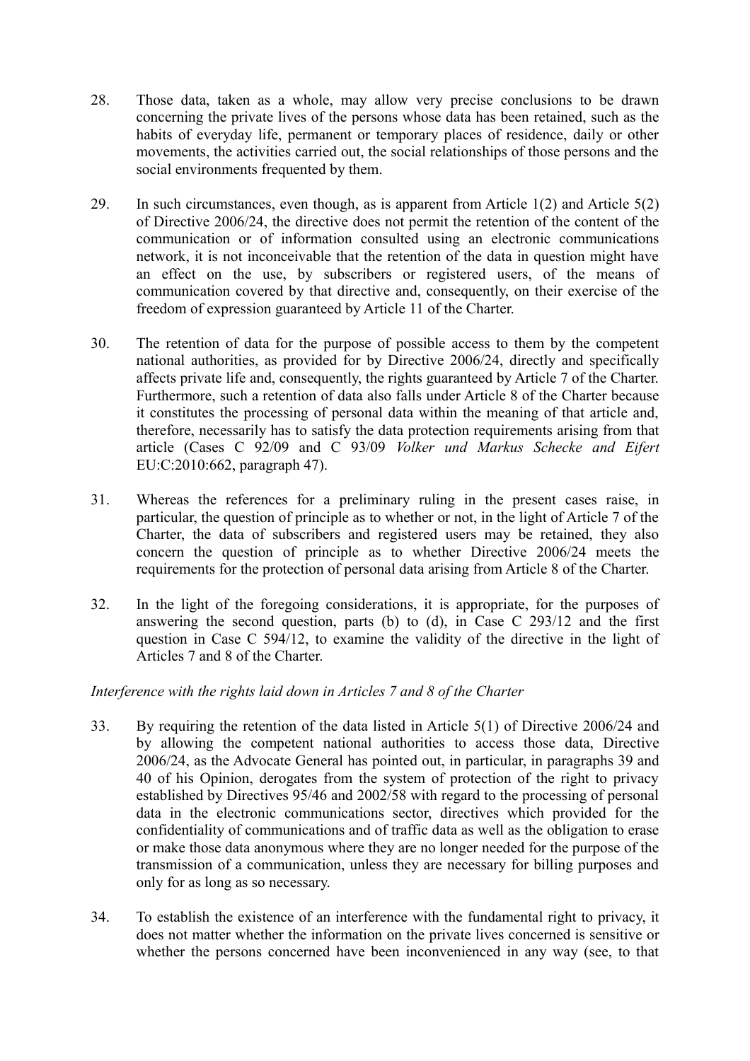28. Those data, taken as a whole, may allow very precise conclusions to be drawn concerning the private lives of the persons whose data has been retained, such as the habits of everyday life, permanent or temporary places of residence, daily or other movements, the activities carried out, the social relationships of those persons and the social environments frequented by them.

29. In such circumstances, even though, as is apparent from Article 1(2) and Article 5(2) of Directive 2006/24, the directive does not permit the retention of the content of the communication or of information consulted using an electronic communications network, it is not inconceivable that the retention of the data in question might have an effect on the use, by subscribers or registered users, of the means of communication covered by that directive and, consequently, on their exercise of the freedom of expression guaranteed by Article 11 of the Charter.

30. The retention of data for the purpose of possible access to them by the competent national authorities, as provided for by Directive 2006/24, directly and specifically affects private life and, consequently, the rights guaranteed by Article 7 of the Charter. Furthermore, such a retention of data also falls under Article 8 of the Charter because it constitutes the processing of personal data within the meaning of that article and, therefore, necessarily has to satisfy the data protection requirements arising from that article (Cases C 92/09 and C 93/09 *Volker und Markus Schecke and Eifert* EU:C:2010:662, paragraph 47).

31. Whereas the references for a preliminary ruling in the present cases raise, in particular, the question of principle as to whether or not, in the light of Article 7 of the Charter, the data of subscribers and registered users may be retained, they also concern the question of principle as to whether Directive 2006/24 meets the requirements for the protection of personal data arising from Article 8 of the Charter.

32. In the light of the foregoing considerations, it is appropriate, for the purposes of answering the second question, parts (b) to (d), in Case C 293/12 and the first question in Case C 594/12, to examine the validity of the directive in the light of Articles 7 and 8 of the Charter.

*Interference with the rights laid down in Articles 7 and 8 of the Charter*

33. By requiring the retention of the data listed in Article 5(1) of Directive 2006/24 and by allowing the competent national authorities to access those data, Directive 2006/24, as the Advocate General has pointed out, in particular, in paragraphs 39 and 40 of his Opinion, derogates from the system of protection of the right to privacy established by Directives 95/46 and 2002/58 with regard to the processing of personal data in the electronic communications sector, directives which provided for the confidentiality of communications and of traffic data as well as the obligation to erase or make those data anonymous where they are no longer needed for the purpose of the transmission of a communication, unless they are necessary for billing purposes and only for as long as so necessary.

34. To establish the existence of an interference with the fundamental right to privacy, it does not matter whether the information on the private lives concerned is sensitive or whether the persons concerned have been inconvenienced in any way (see, to that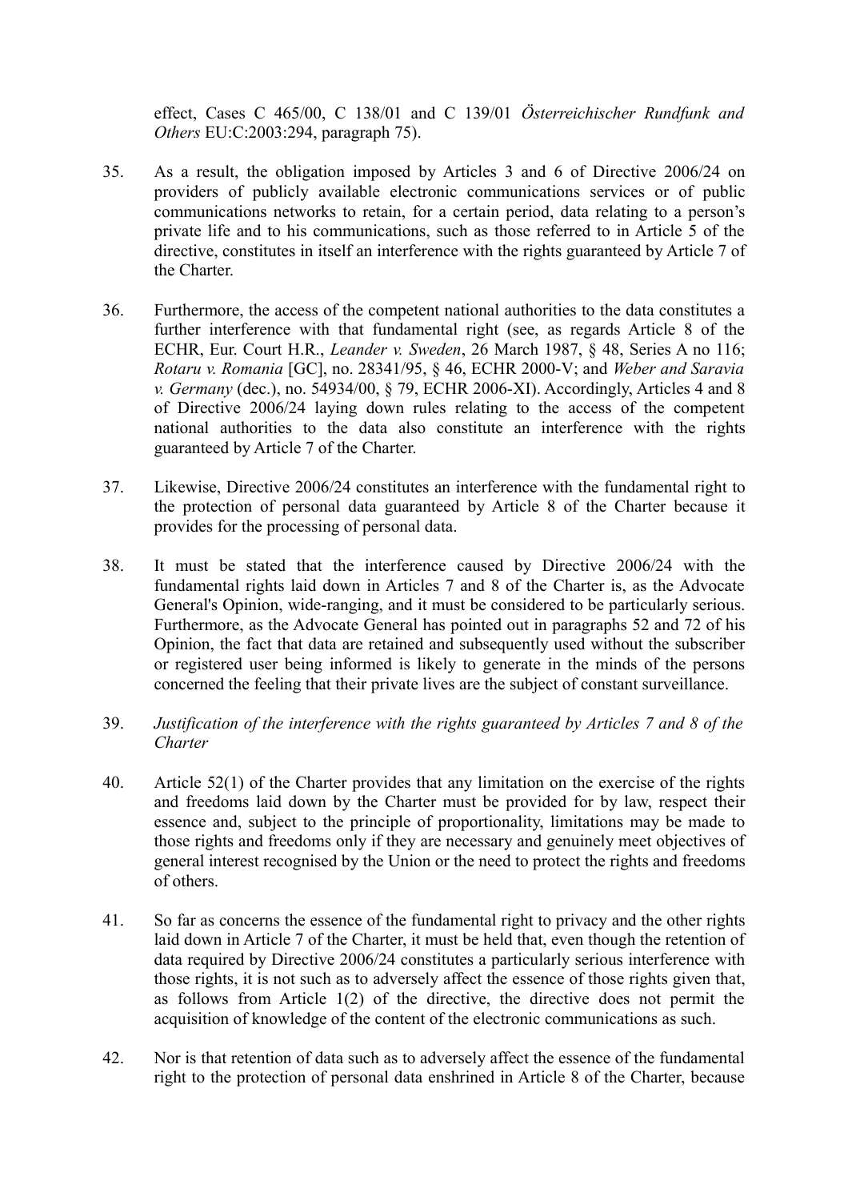effect, Cases C 465/00, C 138/01 and C 139/01 *Österreichischer Rundfunk and Others* EU:C:2003:294, paragraph 75).

35. As a result, the obligation imposed by Articles 3 and 6 of Directive 2006/24 on providers of publicly available electronic communications services or of public communications networks to retain, for a certain period, data relating to a person's private life and to his communications, such as those referred to in Article 5 of the directive, constitutes in itself an interference with the rights guaranteed by Article 7 of the Charter.

36. Furthermore, the access of the competent national authorities to the data constitutes a further interference with that fundamental right (see, as regards Article 8 of the ECHR, Eur. Court H.R., *Leander v. Sweden*, 26 March 1987, § 48, Series A no 116; *Rotaru v. Romania* [GC], no. 28341/95, § 46, ECHR 2000-V; and *Weber and Saravia v. Germany* (dec.), no. 54934/00, § 79, ECHR 2006-XI). Accordingly, Articles 4 and 8 of Directive 2006/24 laying down rules relating to the access of the competent national authorities to the data also constitute an interference with the rights guaranteed by Article 7 of the Charter.

37. Likewise, Directive 2006/24 constitutes an interference with the fundamental right to the protection of personal data guaranteed by Article 8 of the Charter because it provides for the processing of personal data.

38. It must be stated that the interference caused by Directive 2006/24 with the fundamental rights laid down in Articles 7 and 8 of the Charter is, as the Advocate General's Opinion, wide-ranging, and it must be considered to be particularly serious. Furthermore, as the Advocate General has pointed out in paragraphs 52 and 72 of his Opinion, the fact that data are retained and subsequently used without the subscriber or registered user being informed is likely to generate in the minds of the persons concerned the feeling that their private lives are the subject of constant surveillance.

39. *Justification of the interference with the rights guaranteed by Articles 7 and 8 of the Charter*

40. Article 52(1) of the Charter provides that any limitation on the exercise of the rights and freedoms laid down by the Charter must be provided for by law, respect their essence and, subject to the principle of proportionality, limitations may be made to those rights and freedoms only if they are necessary and genuinely meet objectives of general interest recognised by the Union or the need to protect the rights and freedoms of others.

41. So far as concerns the essence of the fundamental right to privacy and the other rights laid down in Article 7 of the Charter, it must be held that, even though the retention of data required by Directive 2006/24 constitutes a particularly serious interference with those rights, it is not such as to adversely affect the essence of those rights given that, as follows from Article 1(2) of the directive, the directive does not permit the acquisition of knowledge of the content of the electronic communications as such.

42. Nor is that retention of data such as to adversely affect the essence of the fundamental right to the protection of personal data enshrined in Article 8 of the Charter, because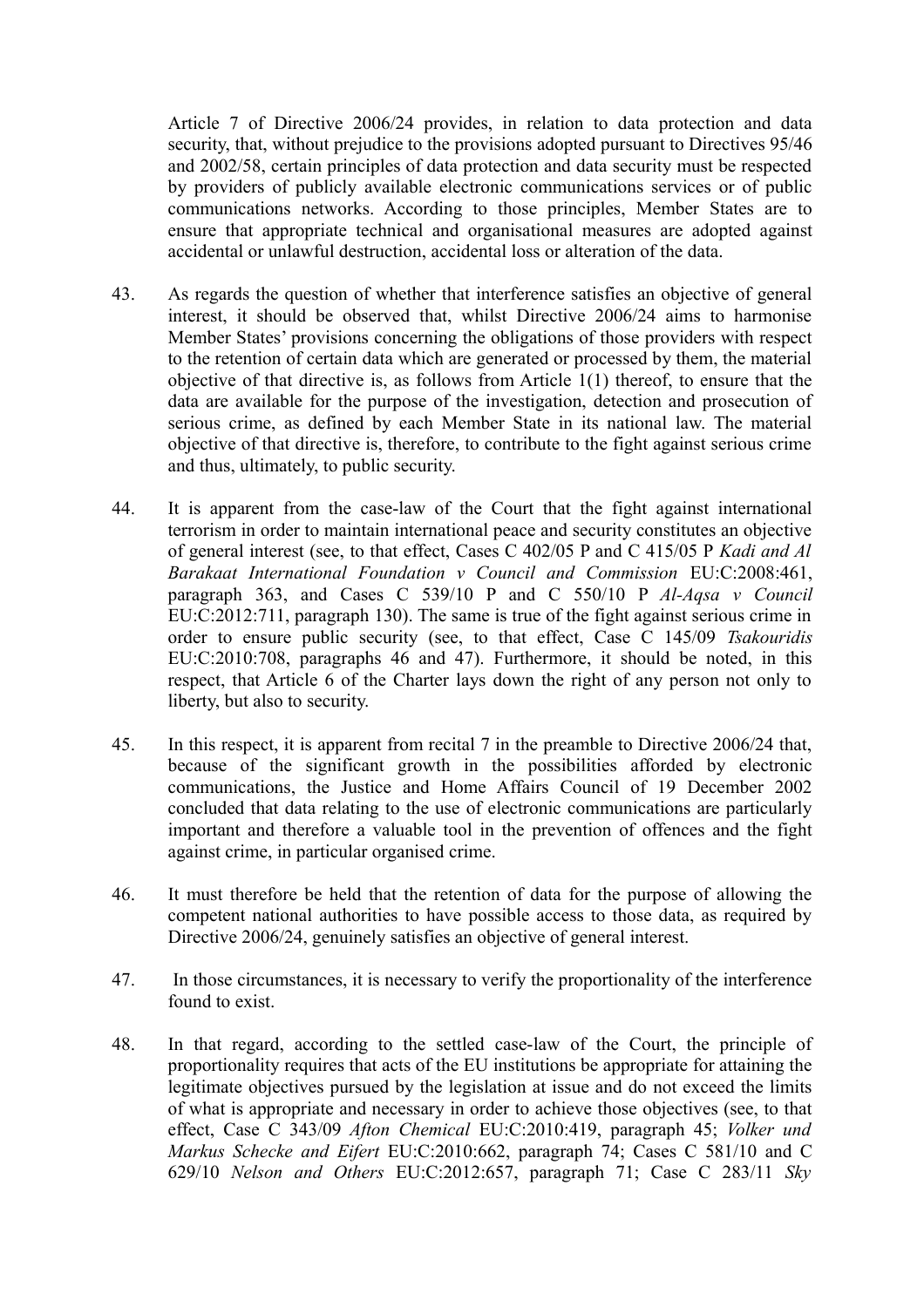Article 7 of Directive 2006/24 provides, in relation to data protection and data security, that, without prejudice to the provisions adopted pursuant to Directives 95/46 and 2002/58, certain principles of data protection and data security must be respected by providers of publicly available electronic communications services or of public communications networks. According to those principles, Member States are to ensure that appropriate technical and organisational measures are adopted against accidental or unlawful destruction, accidental loss or alteration of the data.

43. As regards the question of whether that interference satisfies an objective of general interest, it should be observed that, whilst Directive 2006/24 aims to harmonise Member States' provisions concerning the obligations of those providers with respect to the retention of certain data which are generated or processed by them, the material objective of that directive is, as follows from Article 1(1) thereof, to ensure that the data are available for the purpose of the investigation, detection and prosecution of serious crime, as defined by each Member State in its national law. The material objective of that directive is, therefore, to contribute to the fight against serious crime and thus, ultimately, to public security.

44. It is apparent from the case-law of the Court that the fight against international terrorism in order to maintain international peace and security constitutes an objective of general interest (see, to that effect, Cases C 402/05 P and C 415/05 P *Kadi and Al Barakaat International Foundation v Council and Commission* EU:C:2008:461, paragraph 363, and Cases C 539/10 P and C 550/10 P *Al-Aqsa v Council* EU:C:2012:711, paragraph 130). The same is true of the fight against serious crime in order to ensure public security (see, to that effect, Case C 145/09 *Tsakouridis* EU:C:2010:708, paragraphs 46 and 47). Furthermore, it should be noted, in this respect, that Article 6 of the Charter lays down the right of any person not only to liberty, but also to security.

45. In this respect, it is apparent from recital 7 in the preamble to Directive 2006/24 that, because of the significant growth in the possibilities afforded by electronic communications, the Justice and Home Affairs Council of 19 December 2002 concluded that data relating to the use of electronic communications are particularly important and therefore a valuable tool in the prevention of offences and the fight against crime, in particular organised crime.

46. It must therefore be held that the retention of data for the purpose of allowing the competent national authorities to have possible access to those data, as required by Directive 2006/24, genuinely satisfies an objective of general interest.

47. In those circumstances, it is necessary to verify the proportionality of the interference found to exist.

48. In that regard, according to the settled case-law of the Court, the principle of proportionality requires that acts of the EU institutions be appropriate for attaining the legitimate objectives pursued by the legislation at issue and do not exceed the limits of what is appropriate and necessary in order to achieve those objectives (see, to that effect, Case C 343/09 *Afton Chemical* EU:C:2010:419, paragraph 45; *Volker und Markus Schecke and Eifert* EU:C:2010:662, paragraph 74; Cases C 581/10 and C 629/10 *Nelson and Others* EU:C:2012:657, paragraph 71; Case C 283/11 *Sky*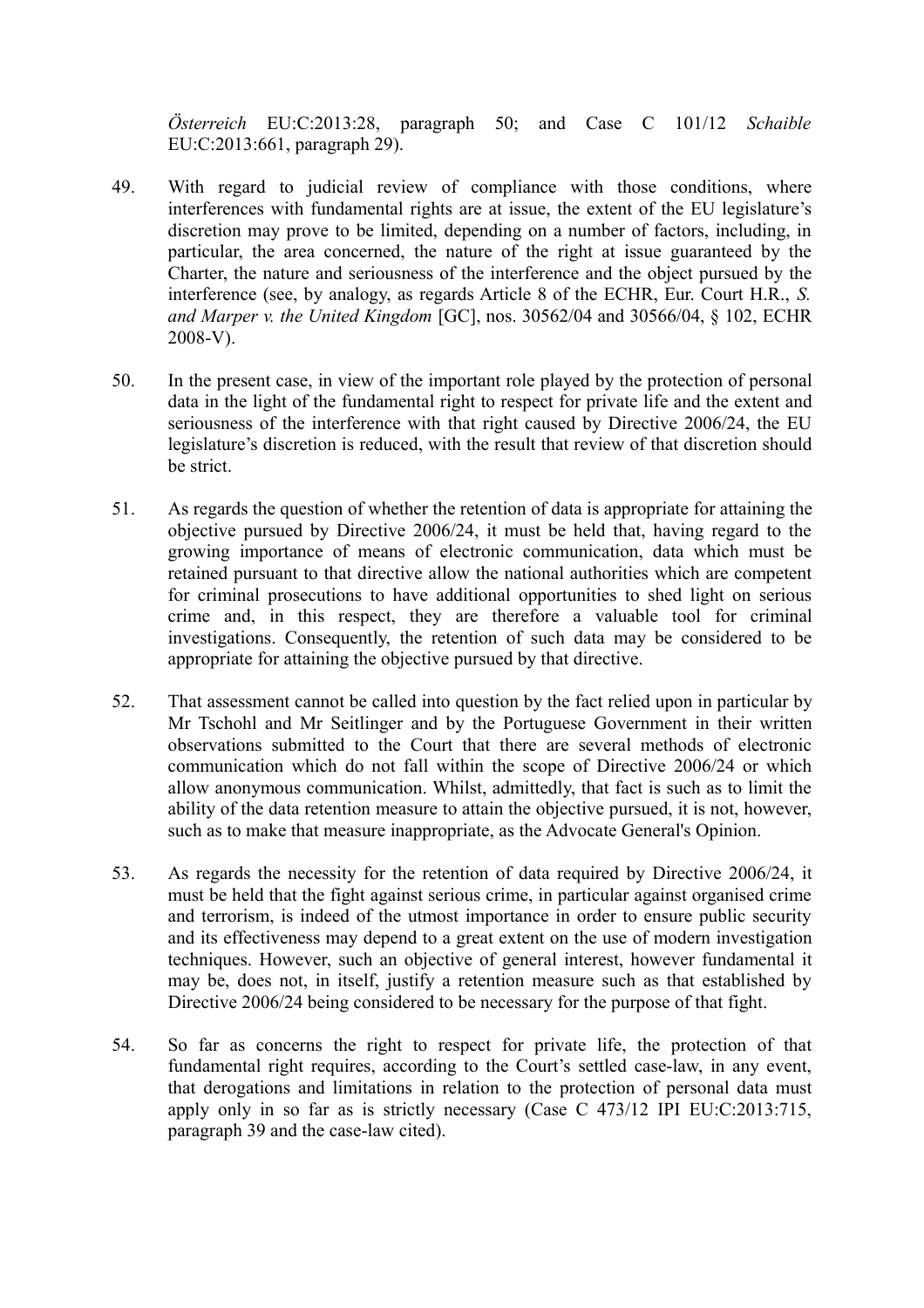*Österreich* EU:C:2013:28, paragraph 50; and Case C 101/12 *Schaible* EU:C:2013:661, paragraph 29).

49. With regard to judicial review of compliance with those conditions, where interferences with fundamental rights are at issue, the extent of the EU legislature's discretion may prove to be limited, depending on a number of factors, including, in particular, the area concerned, the nature of the right at issue guaranteed by the Charter, the nature and seriousness of the interference and the object pursued by the interference (see, by analogy, as regards Article 8 of the ECHR, Eur. Court H.R., *S. and Marper v. the United Kingdom* [GC], nos. 30562/04 and 30566/04, § 102, ECHR 2008-V).

50. In the present case, in view of the important role played by the protection of personal data in the light of the fundamental right to respect for private life and the extent and seriousness of the interference with that right caused by Directive 2006/24, the EU legislature's discretion is reduced, with the result that review of that discretion should be strict.

51. As regards the question of whether the retention of data is appropriate for attaining the objective pursued by Directive 2006/24, it must be held that, having regard to the growing importance of means of electronic communication, data which must be retained pursuant to that directive allow the national authorities which are competent for criminal prosecutions to have additional opportunities to shed light on serious crime and, in this respect, they are therefore a valuable tool for criminal investigations. Consequently, the retention of such data may be considered to be appropriate for attaining the objective pursued by that directive.

52. That assessment cannot be called into question by the fact relied upon in particular by Mr Tschohl and Mr Seitlinger and by the Portuguese Government in their written observations submitted to the Court that there are several methods of electronic communication which do not fall within the scope of Directive 2006/24 or which allow anonymous communication. Whilst, admittedly, that fact is such as to limit the ability of the data retention measure to attain the objective pursued, it is not, however, such as to make that measure inappropriate, as the Advocate General's Opinion.

53. As regards the necessity for the retention of data required by Directive 2006/24, it must be held that the fight against serious crime, in particular against organised crime and terrorism, is indeed of the utmost importance in order to ensure public security and its effectiveness may depend to a great extent on the use of modern investigation techniques. However, such an objective of general interest, however fundamental it may be, does not, in itself, justify a retention measure such as that established by Directive 2006/24 being considered to be necessary for the purpose of that fight.

54. So far as concerns the right to respect for private life, the protection of that fundamental right requires, according to the Court's settled case-law, in any event, that derogations and limitations in relation to the protection of personal data must apply only in so far as is strictly necessary (Case C 473/12 IPI EU:C:2013:715, paragraph 39 and the case-law cited).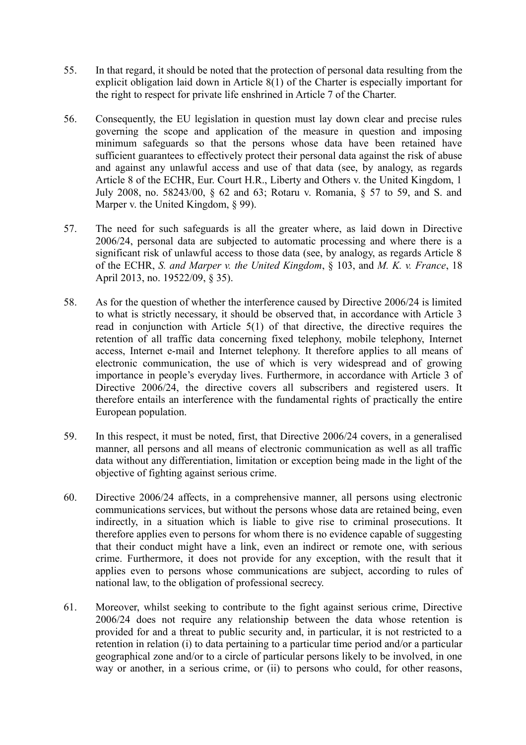55. In that regard, it should be noted that the protection of personal data resulting from the explicit obligation laid down in Article 8(1) of the Charter is especially important for the right to respect for private life enshrined in Article 7 of the Charter.

56. Consequently, the EU legislation in question must lay down clear and precise rules governing the scope and application of the measure in question and imposing minimum safeguards so that the persons whose data have been retained have sufficient guarantees to effectively protect their personal data against the risk of abuse and against any unlawful access and use of that data (see, by analogy, as regards Article 8 of the ECHR, Eur. Court H.R., Liberty and Others v. the United Kingdom, 1 July 2008, no. 58243/00, § 62 and 63; Rotaru v. Romania, § 57 to 59, and S. and Marper v. the United Kingdom, § 99).

57. The need for such safeguards is all the greater where, as laid down in Directive 2006/24, personal data are subjected to automatic processing and where there is a significant risk of unlawful access to those data (see, by analogy, as regards Article 8 of the ECHR, *S. and Marper v. the United Kingdom*, § 103, and *M. K. v. France*, 18 April 2013, no. 19522/09, § 35).

58. As for the question of whether the interference caused by Directive 2006/24 is limited to what is strictly necessary, it should be observed that, in accordance with Article 3 read in conjunction with Article 5(1) of that directive, the directive requires the retention of all traffic data concerning fixed telephony, mobile telephony, Internet access, Internet e-mail and Internet telephony. It therefore applies to all means of electronic communication, the use of which is very widespread and of growing importance in people's everyday lives. Furthermore, in accordance with Article 3 of Directive 2006/24, the directive covers all subscribers and registered users. It therefore entails an interference with the fundamental rights of practically the entire European population.

59. In this respect, it must be noted, first, that Directive 2006/24 covers, in a generalised manner, all persons and all means of electronic communication as well as all traffic data without any differentiation, limitation or exception being made in the light of the objective of fighting against serious crime.

60. Directive 2006/24 affects, in a comprehensive manner, all persons using electronic communications services, but without the persons whose data are retained being, even indirectly, in a situation which is liable to give rise to criminal prosecutions. It therefore applies even to persons for whom there is no evidence capable of suggesting that their conduct might have a link, even an indirect or remote one, with serious crime. Furthermore, it does not provide for any exception, with the result that it applies even to persons whose communications are subject, according to rules of national law, to the obligation of professional secrecy.

61. Moreover, whilst seeking to contribute to the fight against serious crime, Directive 2006/24 does not require any relationship between the data whose retention is provided for and a threat to public security and, in particular, it is not restricted to a retention in relation (i) to data pertaining to a particular time period and/or a particular geographical zone and/or to a circle of particular persons likely to be involved, in one way or another, in a serious crime, or (ii) to persons who could, for other reasons,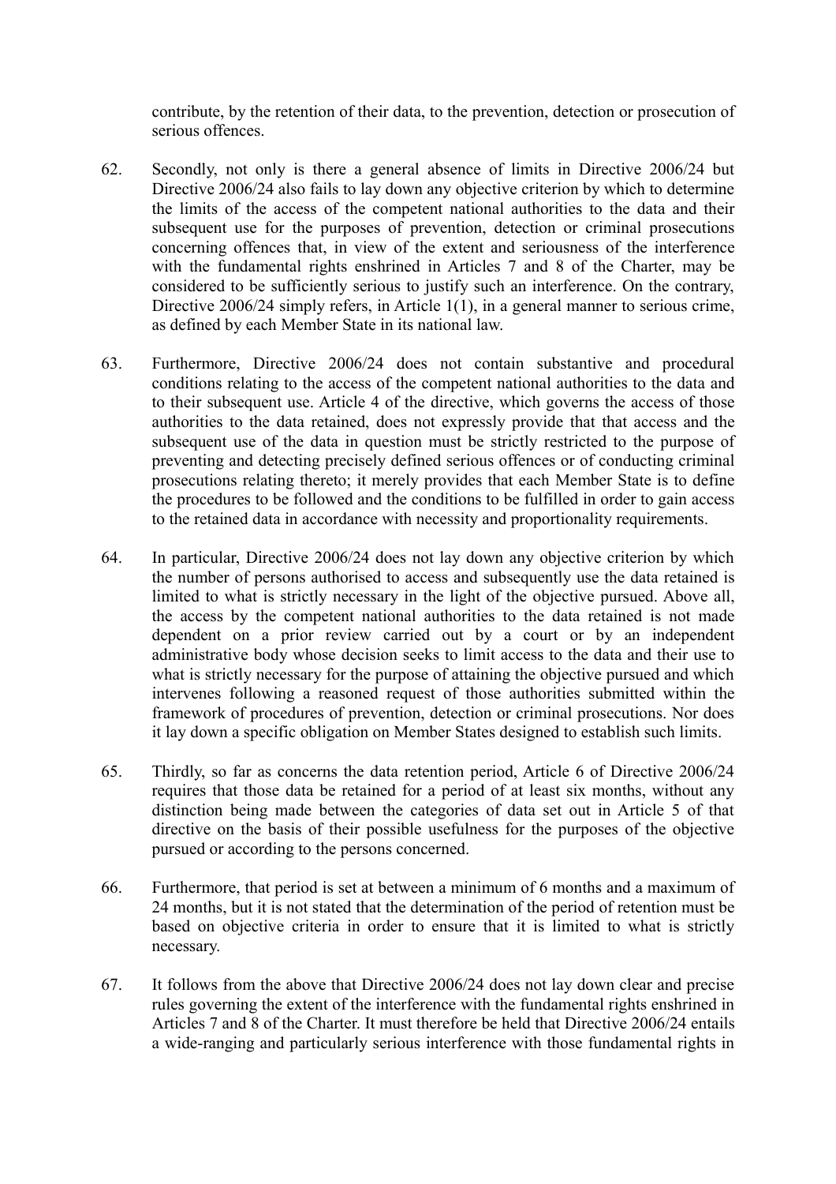contribute, by the retention of their data, to the prevention, detection or prosecution of serious offences.

62. Secondly, not only is there a general absence of limits in Directive 2006/24 but Directive 2006/24 also fails to lay down any objective criterion by which to determine the limits of the access of the competent national authorities to the data and their subsequent use for the purposes of prevention, detection or criminal prosecutions concerning offences that, in view of the extent and seriousness of the interference with the fundamental rights enshrined in Articles 7 and 8 of the Charter, may be considered to be sufficiently serious to justify such an interference. On the contrary, Directive 2006/24 simply refers, in Article 1(1), in a general manner to serious crime, as defined by each Member State in its national law.

63. Furthermore, Directive 2006/24 does not contain substantive and procedural conditions relating to the access of the competent national authorities to the data and to their subsequent use. Article 4 of the directive, which governs the access of those authorities to the data retained, does not expressly provide that that access and the subsequent use of the data in question must be strictly restricted to the purpose of preventing and detecting precisely defined serious offences or of conducting criminal prosecutions relating thereto; it merely provides that each Member State is to define the procedures to be followed and the conditions to be fulfilled in order to gain access to the retained data in accordance with necessity and proportionality requirements.

64. In particular, Directive 2006/24 does not lay down any objective criterion by which the number of persons authorised to access and subsequently use the data retained is limited to what is strictly necessary in the light of the objective pursued. Above all, the access by the competent national authorities to the data retained is not made dependent on a prior review carried out by a court or by an independent administrative body whose decision seeks to limit access to the data and their use to what is strictly necessary for the purpose of attaining the objective pursued and which intervenes following a reasoned request of those authorities submitted within the framework of procedures of prevention, detection or criminal prosecutions. Nor does it lay down a specific obligation on Member States designed to establish such limits.

65. Thirdly, so far as concerns the data retention period, Article 6 of Directive 2006/24 requires that those data be retained for a period of at least six months, without any distinction being made between the categories of data set out in Article 5 of that directive on the basis of their possible usefulness for the purposes of the objective pursued or according to the persons concerned.

66. Furthermore, that period is set at between a minimum of 6 months and a maximum of 24 months, but it is not stated that the determination of the period of retention must be based on objective criteria in order to ensure that it is limited to what is strictly necessary.

67. It follows from the above that Directive 2006/24 does not lay down clear and precise rules governing the extent of the interference with the fundamental rights enshrined in Articles 7 and 8 of the Charter. It must therefore be held that Directive 2006/24 entails a wide-ranging and particularly serious interference with those fundamental rights in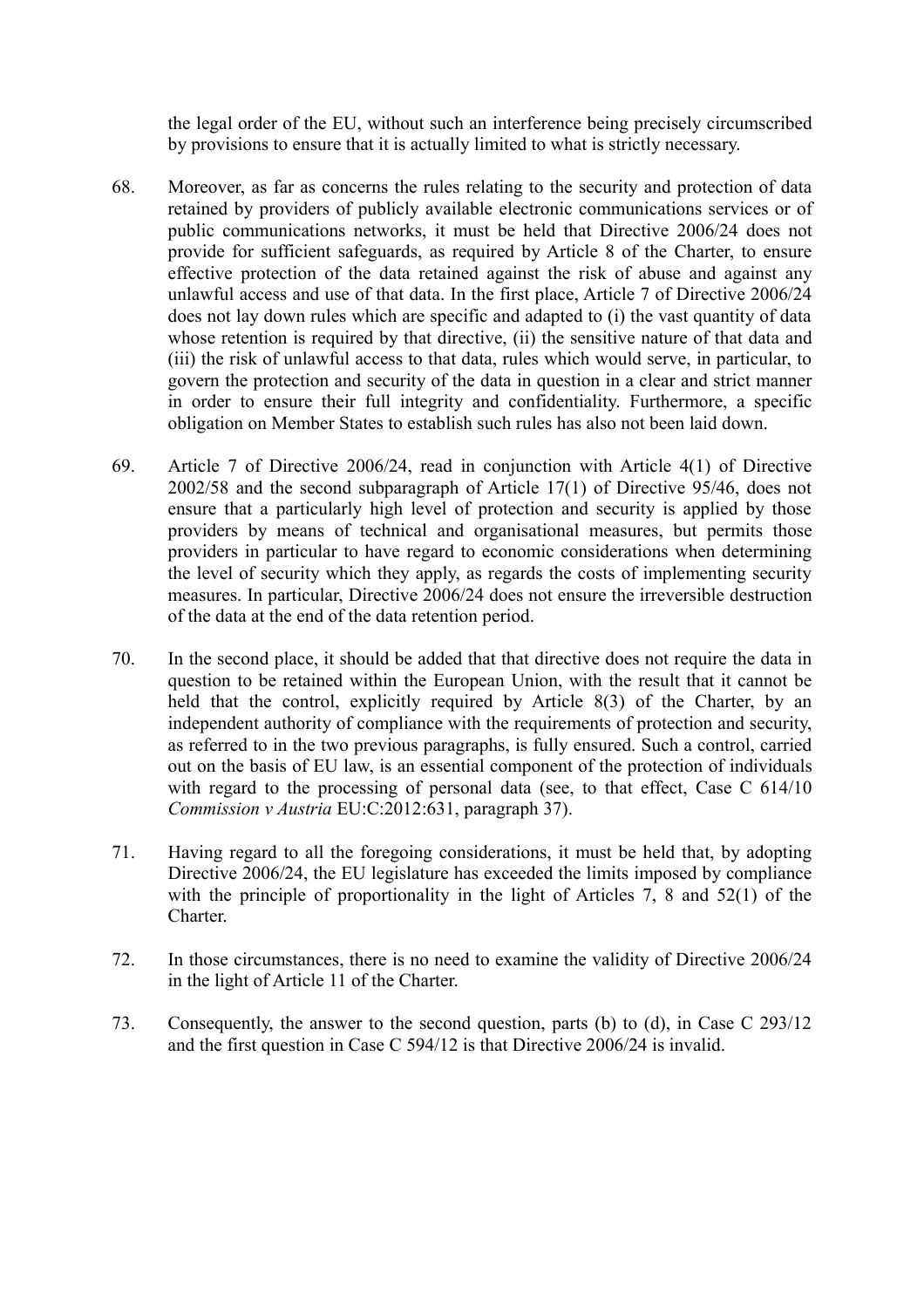the legal order of the EU, without such an interference being precisely circumscribed by provisions to ensure that it is actually limited to what is strictly necessary.

68. Moreover, as far as concerns the rules relating to the security and protection of data retained by providers of publicly available electronic communications services or of public communications networks, it must be held that Directive 2006/24 does not provide for sufficient safeguards, as required by Article 8 of the Charter, to ensure effective protection of the data retained against the risk of abuse and against any unlawful access and use of that data. In the first place, Article 7 of Directive 2006/24 does not lay down rules which are specific and adapted to (i) the vast quantity of data whose retention is required by that directive, (ii) the sensitive nature of that data and (iii) the risk of unlawful access to that data, rules which would serve, in particular, to govern the protection and security of the data in question in a clear and strict manner in order to ensure their full integrity and confidentiality. Furthermore, a specific obligation on Member States to establish such rules has also not been laid down.

69. Article 7 of Directive 2006/24, read in conjunction with Article 4(1) of Directive 2002/58 and the second subparagraph of Article 17(1) of Directive 95/46, does not ensure that a particularly high level of protection and security is applied by those providers by means of technical and organisational measures, but permits those providers in particular to have regard to economic considerations when determining the level of security which they apply, as regards the costs of implementing security measures. In particular, Directive 2006/24 does not ensure the irreversible destruction of the data at the end of the data retention period.

70. In the second place, it should be added that that directive does not require the data in question to be retained within the European Union, with the result that it cannot be held that the control, explicitly required by Article 8(3) of the Charter, by an independent authority of compliance with the requirements of protection and security, as referred to in the two previous paragraphs, is fully ensured. Such a control, carried out on the basis of EU law, is an essential component of the protection of individuals with regard to the processing of personal data (see, to that effect, Case C 614/10 *Commission v Austria* EU:C:2012:631, paragraph 37).

71. Having regard to all the foregoing considerations, it must be held that, by adopting Directive 2006/24, the EU legislature has exceeded the limits imposed by compliance with the principle of proportionality in the light of Articles 7, 8 and 52(1) of the Charter.

72. In those circumstances, there is no need to examine the validity of Directive 2006/24 in the light of Article 11 of the Charter.

73. Consequently, the answer to the second question, parts (b) to (d), in Case C 293/12 and the first question in Case C 594/12 is that Directive 2006/24 is invalid.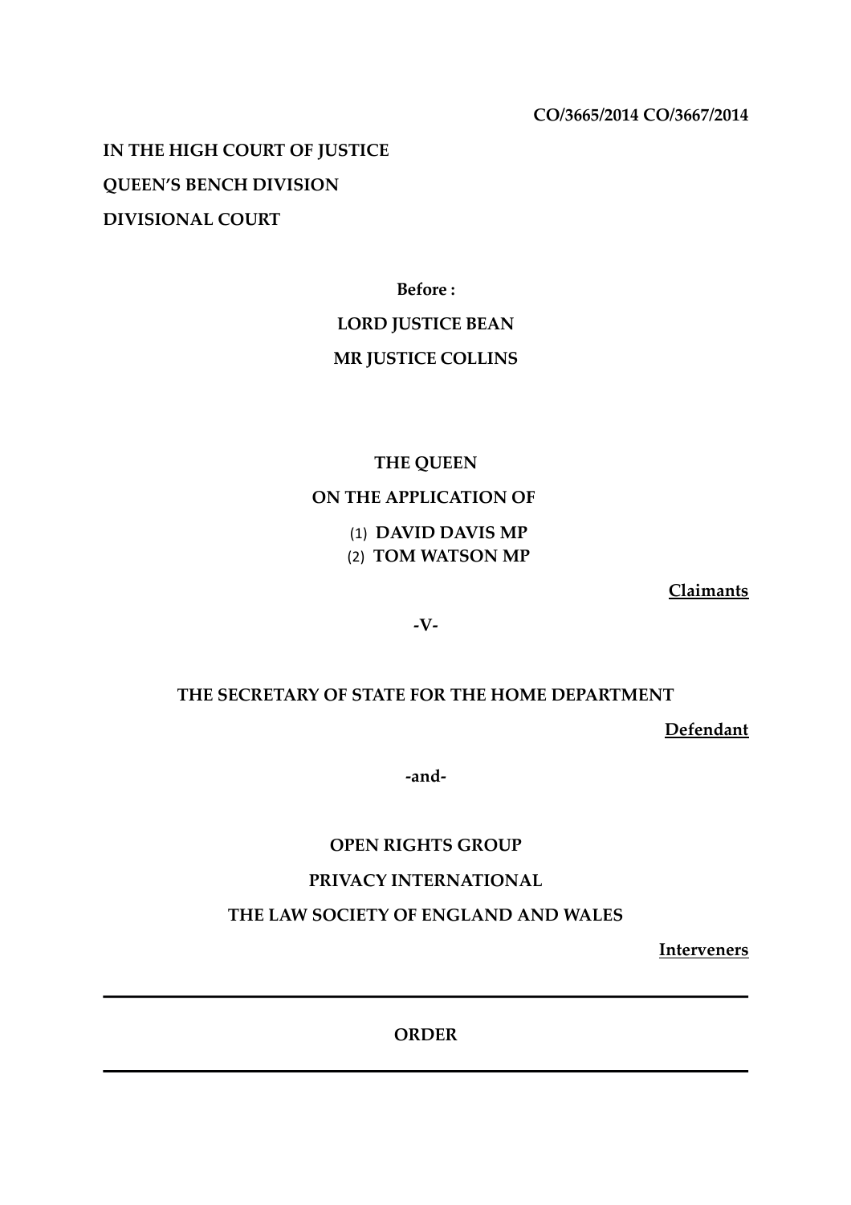**CO/3665/2014 CO/3667/2014**

**IN THE HIGH COURT OF JUSTICE**

**QUEEN'S BENCH DIVISION**

**DIVISIONAL COURT**

**Before :**

**LORD JUSTICE BEAN**

**MR JUSTICE COLLINS**

**THE QUEEN**

**ON THE APPLICATION OF**

(1) **DAVID DAVIS MP**

(2) **TOM WATSON MP**

**Claimants**

**-V-**

**THE SECRETARY OF STATE FOR THE HOME DEPARTMENT**

**Defendant**

**-and-**

**OPEN RIGHTS GROUP**

**PRIVACY INTERNATIONAL**

**THE LAW SOCIETY OF ENGLAND AND WALES**

**Interveners**

---

**ORDER**

---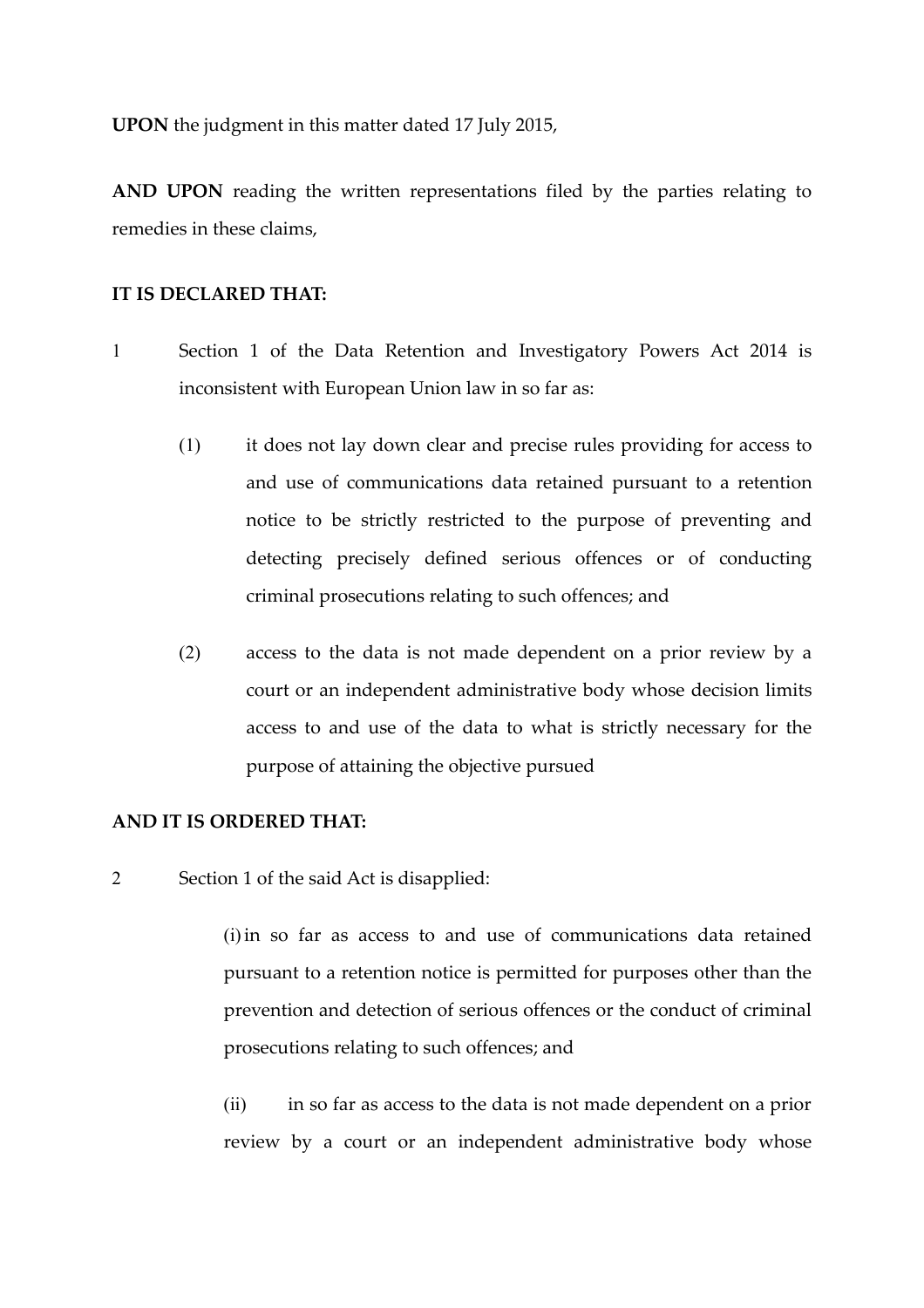**UPON** the judgment in this matter dated 17 July 2015,

**AND UPON** reading the written representations filed by the parties relating to remedies in these claims,

**IT IS DECLARED THAT:**

1 Section 1 of the Data Retention and Investigatory Powers Act 2014 is inconsistent with European Union law in so far as:

(1) it does not lay down clear and precise rules providing for access to and use of communications data retained pursuant to a retention notice to be strictly restricted to the purpose of preventing and detecting precisely defined serious offences or of conducting criminal prosecutions relating to such offences; and

(2) access to the data is not made dependent on a prior review by a court or an independent administrative body whose decision limits access to and use of the data to what is strictly necessary for the purpose of attaining the objective pursued

**AND IT IS ORDERED THAT:**

2 Section 1 of the said Act is disapplied:

(i) in so far as access to and use of communications data retained pursuant to a retention notice is permitted for purposes other than the prevention and detection of serious offences or the conduct of criminal prosecutions relating to such offences; and

(ii) in so far as access to the data is not made dependent on a prior review by a court or an independent administrative body whose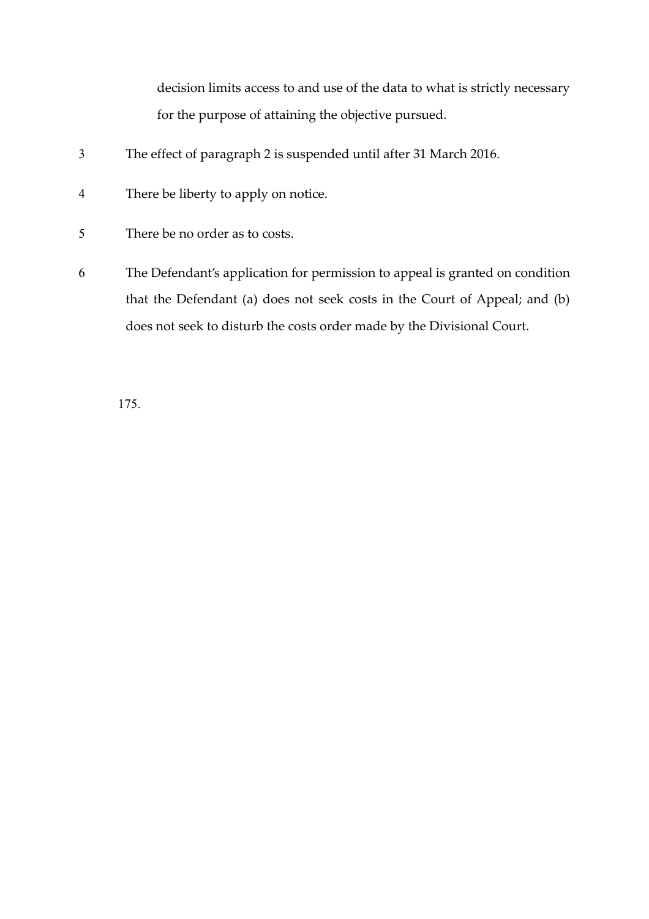decision limits access to and use of the data to what is strictly necessary for the purpose of attaining the objective pursued.

3 The effect of paragraph 2 is suspended until after 31 March 2016.

4 There be liberty to apply on notice.

5 There be no order as to costs.

6 The Defendant's application for permission to appeal is granted on condition that the Defendant (a) does not seek costs in the Court of Appeal; and (b) does not seek to disturb the costs order made by the Divisional Court.

175.